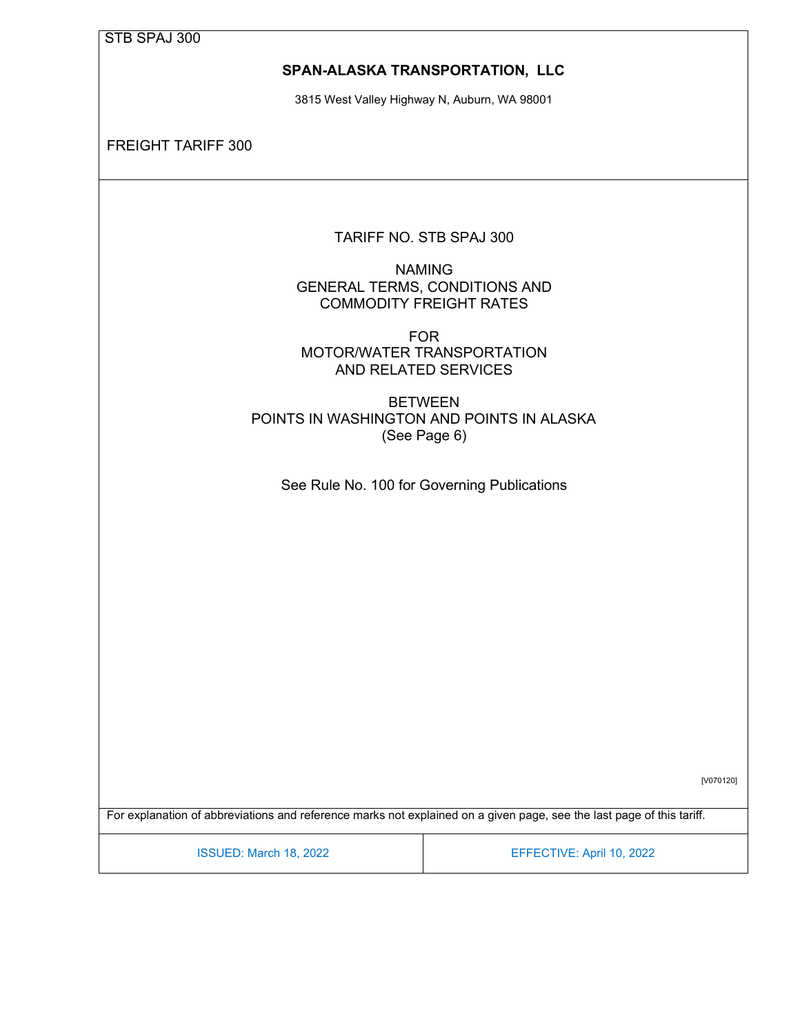STB SPAJ 300

# SPAN-ALASKA TRANSPORTATION, LLC

3815 West Valley Highway N, Auburn, WA 98001

FREIGHT TARIFF 300

TARIFF NO. STB SPAJ 300

NAMING
GENERAL TERMS, CONDITIONS AND
COMMODITY FREIGHT RATES

FOR
MOTOR/WATER TRANSPORTATION
AND RELATED SERVICES

BETWEEN
POINTS IN WASHINGTON AND POINTS IN ALASKA
(See Page 6)

See Rule No. 100 for Governing Publications

[V070120]

For explanation of abbreviations and reference marks not explained on a given page, see the last page of this tariff.

| ISSUED: March 18, 2022 | EFFECTIVE: April 10, 2022 |
|---|---|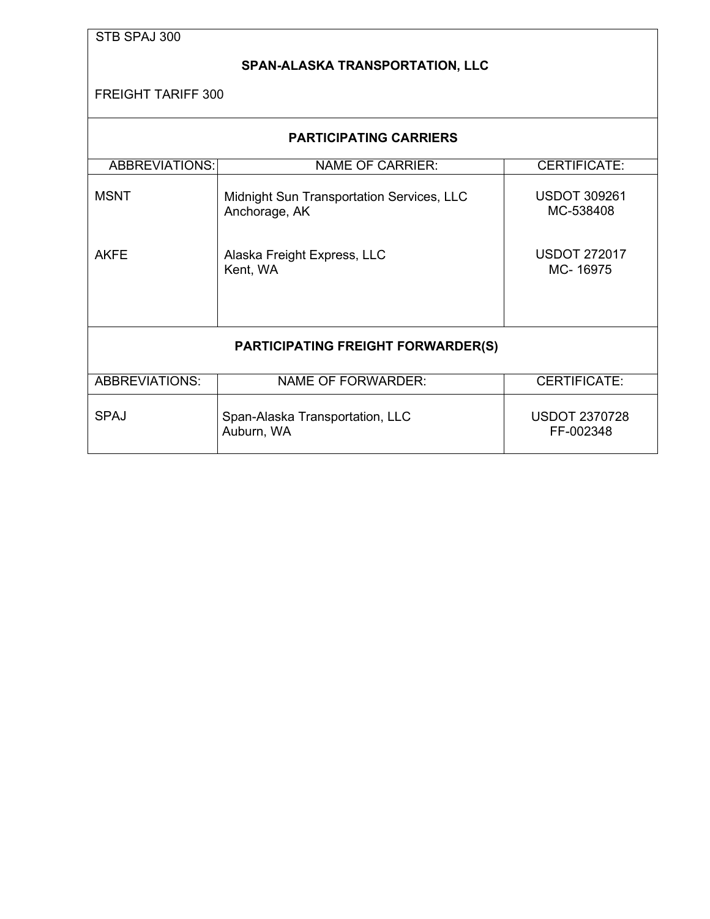STB SPAJ 300

## SPAN-ALASKA TRANSPORTATION, LLC

FREIGHT TARIFF 300

### PARTICIPATING CARRIERS

| ABBREVIATIONS: | NAME OF CARRIER: | CERTIFICATE: |
| --- | --- | --- |
| MSNT | Midnight Sun Transportation Services, LLC<br>Anchorage, AK | USDOT 309261<br>MC-538408 |
| AKFE | Alaska Freight Express, LLC<br>Kent, WA | USDOT 272017<br>MC- 16975 |

### PARTICIPATING FREIGHT FORWARDER(S)

| ABBREVIATIONS: | NAME OF FORWARDER: | CERTIFICATE: |
| --- | --- | --- |
| SPAJ | Span-Alaska Transportation, LLC<br>Auburn, WA | USDOT 2370728<br>FF-002348 |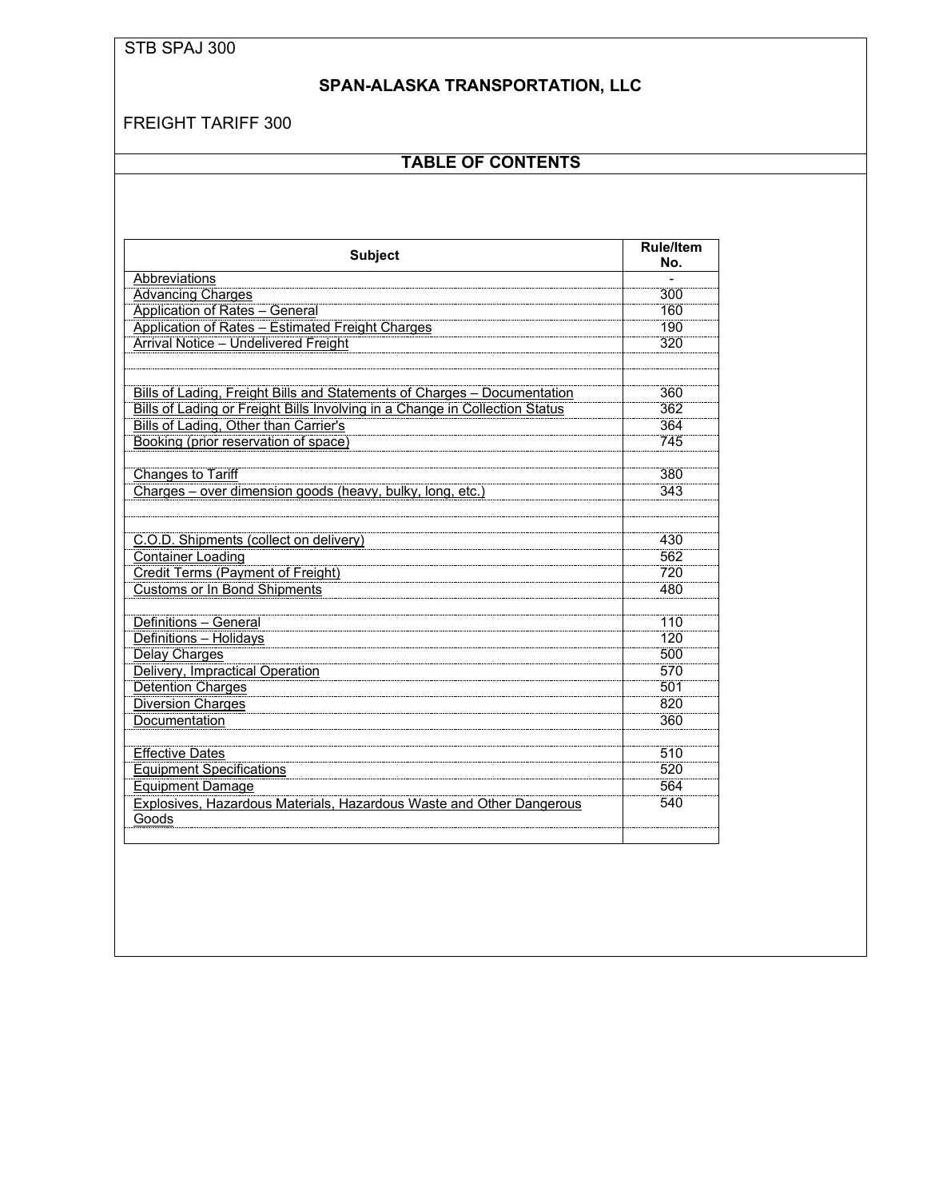STB SPAJ 300

## SPAN-ALASKA TRANSPORTATION, LLC

FREIGHT TARIFF 300

## TABLE OF CONTENTS

| Subject | Rule/Item No. |
|---|---|
| Abbreviations | - |
| Advancing Charges | 300 |
| Application of Rates – General | 160 |
| Application of Rates – Estimated Freight Charges | 190 |
| Arrival Notice – Undelivered Freight | 320 |
| | |
| | |
| Bills of Lading, Freight Bills and Statements of Charges – Documentation | 360 |
| Bills of Lading or Freight Bills Involving in a Change in Collection Status | 362 |
| Bills of Lading, Other than Carrier's | 364 |
| Booking (prior reservation of space) | 745 |
| | |
| Changes to Tariff | 380 |
| Charges – over dimension goods (heavy, bulky, long, etc.) | 343 |
| | |
| | |
| C.O.D. Shipments (collect on delivery) | 430 |
| Container Loading | 562 |
| Credit Terms (Payment of Freight) | 720 |
| Customs or In Bond Shipments | 480 |
| | |
| Definitions – General | 110 |
| Definitions – Holidays | 120 |
| Delay Charges | 500 |
| Delivery, Impractical Operation | 570 |
| Detention Charges | 501 |
| Diversion Charges | 820 |
| Documentation | 360 |
| | |
| Effective Dates | 510 |
| Equipment Specifications | 520 |
| Equipment Damage | 564 |
| Explosives, Hazardous Materials, Hazardous Waste and Other Dangerous Goods | 540 |
| | |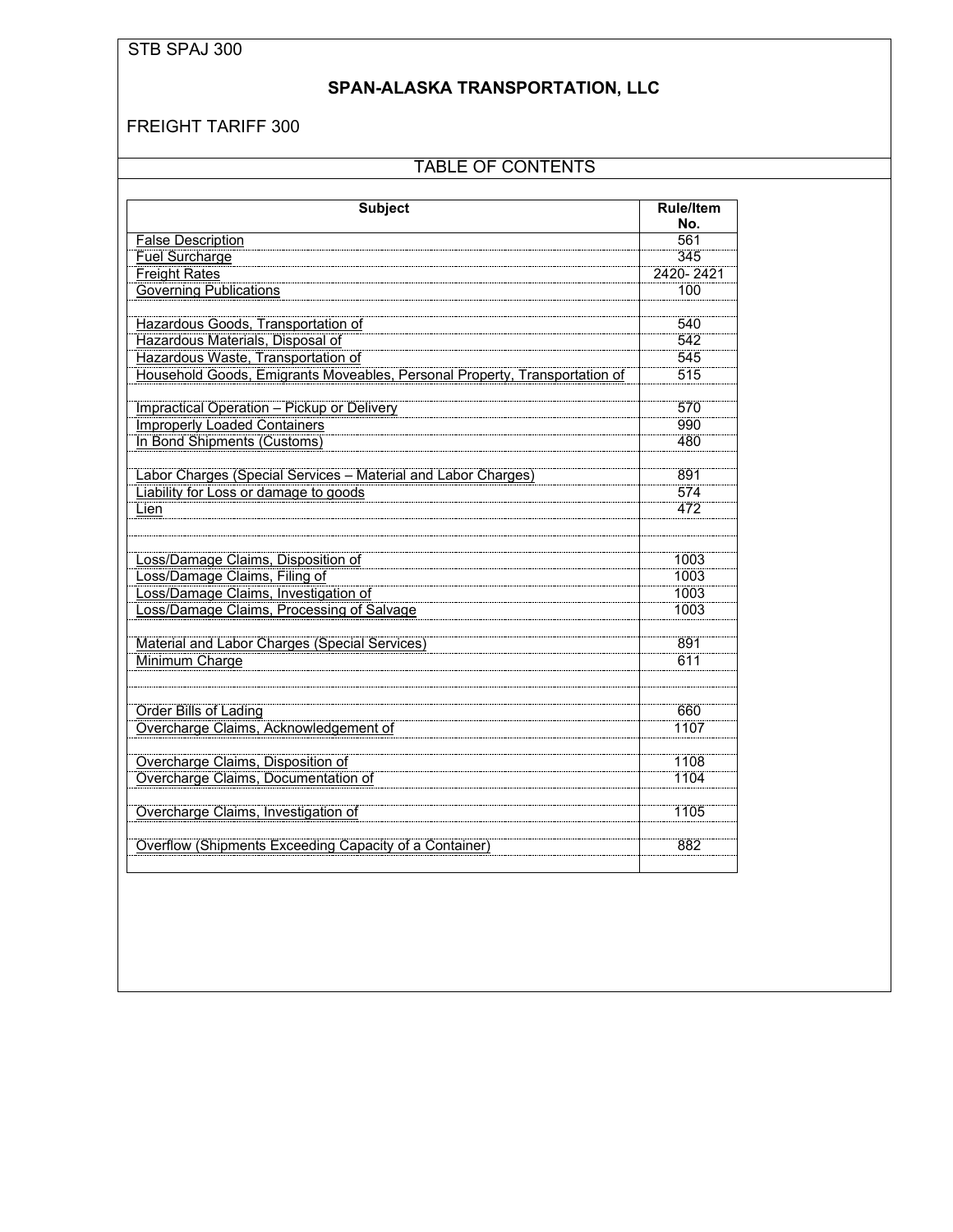STB SPAJ 300

## SPAN-ALASKA TRANSPORTATION, LLC

FREIGHT TARIFF 300

### TABLE OF CONTENTS

| Subject | Rule/Item No. |
|---|---|
| False Description | 561 |
| Fuel Surcharge | 345 |
| Freight Rates | 2420- 2421 |
| Governing Publications | 100 |
| | |
| Hazardous Goods, Transportation of | 540 |
| Hazardous Materials, Disposal of | 542 |
| Hazardous Waste, Transportation of | 545 |
| Household Goods, Emigrants Moveables, Personal Property, Transportation of | 515 |
| | |
| Impractical Operation – Pickup or Delivery | 570 |
| Improperly Loaded Containers | 990 |
| In Bond Shipments (Customs) | 480 |
| | |
| Labor Charges (Special Services – Material and Labor Charges) | 891 |
| Liability for Loss or damage to goods | 574 |
| Lien | 472 |
| | |
| | |
| Loss/Damage Claims, Disposition of | 1003 |
| Loss/Damage Claims, Filing of | 1003 |
| Loss/Damage Claims, Investigation of | 1003 |
| Loss/Damage Claims, Processing of Salvage | 1003 |
| | |
| Material and Labor Charges (Special Services) | 891 |
| Minimum Charge | 611 |
| | |
| | |
| Order Bills of Lading | 660 |
| Overcharge Claims, Acknowledgement of | 1107 |
| | |
| Overcharge Claims, Disposition of | 1108 |
| Overcharge Claims, Documentation of | 1104 |
| | |
| Overcharge Claims, Investigation of | 1105 |
| | |
| Overflow (Shipments Exceeding Capacity of a Container) | 882 |
| | |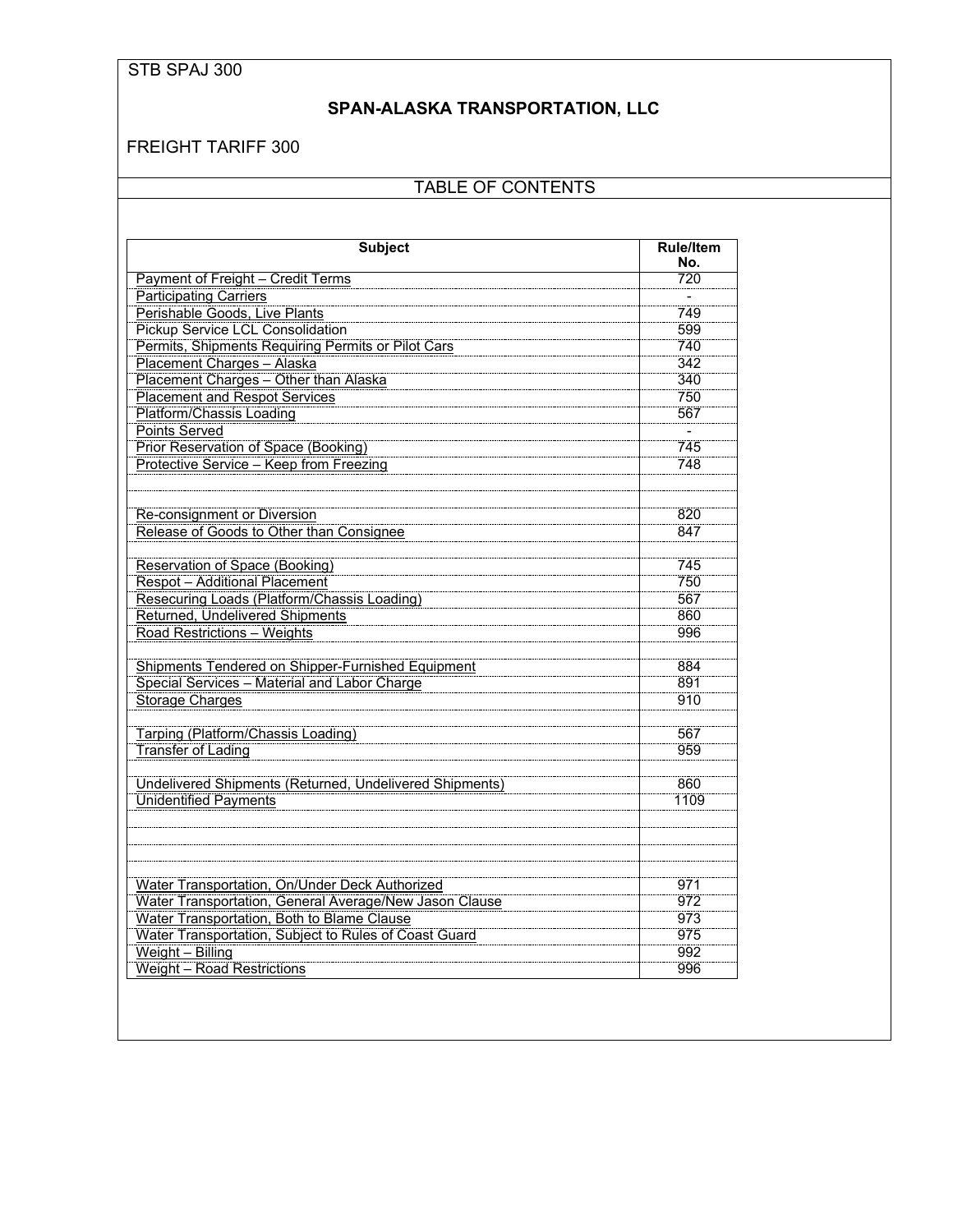STB SPAJ 300

## SPAN-ALASKA TRANSPORTATION, LLC

FREIGHT TARIFF 300

### TABLE OF CONTENTS

| Subject | Rule/Item No. |
|---|---|
| Payment of Freight – Credit Terms | 720 |
| Participating Carriers | - |
| Perishable Goods, Live Plants | 749 |
| Pickup Service LCL Consolidation | 599 |
| Permits, Shipments Requiring Permits or Pilot Cars | 740 |
| Placement Charges – Alaska | 342 |
| Placement Charges – Other than Alaska | 340 |
| Placement and Respot Services | 750 |
| Platform/Chassis Loading | 567 |
| Points Served | - |
| Prior Reservation of Space (Booking) | 745 |
| Protective Service – Keep from Freezing | 748 |
| | |
| | |
| Re-consignment or Diversion | 820 |
| Release of Goods to Other than Consignee | 847 |
| | |
| Reservation of Space (Booking) | 745 |
| Respot – Additional Placement | 750 |
| Resecuring Loads (Platform/Chassis Loading) | 567 |
| Returned, Undelivered Shipments | 860 |
| Road Restrictions – Weights | 996 |
| | |
| Shipments Tendered on Shipper-Furnished Equipment | 884 |
| Special Services – Material and Labor Charge | 891 |
| Storage Charges | 910 |
| | |
| Tarping (Platform/Chassis Loading) | 567 |
| Transfer of Lading | 959 |
| | |
| Undelivered Shipments (Returned, Undelivered Shipments) | 860 |
| Unidentified Payments | 1109 |
| | |
| | |
| | |
| | |
| Water Transportation, On/Under Deck Authorized | 971 |
| Water Transportation, General Average/New Jason Clause | 972 |
| Water Transportation, Both to Blame Clause | 973 |
| Water Transportation, Subject to Rules of Coast Guard | 975 |
| Weight – Billing | 992 |
| Weight – Road Restrictions | 996 |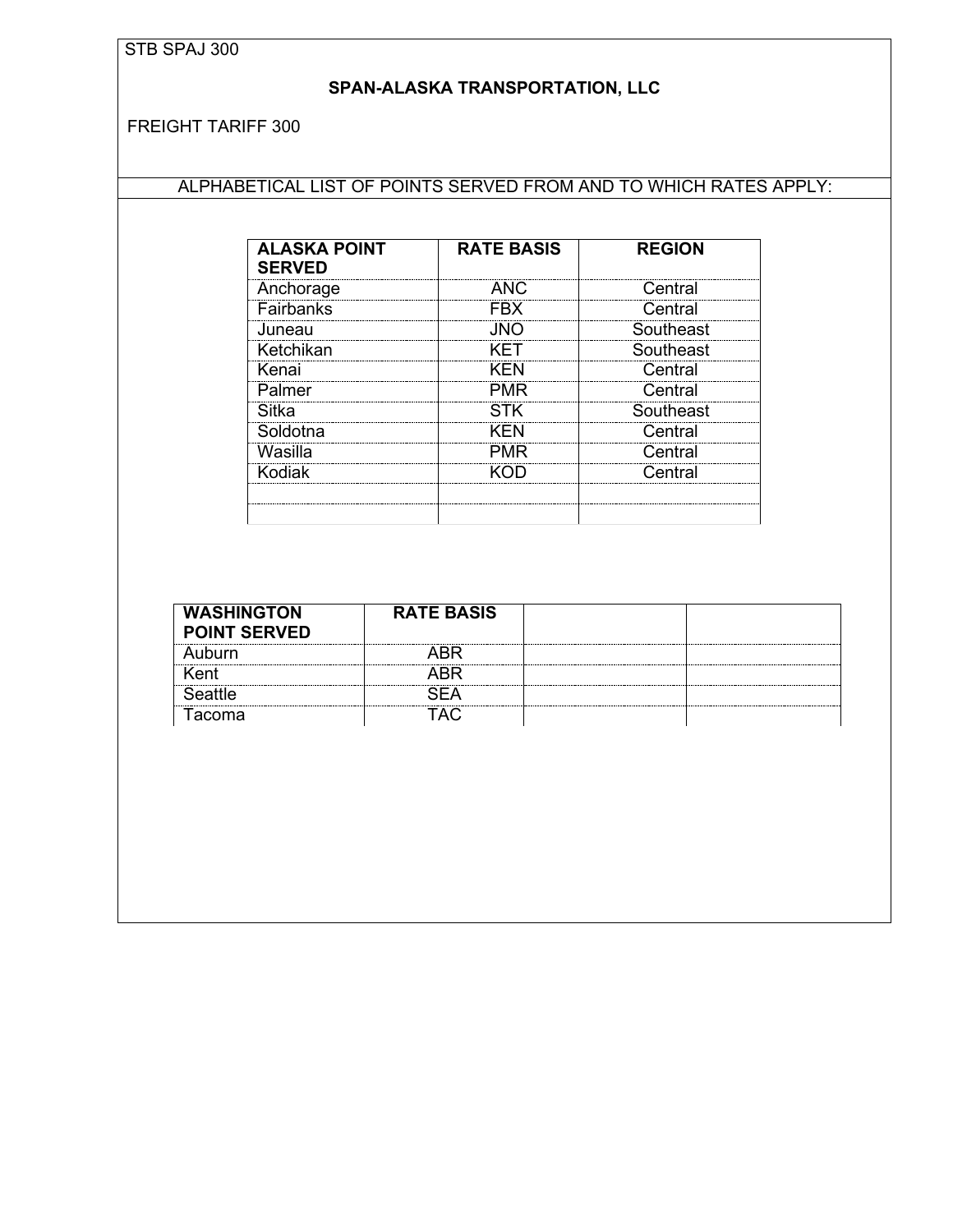STB SPAJ 300

## SPAN-ALASKA TRANSPORTATION, LLC

FREIGHT TARIFF 300

ALPHABETICAL LIST OF POINTS SERVED FROM AND TO WHICH RATES APPLY:

| ALASKA POINT SERVED | RATE BASIS | REGION |
|---|---|---|
| Anchorage | ANC | Central |
| Fairbanks | FBX | Central |
| Juneau | JNO | Southeast |
| Ketchikan | KET | Southeast |
| Kenai | KEN | Central |
| Palmer | PMR | Central |
| Sitka | STK | Southeast |
| Soldotna | KEN | Central |
| Wasilla | PMR | Central |
| Kodiak | KOD | Central |
| | | |
| | | |

| WASHINGTON POINT SERVED | RATE BASIS | | |
|---|---|---|---|
| Auburn | ABR | | |
| Kent | ABR | | |
| Seattle | SEA | | |
| Tacoma | TAC | | |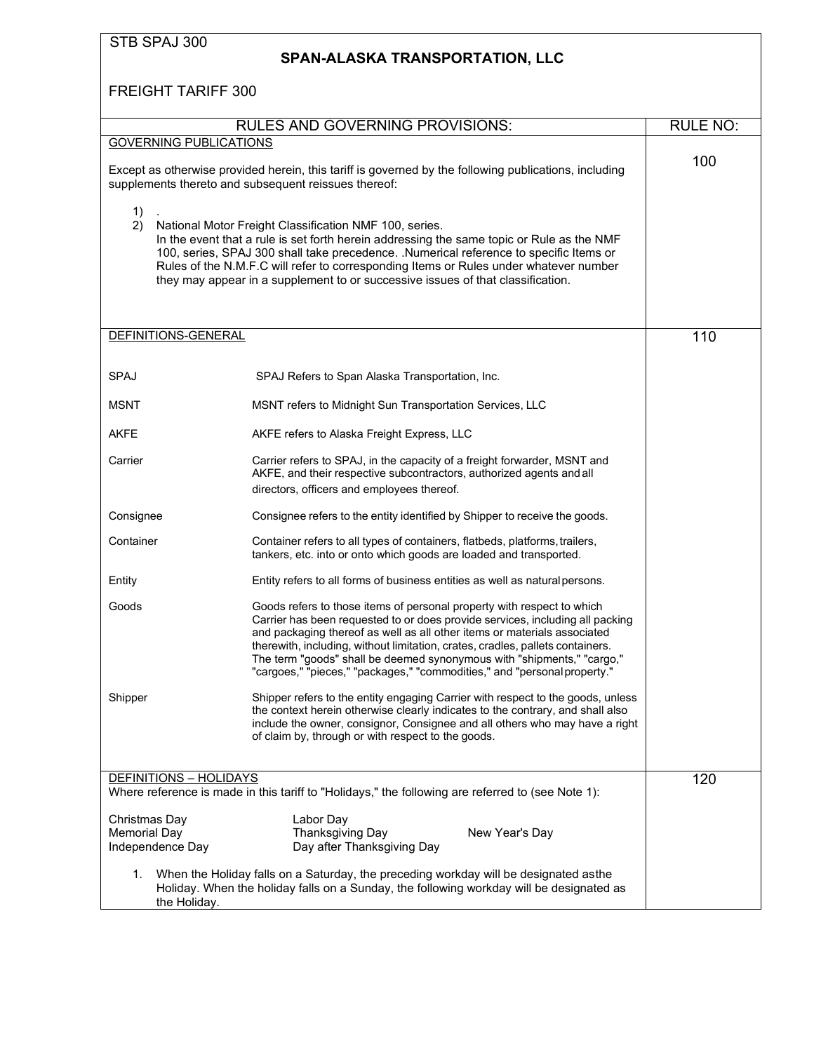STB SPAJ 300

# SPAN-ALASKA TRANSPORTATION, LLC

FREIGHT TARIFF 300

| RULES AND GOVERNING PROVISIONS: | RULE NO: |
|---|---|
| GOVERNING PUBLICATIONS<br><br>Except as otherwise provided herein, this tariff is governed by the following publications, including supplements thereto and subsequent reissues thereof:<br><br>1) .<br>2) National Motor Freight Classification NMF 100, series. In the event that a rule is set forth herein addressing the same topic or Rule as the NMF 100, series, SPAJ 300 shall take precedence. .Numerical reference to specific Items or Rules of the N.M.F.C will refer to corresponding Items or Rules under whatever number they may appear in a supplement to or successive issues of that classification. | 100 |
| DEFINITIONS-GENERAL<br><br>**SPAJ** — SPAJ Refers to Span Alaska Transportation, Inc.<br><br>**MSNT** — MSNT refers to Midnight Sun Transportation Services, LLC<br><br>**AKFE** — AKFE refers to Alaska Freight Express, LLC<br><br>**Carrier** — Carrier refers to SPAJ, in the capacity of a freight forwarder, MSNT and AKFE, and their respective subcontractors, authorized agents and all directors, officers and employees thereof.<br><br>**Consignee** — Consignee refers to the entity identified by Shipper to receive the goods.<br><br>**Container** — Container refers to all types of containers, flatbeds, platforms, trailers, tankers, etc. into or onto which goods are loaded and transported.<br><br>**Entity** — Entity refers to all forms of business entities as well as natural persons.<br><br>**Goods** — Goods refers to those items of personal property with respect to which Carrier has been requested to or does provide services, including all packing and packaging thereof as well as all other items or materials associated therewith, including, without limitation, crates, cradles, pallets containers. The term "goods" shall be deemed synonymous with "shipments," "cargo," "cargoes," "pieces," "packages," "commodities," and "personal property."<br><br>**Shipper** — Shipper refers to the entity engaging Carrier with respect to the goods, unless the context herein otherwise clearly indicates to the contrary, and shall also include the owner, consignor, Consignee and all others who may have a right of claim by, through or with respect to the goods. | 110 |
| DEFINITIONS – HOLIDAYS<br>Where reference is made in this tariff to "Holidays," the following are referred to (see Note 1):<br><br>Christmas Day; Memorial Day; Independence Day; Labor Day; Thanksgiving Day; Day after Thanksgiving Day; New Year's Day<br><br>1. When the Holiday falls on a Saturday, the preceding workday will be designated as the Holiday. When the holiday falls on a Sunday, the following workday will be designated as the Holiday. | 120 |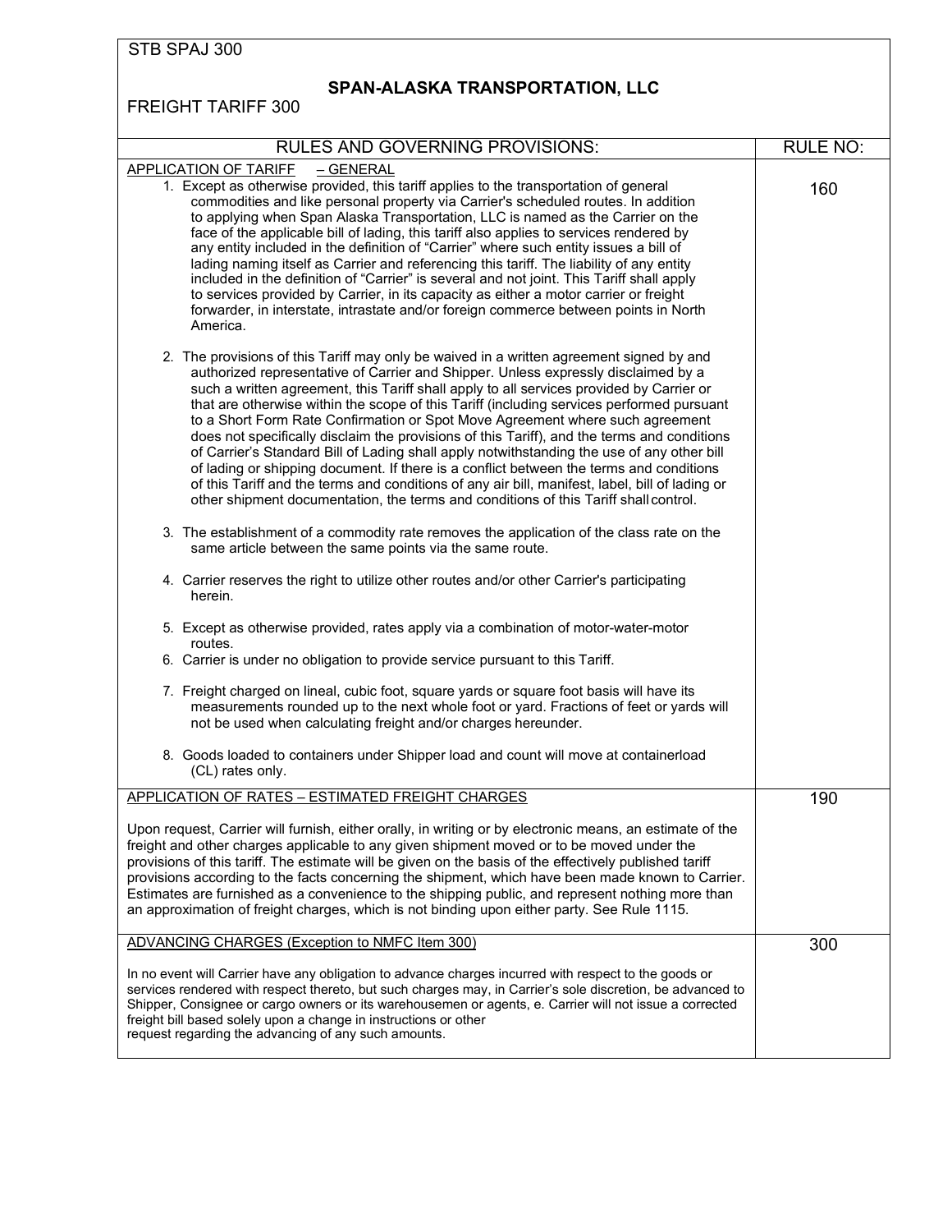STB SPAJ 300

**SPAN-ALASKA TRANSPORTATION, LLC**

FREIGHT TARIFF 300

| RULES AND GOVERNING PROVISIONS: | RULE NO: |
|---|---|
| APPLICATION OF TARIFF – GENERAL<br><br>1. Except as otherwise provided, this tariff applies to the transportation of general commodities and like personal property via Carrier's scheduled routes. In addition to applying when Span Alaska Transportation, LLC is named as the Carrier on the face of the applicable bill of lading, this tariff also applies to services rendered by any entity included in the definition of "Carrier" where such entity issues a bill of lading naming itself as Carrier and referencing this tariff. The liability of any entity included in the definition of "Carrier" is several and not joint. This Tariff shall apply to services provided by Carrier, in its capacity as either a motor carrier or freight forwarder, in interstate, intrastate and/or foreign commerce between points in North America.<br><br>2. The provisions of this Tariff may only be waived in a written agreement signed by and authorized representative of Carrier and Shipper. Unless expressly disclaimed by a such a written agreement, this Tariff shall apply to all services provided by Carrier or that are otherwise within the scope of this Tariff (including services performed pursuant to a Short Form Rate Confirmation or Spot Move Agreement where such agreement does not specifically disclaim the provisions of this Tariff), and the terms and conditions of Carrier's Standard Bill of Lading shall apply notwithstanding the use of any other bill of lading or shipping document. If there is a conflict between the terms and conditions of this Tariff and the terms and conditions of any air bill, manifest, label, bill of lading or other shipment documentation, the terms and conditions of this Tariff shall control.<br><br>3. The establishment of a commodity rate removes the application of the class rate on the same article between the same points via the same route.<br><br>4. Carrier reserves the right to utilize other routes and/or other Carrier's participating herein.<br><br>5. Except as otherwise provided, rates apply via a combination of motor-water-motor routes.<br>6. Carrier is under no obligation to provide service pursuant to this Tariff.<br><br>7. Freight charged on lineal, cubic foot, square yards or square foot basis will have its measurements rounded up to the next whole foot or yard. Fractions of feet or yards will not be used when calculating freight and/or charges hereunder.<br><br>8. Goods loaded to containers under Shipper load and count will move at containerload (CL) rates only. | 160 |
| APPLICATION OF RATES – ESTIMATED FREIGHT CHARGES<br><br>Upon request, Carrier will furnish, either orally, in writing or by electronic means, an estimate of the freight and other charges applicable to any given shipment moved or to be moved under the provisions of this tariff. The estimate will be given on the basis of the effectively published tariff provisions according to the facts concerning the shipment, which have been made known to Carrier. Estimates are furnished as a convenience to the shipping public, and represent nothing more than an approximation of freight charges, which is not binding upon either party. See Rule 1115. | 190 |
| ADVANCING CHARGES (Exception to NMFC Item 300)<br><br>In no event will Carrier have any obligation to advance charges incurred with respect to the goods or services rendered with respect thereto, but such charges may, in Carrier's sole discretion, be advanced to Shipper, Consignee or cargo owners or its warehousemen or agents, e. Carrier will not issue a corrected freight bill based solely upon a change in instructions or other request regarding the advancing of any such amounts. | 300 |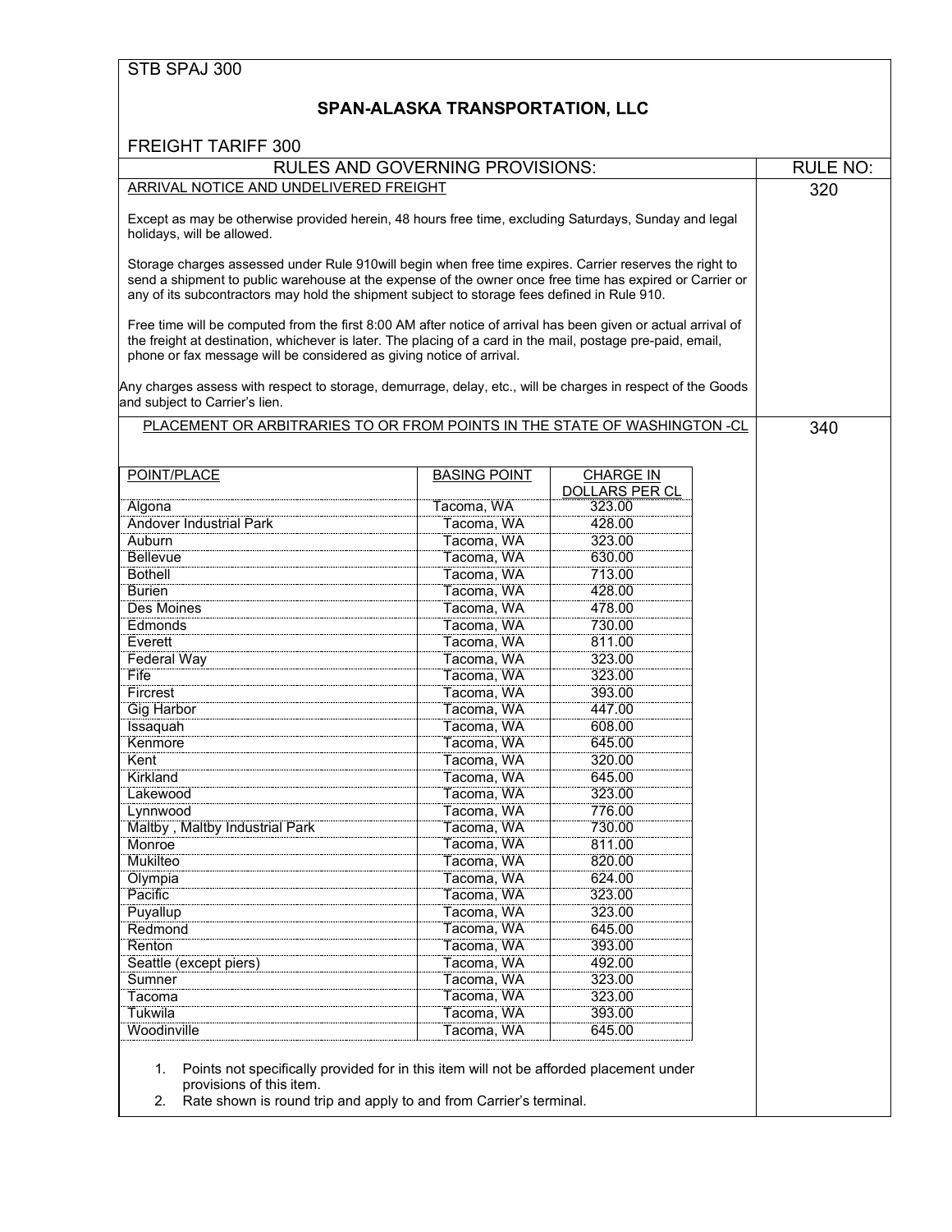STB SPAJ 300

## SPAN-ALASKA TRANSPORTATION, LLC

FREIGHT TARIFF 300

RULES AND GOVERNING PROVISIONS: — RULE NO:

### ARRIVAL NOTICE AND UNDELIVERED FREIGHT — 320

Except as may be otherwise provided herein, 48 hours free time, excluding Saturdays, Sunday and legal holidays, will be allowed.

Storage charges assessed under Rule 910will begin when free time expires. Carrier reserves the right to send a shipment to public warehouse at the expense of the owner once free time has expired or Carrier or any of its subcontractors may hold the shipment subject to storage fees defined in Rule 910.

Free time will be computed from the first 8:00 AM after notice of arrival has been given or actual arrival of the freight at destination, whichever is later. The placing of a card in the mail, postage pre-paid, email, phone or fax message will be considered as giving notice of arrival.

Any charges assess with respect to storage, demurrage, delay, etc., will be charges in respect of the Goods and subject to Carrier's lien.

### PLACEMENT OR ARBITRARIES TO OR FROM POINTS IN THE STATE OF WASHINGTON -CL — 340

| POINT/PLACE | BASING POINT | CHARGE IN DOLLARS PER CL |
|---|---|---|
| Algona | Tacoma, WA | 323.00 |
| Andover Industrial Park | Tacoma, WA | 428.00 |
| Auburn | Tacoma, WA | 323.00 |
| Bellevue | Tacoma, WA | 630.00 |
| Bothell | Tacoma, WA | 713.00 |
| Burien | Tacoma, WA | 428.00 |
| Des Moines | Tacoma, WA | 478.00 |
| Edmonds | Tacoma, WA | 730.00 |
| Everett | Tacoma, WA | 811.00 |
| Federal Way | Tacoma, WA | 323.00 |
| Fife | Tacoma, WA | 323.00 |
| Fircrest | Tacoma, WA | 393.00 |
| Gig Harbor | Tacoma, WA | 447.00 |
| Issaquah | Tacoma, WA | 608.00 |
| Kenmore | Tacoma, WA | 645.00 |
| Kent | Tacoma, WA | 320.00 |
| Kirkland | Tacoma, WA | 645.00 |
| Lakewood | Tacoma, WA | 323.00 |
| Lynnwood | Tacoma, WA | 776.00 |
| Maltby , Maltby Industrial Park | Tacoma, WA | 730.00 |
| Monroe | Tacoma, WA | 811.00 |
| Mukilteo | Tacoma, WA | 820.00 |
| Olympia | Tacoma, WA | 624.00 |
| Pacific | Tacoma, WA | 323.00 |
| Puyallup | Tacoma, WA | 323.00 |
| Redmond | Tacoma, WA | 645.00 |
| Renton | Tacoma, WA | 393.00 |
| Seattle (except piers) | Tacoma, WA | 492.00 |
| Sumner | Tacoma, WA | 323.00 |
| Tacoma | Tacoma, WA | 323.00 |
| Tukwila | Tacoma, WA | 393.00 |
| Woodinville | Tacoma, WA | 645.00 |

1. Points not specifically provided for in this item will not be afforded placement under provisions of this item.
2. Rate shown is round trip and apply to and from Carrier's terminal.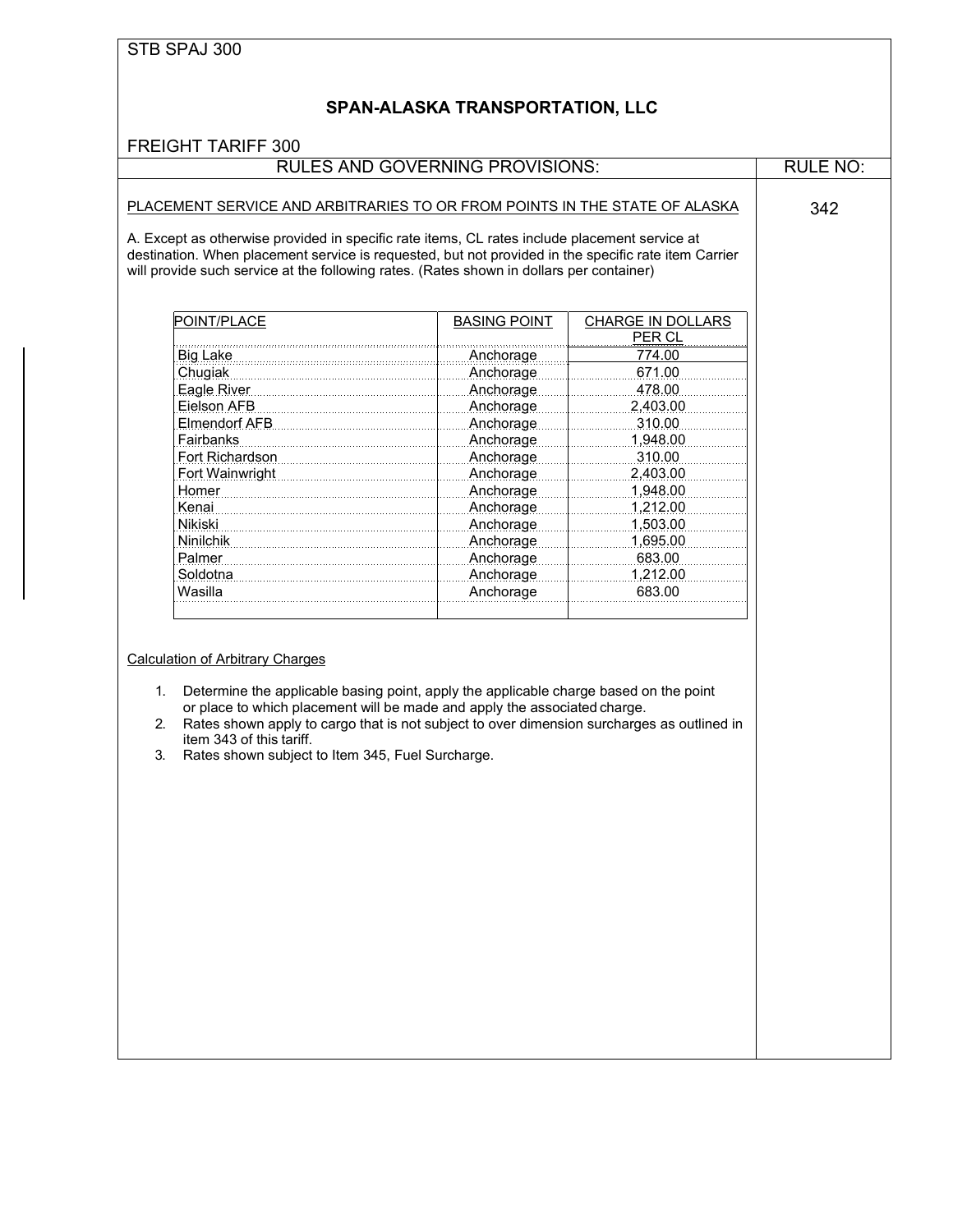STB SPAJ 300

## SPAN-ALASKA TRANSPORTATION, LLC

FREIGHT TARIFF 300

RULES AND GOVERNING PROVISIONS: RULE NO: 342

PLACEMENT SERVICE AND ARBITRARIES TO OR FROM POINTS IN THE STATE OF ALASKA

A. Except as otherwise provided in specific rate items, CL rates include placement service at destination. When placement service is requested, but not provided in the specific rate item Carrier will provide such service at the following rates. (Rates shown in dollars per container)

| POINT/PLACE | BASING POINT | CHARGE IN DOLLARS PER CL |
|---|---|---|
| Big Lake | Anchorage | 774.00 |
| Chugiak | Anchorage | 671.00 |
| Eagle River | Anchorage | 478.00 |
| Eielson AFB | Anchorage | 2,403.00 |
| Elmendorf AFB | Anchorage | 310.00 |
| Fairbanks | Anchorage | 1,948.00 |
| Fort Richardson | Anchorage | 310.00 |
| Fort Wainwright | Anchorage | 2,403.00 |
| Homer | Anchorage | 1,948.00 |
| Kenai | Anchorage | 1,212.00 |
| Nikiski | Anchorage | 1,503.00 |
| Ninilchik | Anchorage | 1,695.00 |
| Palmer | Anchorage | 683.00 |
| Soldotna | Anchorage | 1,212.00 |
| Wasilla | Anchorage | 683.00 |

Calculation of Arbitrary Charges

1. Determine the applicable basing point, apply the applicable charge based on the point or place to which placement will be made and apply the associated charge.
2. Rates shown apply to cargo that is not subject to over dimension surcharges as outlined in item 343 of this tariff.
3. Rates shown subject to Item 345, Fuel Surcharge.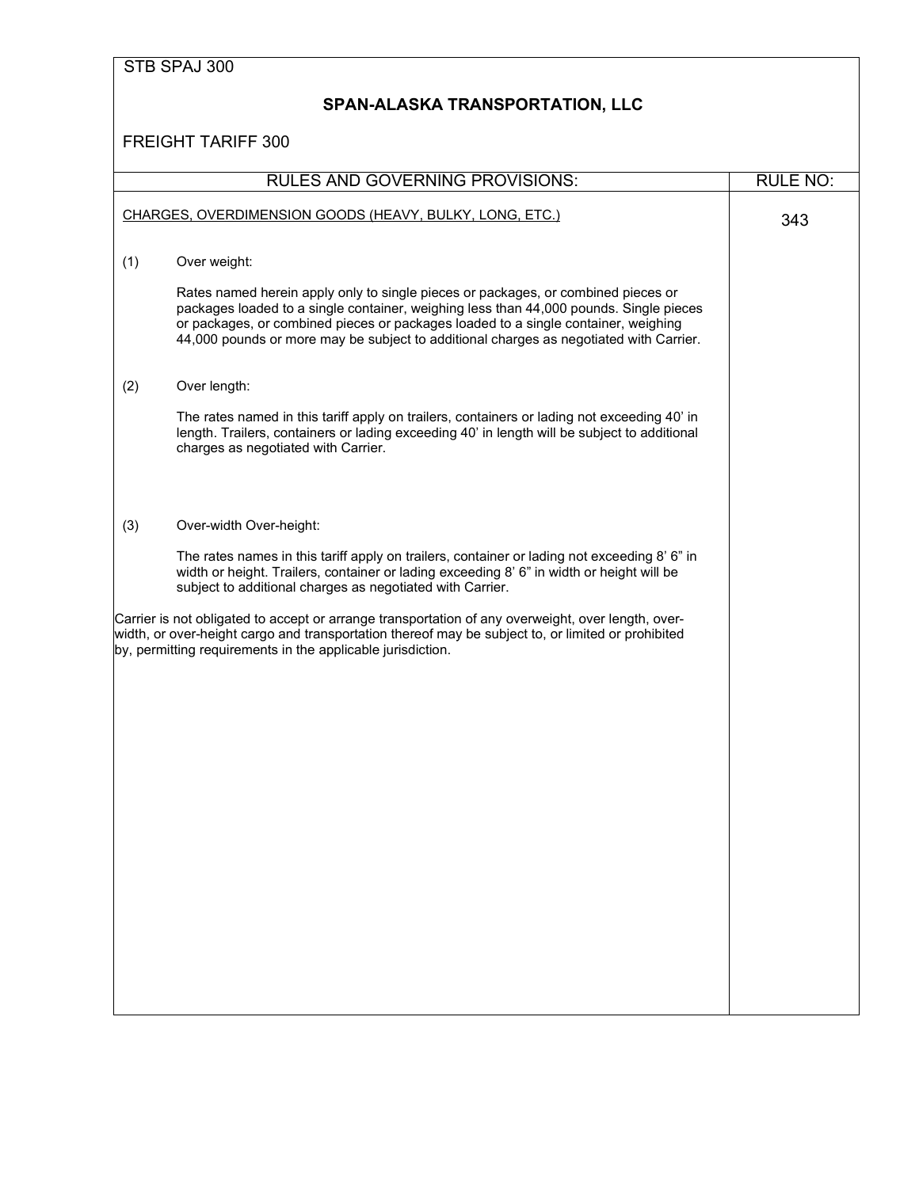STB SPAJ 300

## SPAN-ALASKA TRANSPORTATION, LLC

FREIGHT TARIFF 300

| RULES AND GOVERNING PROVISIONS: | RULE NO: |
|---|---|
| CHARGES, OVERDIMENSION GOODS (HEAVY, BULKY, LONG, ETC.) | 343 |

(1) Over weight:

Rates named herein apply only to single pieces or packages, or combined pieces or packages loaded to a single container, weighing less than 44,000 pounds. Single pieces or packages, or combined pieces or packages loaded to a single container, weighing 44,000 pounds or more may be subject to additional charges as negotiated with Carrier.

(2) Over length:

The rates named in this tariff apply on trailers, containers or lading not exceeding 40' in length. Trailers, containers or lading exceeding 40' in length will be subject to additional charges as negotiated with Carrier.

(3) Over-width Over-height:

The rates names in this tariff apply on trailers, container or lading not exceeding 8' 6" in width or height. Trailers, container or lading exceeding 8' 6" in width or height will be subject to additional charges as negotiated with Carrier.

Carrier is not obligated to accept or arrange transportation of any overweight, over length, over-width, or over-height cargo and transportation thereof may be subject to, or limited or prohibited by, permitting requirements in the applicable jurisdiction.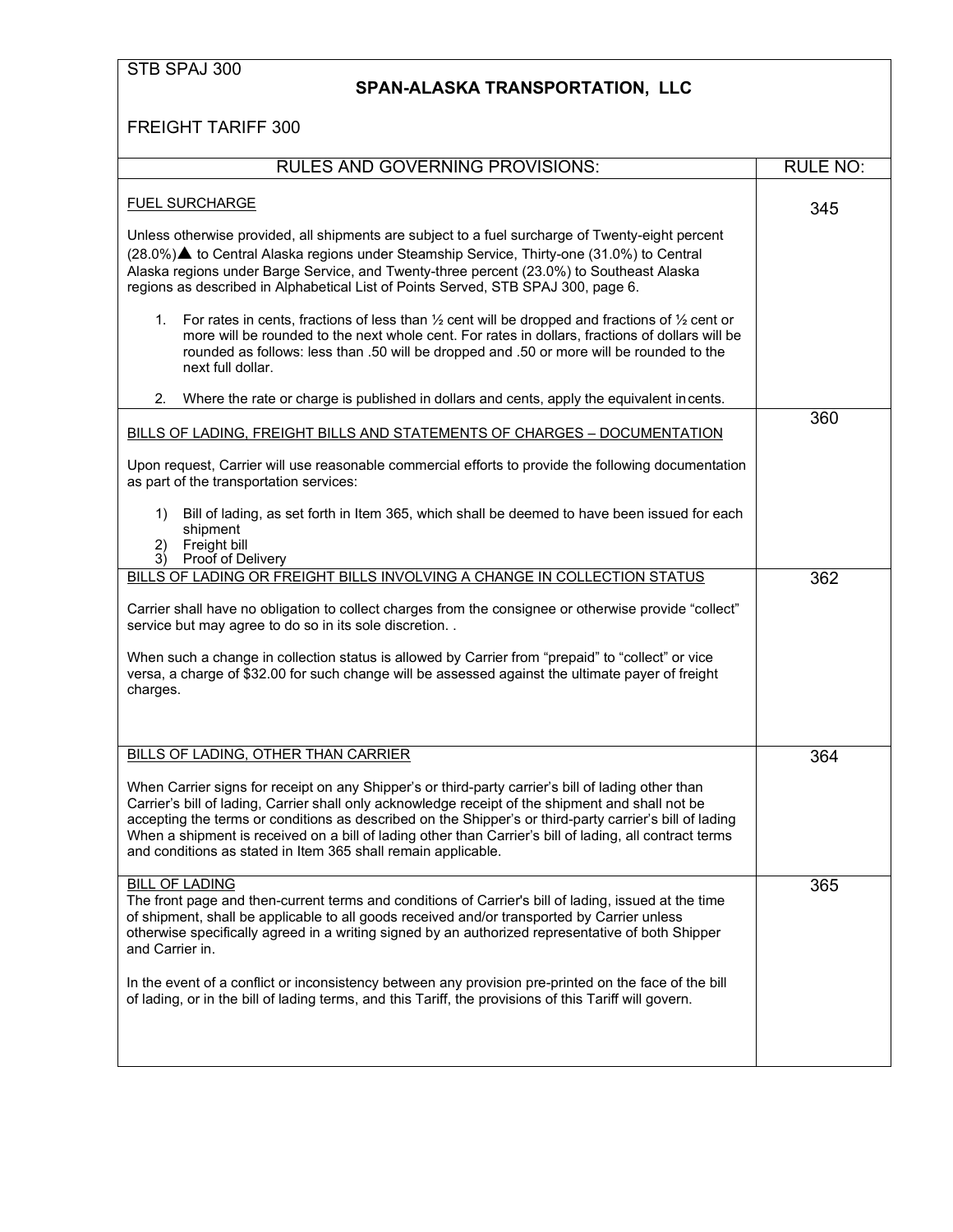STB SPAJ 300

**SPAN-ALASKA TRANSPORTATION, LLC**

FREIGHT TARIFF 300

| RULES AND GOVERNING PROVISIONS: | RULE NO: |
|---|---|
| FUEL SURCHARGE<br><br>Unless otherwise provided, all shipments are subject to a fuel surcharge of Twenty-eight percent (28.0%)▲ to Central Alaska regions under Steamship Service, Thirty-one (31.0%) to Central Alaska regions under Barge Service, and Twenty-three percent (23.0%) to Southeast Alaska regions as described in Alphabetical List of Points Served, STB SPAJ 300, page 6.<br><br>1. For rates in cents, fractions of less than ½ cent will be dropped and fractions of ½ cent or more will be rounded to the next whole cent. For rates in dollars, fractions of dollars will be rounded as follows: less than .50 will be dropped and .50 or more will be rounded to the next full dollar.<br><br>2. Where the rate or charge is published in dollars and cents, apply the equivalent in cents. | 345 |
| BILLS OF LADING, FREIGHT BILLS AND STATEMENTS OF CHARGES – DOCUMENTATION<br><br>Upon request, Carrier will use reasonable commercial efforts to provide the following documentation as part of the transportation services:<br><br>1) Bill of lading, as set forth in Item 365, which shall be deemed to have been issued for each shipment<br>2) Freight bill<br>3) Proof of Delivery | 360 |
| BILLS OF LADING OR FREIGHT BILLS INVOLVING A CHANGE IN COLLECTION STATUS<br><br>Carrier shall have no obligation to collect charges from the consignee or otherwise provide "collect" service but may agree to do so in its sole discretion. .<br><br>When such a change in collection status is allowed by Carrier from "prepaid" to "collect" or vice versa, a charge of $32.00 for such change will be assessed against the ultimate payer of freight charges. | 362 |
| BILLS OF LADING, OTHER THAN CARRIER<br><br>When Carrier signs for receipt on any Shipper's or third-party carrier's bill of lading other than Carrier's bill of lading, Carrier shall only acknowledge receipt of the shipment and shall not be accepting the terms or conditions as described on the Shipper's or third-party carrier's bill of lading When a shipment is received on a bill of lading other than Carrier's bill of lading, all contract terms and conditions as stated in Item 365 shall remain applicable. | 364 |
| BILL OF LADING<br>The front page and then-current terms and conditions of Carrier's bill of lading, issued at the time of shipment, shall be applicable to all goods received and/or transported by Carrier unless otherwise specifically agreed in a writing signed by an authorized representative of both Shipper and Carrier in.<br><br>In the event of a conflict or inconsistency between any provision pre-printed on the face of the bill of lading, or in the bill of lading terms, and this Tariff, the provisions of this Tariff will govern. | 365 |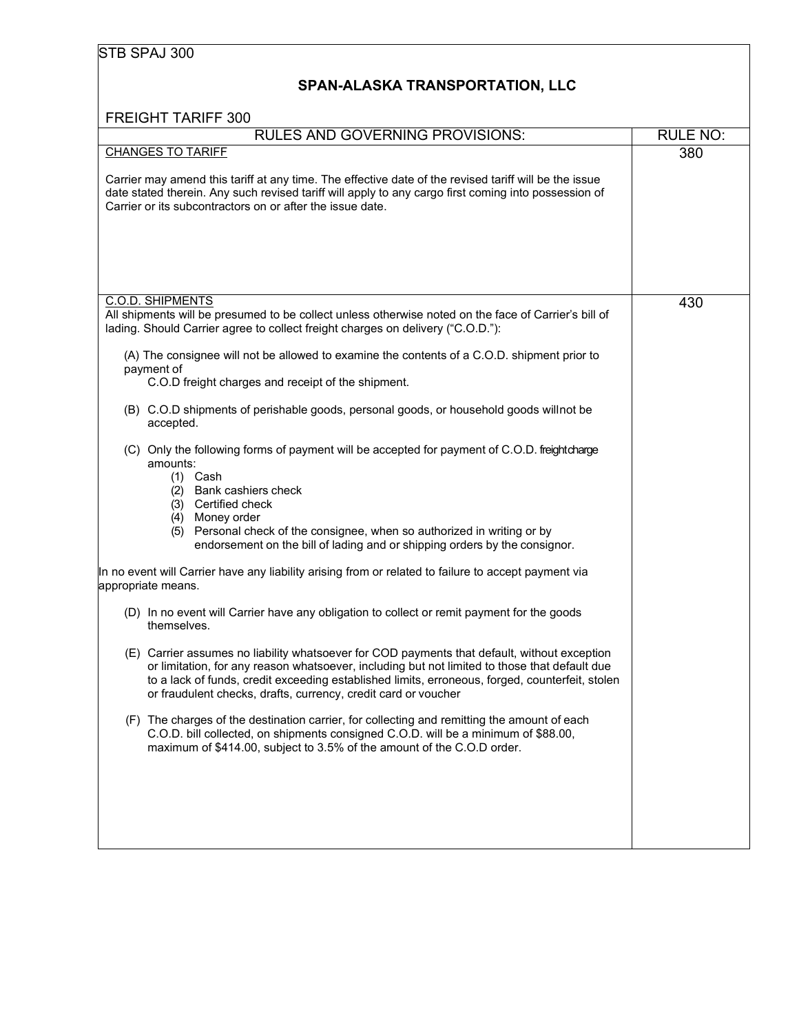STB SPAJ 300

## SPAN-ALASKA TRANSPORTATION, LLC

FREIGHT TARIFF 300

| RULES AND GOVERNING PROVISIONS: | RULE NO: |
|---|---|
| CHANGES TO TARIFF | 380 |

Carrier may amend this tariff at any time. The effective date of the revised tariff will be the issue date stated therein. Any such revised tariff will apply to any cargo first coming into possession of Carrier or its subcontractors on or after the issue date.

| | |
|---|---|
| C.O.D. SHIPMENTS | 430 |

All shipments will be presumed to be collect unless otherwise noted on the face of Carrier's bill of lading. Should Carrier agree to collect freight charges on delivery ("C.O.D."):

(A) The consignee will not be allowed to examine the contents of a C.O.D. shipment prior to payment of C.O.D freight charges and receipt of the shipment.

(B) C.O.D shipments of perishable goods, personal goods, or household goods willnot be accepted.

(C) Only the following forms of payment will be accepted for payment of C.O.D. freightcharge amounts:

- (1) Cash
- (2) Bank cashiers check
- (3) Certified check
- (4) Money order
- (5) Personal check of the consignee, when so authorized in writing or by endorsement on the bill of lading and or shipping orders by the consignor.

In no event will Carrier have any liability arising from or related to failure to accept payment via appropriate means.

(D) In no event will Carrier have any obligation to collect or remit payment for the goods themselves.

(E) Carrier assumes no liability whatsoever for COD payments that default, without exception or limitation, for any reason whatsoever, including but not limited to those that default due to a lack of funds, credit exceeding established limits, erroneous, forged, counterfeit, stolen or fraudulent checks, drafts, currency, credit card or voucher

(F) The charges of the destination carrier, for collecting and remitting the amount of each C.O.D. bill collected, on shipments consigned C.O.D. will be a minimum of $88.00, maximum of $414.00, subject to 3.5% of the amount of the C.O.D order.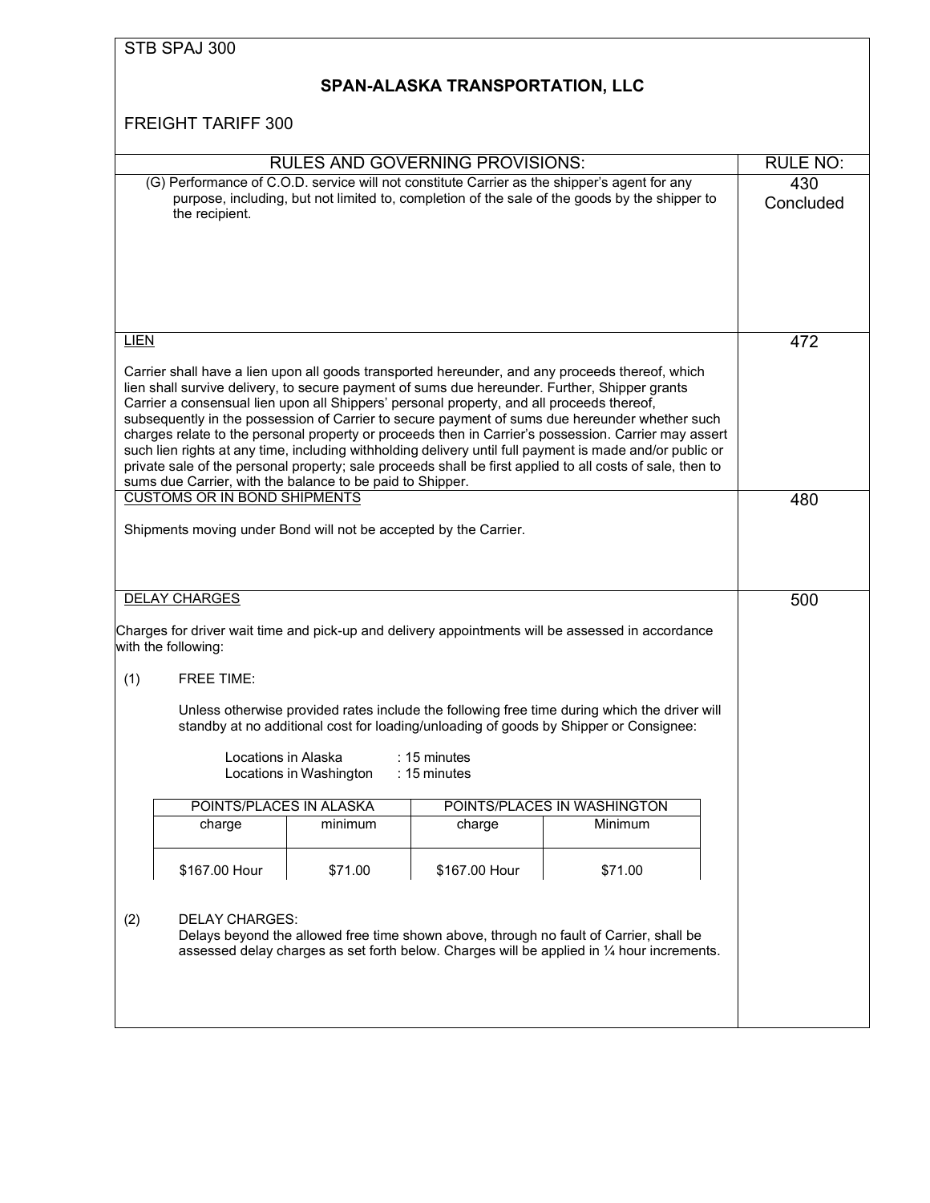STB SPAJ 300

## SPAN-ALASKA TRANSPORTATION, LLC

FREIGHT TARIFF 300

| RULES AND GOVERNING PROVISIONS: | RULE NO: |
|---|---|
| (G) Performance of C.O.D. service will not constitute Carrier as the shipper's agent for any purpose, including, but not limited to, completion of the sale of the goods by the shipper to the recipient. | 430 Concluded |

### LIEN — Rule 472

Carrier shall have a lien upon all goods transported hereunder, and any proceeds thereof, which lien shall survive delivery, to secure payment of sums due hereunder. Further, Shipper grants Carrier a consensual lien upon all Shippers' personal property, and all proceeds thereof, subsequently in the possession of Carrier to secure payment of sums due hereunder whether such charges relate to the personal property or proceeds then in Carrier's possession. Carrier may assert such lien rights at any time, including withholding delivery until full payment is made and/or public or private sale of the personal property; sale proceeds shall be first applied to all costs of sale, then to sums due Carrier, with the balance to be paid to Shipper.

### CUSTOMS OR IN BOND SHIPMENTS — Rule 480

Shipments moving under Bond will not be accepted by the Carrier.

### DELAY CHARGES — Rule 500

Charges for driver wait time and pick-up and delivery appointments will be assessed in accordance with the following:

(1) FREE TIME:

Unless otherwise provided rates include the following free time during which the driver will standby at no additional cost for loading/unloading of goods by Shipper or Consignee:

Locations in Alaska : 15 minutes
Locations in Washington : 15 minutes

| POINTS/PLACES IN ALASKA | | POINTS/PLACES IN WASHINGTON | |
|---|---|---|---|
| charge | minimum | charge | Minimum |
| $167.00 Hour | $71.00 | $167.00 Hour | $71.00 |

(2) DELAY CHARGES:
Delays beyond the allowed free time shown above, through no fault of Carrier, shall be assessed delay charges as set forth below. Charges will be applied in ¼ hour increments.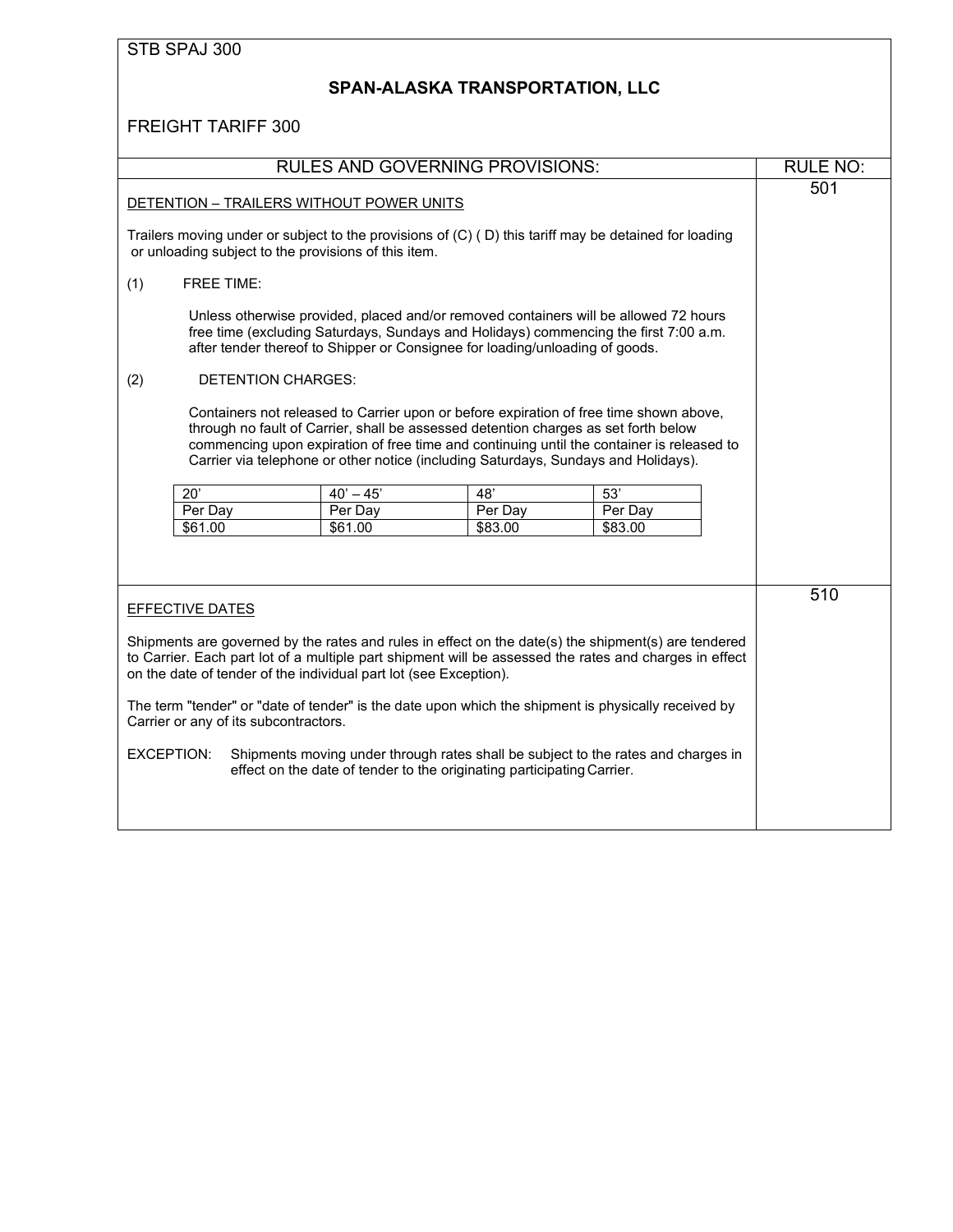STB SPAJ 300

## SPAN-ALASKA TRANSPORTATION, LLC

FREIGHT TARIFF 300

| RULES AND GOVERNING PROVISIONS: | RULE NO: |
|---|---|

### RULE NO: 501

DETENTION – TRAILERS WITHOUT POWER UNITS

Trailers moving under or subject to the provisions of (C) ( D) this tariff may be detained for loading or unloading subject to the provisions of this item.

(1) FREE TIME:

Unless otherwise provided, placed and/or removed containers will be allowed 72 hours free time (excluding Saturdays, Sundays and Holidays) commencing the first 7:00 a.m. after tender thereof to Shipper or Consignee for loading/unloading of goods.

(2) DETENTION CHARGES:

Containers not released to Carrier upon or before expiration of free time shown above, through no fault of Carrier, shall be assessed detention charges as set forth below commencing upon expiration of free time and continuing until the container is released to Carrier via telephone or other notice (including Saturdays, Sundays and Holidays).

| 20' | 40' – 45' | 48' | 53' |
|---|---|---|---|
| Per Day | Per Day | Per Day | Per Day |
| $61.00 | $61.00 | $83.00 | $83.00 |

### RULE NO: 510

EFFECTIVE DATES

Shipments are governed by the rates and rules in effect on the date(s) the shipment(s) are tendered to Carrier. Each part lot of a multiple part shipment will be assessed the rates and charges in effect on the date of tender of the individual part lot (see Exception).

The term "tender" or "date of tender" is the date upon which the shipment is physically received by Carrier or any of its subcontractors.

EXCEPTION: Shipments moving under through rates shall be subject to the rates and charges in effect on the date of tender to the originating participating Carrier.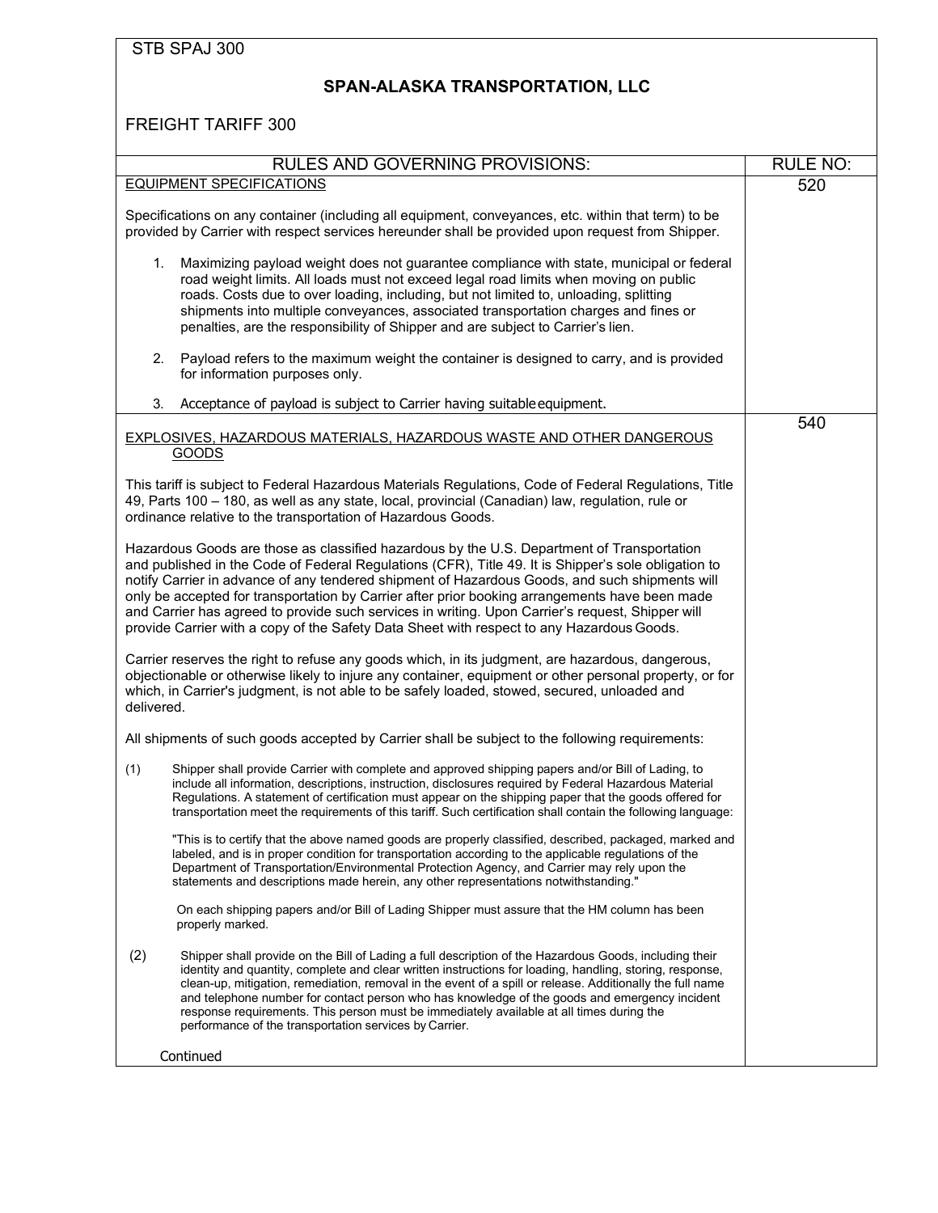STB SPAJ 300

**SPAN-ALASKA TRANSPORTATION, LLC**

FREIGHT TARIFF 300

| RULES AND GOVERNING PROVISIONS: | RULE NO: |
|---|---|
| EQUIPMENT SPECIFICATIONS | 520 |

Specifications on any container (including all equipment, conveyances, etc. within that term) to be provided by Carrier with respect services hereunder shall be provided upon request from Shipper.

1. Maximizing payload weight does not guarantee compliance with state, municipal or federal road weight limits. All loads must not exceed legal road limits when moving on public roads. Costs due to over loading, including, but not limited to, unloading, splitting shipments into multiple conveyances, associated transportation charges and fines or penalties, are the responsibility of Shipper and are subject to Carrier's lien.

2. Payload refers to the maximum weight the container is designed to carry, and is provided for information purposes only.

3. Acceptance of payload is subject to Carrier having suitable equipment.

| | |
|---|---|
| EXPLOSIVES, HAZARDOUS MATERIALS, HAZARDOUS WASTE AND OTHER DANGEROUS GOODS | 540 |

This tariff is subject to Federal Hazardous Materials Regulations, Code of Federal Regulations, Title 49, Parts 100 – 180, as well as any state, local, provincial (Canadian) law, regulation, rule or ordinance relative to the transportation of Hazardous Goods.

Hazardous Goods are those as classified hazardous by the U.S. Department of Transportation and published in the Code of Federal Regulations (CFR), Title 49. It is Shipper's sole obligation to notify Carrier in advance of any tendered shipment of Hazardous Goods, and such shipments will only be accepted for transportation by Carrier after prior booking arrangements have been made and Carrier has agreed to provide such services in writing. Upon Carrier's request, Shipper will provide Carrier with a copy of the Safety Data Sheet with respect to any Hazardous Goods.

Carrier reserves the right to refuse any goods which, in its judgment, are hazardous, dangerous, objectionable or otherwise likely to injure any container, equipment or other personal property, or for which, in Carrier's judgment, is not able to be safely loaded, stowed, secured, unloaded and delivered.

All shipments of such goods accepted by Carrier shall be subject to the following requirements:

(1) Shipper shall provide Carrier with complete and approved shipping papers and/or Bill of Lading, to include all information, descriptions, instruction, disclosures required by Federal Hazardous Material Regulations. A statement of certification must appear on the shipping paper that the goods offered for transportation meet the requirements of this tariff. Such certification shall contain the following language:

"This is to certify that the above named goods are properly classified, described, packaged, marked and labeled, and is in proper condition for transportation according to the applicable regulations of the Department of Transportation/Environmental Protection Agency, and Carrier may rely upon the statements and descriptions made herein, any other representations notwithstanding."

On each shipping papers and/or Bill of Lading Shipper must assure that the HM column has been properly marked.

(2) Shipper shall provide on the Bill of Lading a full description of the Hazardous Goods, including their identity and quantity, complete and clear written instructions for loading, handling, storing, response, clean-up, mitigation, remediation, removal in the event of a spill or release. Additionally the full name and telephone number for contact person who has knowledge of the goods and emergency incident response requirements. This person must be immediately available at all times during the performance of the transportation services by Carrier.

Continued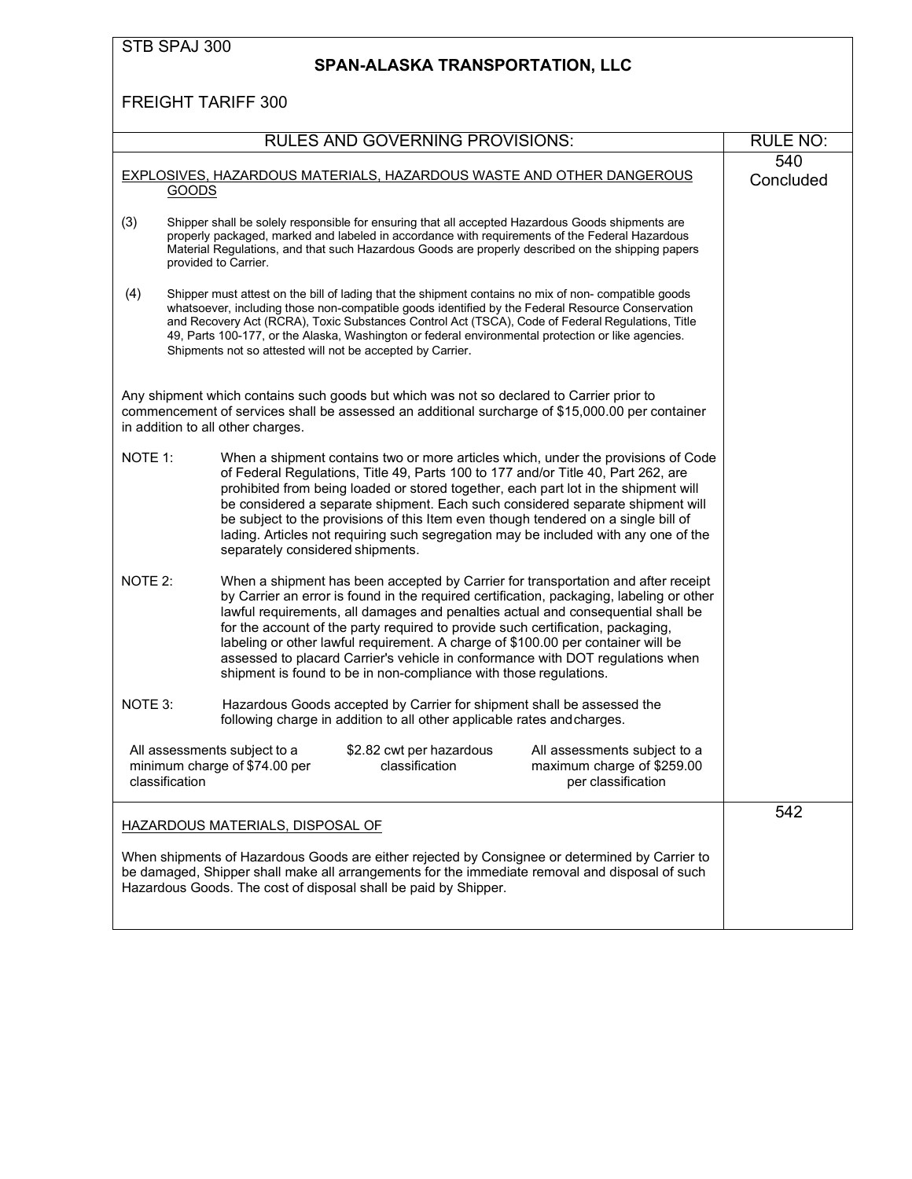STB SPAJ 300

**SPAN-ALASKA TRANSPORTATION, LLC**

FREIGHT TARIFF 300

| RULES AND GOVERNING PROVISIONS: | RULE NO: |
|---|---|

## EXPLOSIVES, HAZARDOUS MATERIALS, HAZARDOUS WASTE AND OTHER DANGEROUS GOODS

**Rule No: 540 Concluded**

(3) Shipper shall be solely responsible for ensuring that all accepted Hazardous Goods shipments are properly packaged, marked and labeled in accordance with requirements of the Federal Hazardous Material Regulations, and that such Hazardous Goods are properly described on the shipping papers provided to Carrier.

(4) Shipper must attest on the bill of lading that the shipment contains no mix of non- compatible goods whatsoever, including those non-compatible goods identified by the Federal Resource Conservation and Recovery Act (RCRA), Toxic Substances Control Act (TSCA), Code of Federal Regulations, Title 49, Parts 100-177, or the Alaska, Washington or federal environmental protection or like agencies. Shipments not so attested will not be accepted by Carrier.

Any shipment which contains such goods but which was not so declared to Carrier prior to commencement of services shall be assessed an additional surcharge of $15,000.00 per container in addition to all other charges.

NOTE 1: When a shipment contains two or more articles which, under the provisions of Code of Federal Regulations, Title 49, Parts 100 to 177 and/or Title 40, Part 262, are prohibited from being loaded or stored together, each part lot in the shipment will be considered a separate shipment. Each such considered separate shipment will be subject to the provisions of this Item even though tendered on a single bill of lading. Articles not requiring such segregation may be included with any one of the separately considered shipments.

NOTE 2: When a shipment has been accepted by Carrier for transportation and after receipt by Carrier an error is found in the required certification, packaging, labeling or other lawful requirements, all damages and penalties actual and consequential shall be for the account of the party required to provide such certification, packaging, labeling or other lawful requirement. A charge of $100.00 per container will be assessed to placard Carrier's vehicle in conformance with DOT regulations when shipment is found to be in non-compliance with those regulations.

NOTE 3: Hazardous Goods accepted by Carrier for shipment shall be assessed the following charge in addition to all other applicable rates and charges.

| All assessments subject to a minimum charge of $74.00 per classification | $2.82 cwt per hazardous classification | All assessments subject to a maximum charge of $259.00 per classification |
|---|---|---|

## HAZARDOUS MATERIALS, DISPOSAL OF

**Rule No: 542**

When shipments of Hazardous Goods are either rejected by Consignee or determined by Carrier to be damaged, Shipper shall make all arrangements for the immediate removal and disposal of such Hazardous Goods. The cost of disposal shall be paid by Shipper.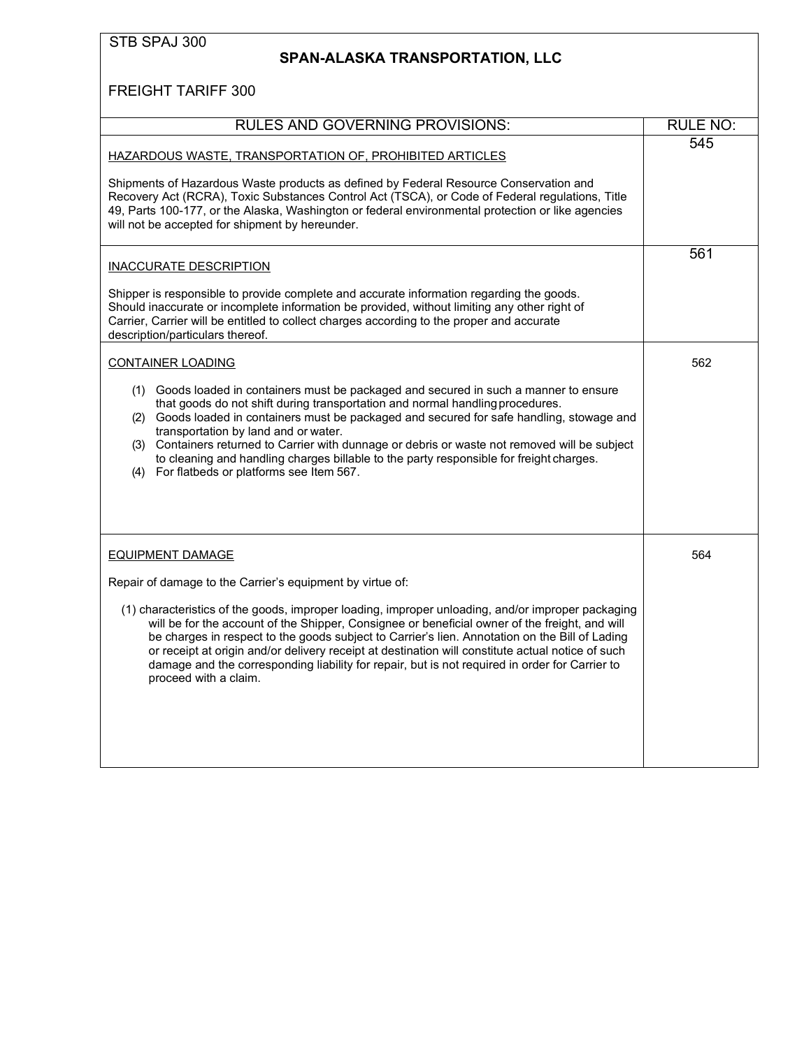STB SPAJ 300

**SPAN-ALASKA TRANSPORTATION, LLC**

FREIGHT TARIFF 300

| RULES AND GOVERNING PROVISIONS: | RULE NO: |
|---|---|
| HAZARDOUS WASTE, TRANSPORTATION OF, PROHIBITED ARTICLES<br><br>Shipments of Hazardous Waste products as defined by Federal Resource Conservation and Recovery Act (RCRA), Toxic Substances Control Act (TSCA), or Code of Federal regulations, Title 49, Parts 100-177, or the Alaska, Washington or federal environmental protection or like agencies will not be accepted for shipment by hereunder. | 545 |
| INACCURATE DESCRIPTION<br><br>Shipper is responsible to provide complete and accurate information regarding the goods. Should inaccurate or incomplete information be provided, without limiting any other right of Carrier, Carrier will be entitled to collect charges according to the proper and accurate description/particulars thereof. | 561 |
| CONTAINER LOADING<br><br>(1) Goods loaded in containers must be packaged and secured in such a manner to ensure that goods do not shift during transportation and normal handling procedures.<br>(2) Goods loaded in containers must be packaged and secured for safe handling, stowage and transportation by land and or water.<br>(3) Containers returned to Carrier with dunnage or debris or waste not removed will be subject to cleaning and handling charges billable to the party responsible for freight charges.<br>(4) For flatbeds or platforms see Item 567. | 562 |
| EQUIPMENT DAMAGE<br><br>Repair of damage to the Carrier's equipment by virtue of:<br><br>(1) characteristics of the goods, improper loading, improper unloading, and/or improper packaging will be for the account of the Shipper, Consignee or beneficial owner of the freight, and will be charges in respect to the goods subject to Carrier's lien. Annotation on the Bill of Lading or receipt at origin and/or delivery receipt at destination will constitute actual notice of such damage and the corresponding liability for repair, but is not required in order for Carrier to proceed with a claim. | 564 |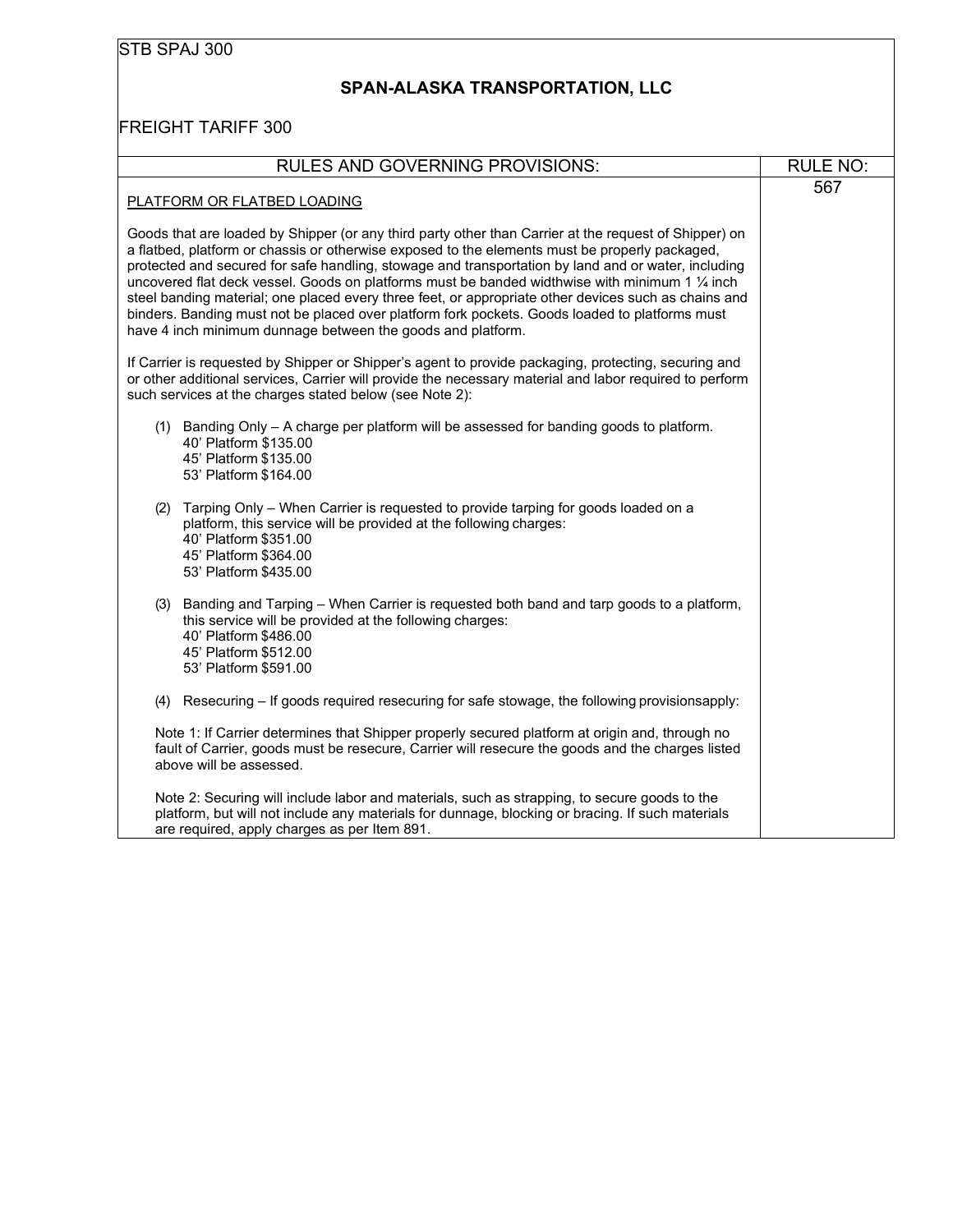STB SPAJ 300

## SPAN-ALASKA TRANSPORTATION, LLC

FREIGHT TARIFF 300

| RULES AND GOVERNING PROVISIONS: | RULE NO: |
|---|---|
| | 567 |

PLATFORM OR FLATBED LOADING

Goods that are loaded by Shipper (or any third party other than Carrier at the request of Shipper) on a flatbed, platform or chassis or otherwise exposed to the elements must be properly packaged, protected and secured for safe handling, stowage and transportation by land and or water, including uncovered flat deck vessel. Goods on platforms must be banded widthwise with minimum 1 ¼ inch steel banding material; one placed every three feet, or appropriate other devices such as chains and binders. Banding must not be placed over platform fork pockets. Goods loaded to platforms must have 4 inch minimum dunnage between the goods and platform.

If Carrier is requested by Shipper or Shipper's agent to provide packaging, protecting, securing and or other additional services, Carrier will provide the necessary material and labor required to perform such services at the charges stated below (see Note 2):

(1) Banding Only – A charge per platform will be assessed for banding goods to platform.
40' Platform $135.00
45' Platform $135.00
53' Platform $164.00

(2) Tarping Only – When Carrier is requested to provide tarping for goods loaded on a platform, this service will be provided at the following charges:
40' Platform $351.00
45' Platform $364.00
53' Platform $435.00

(3) Banding and Tarping – When Carrier is requested both band and tarp goods to a platform, this service will be provided at the following charges:
40' Platform $486.00
45' Platform $512.00
53' Platform $591.00

(4) Resecuring – If goods required resecuring for safe stowage, the following provisionsapply:

Note 1: If Carrier determines that Shipper properly secured platform at origin and, through no fault of Carrier, goods must be resecure, Carrier will resecure the goods and the charges listed above will be assessed.

Note 2: Securing will include labor and materials, such as strapping, to secure goods to the platform, but will not include any materials for dunnage, blocking or bracing. If such materials are required, apply charges as per Item 891.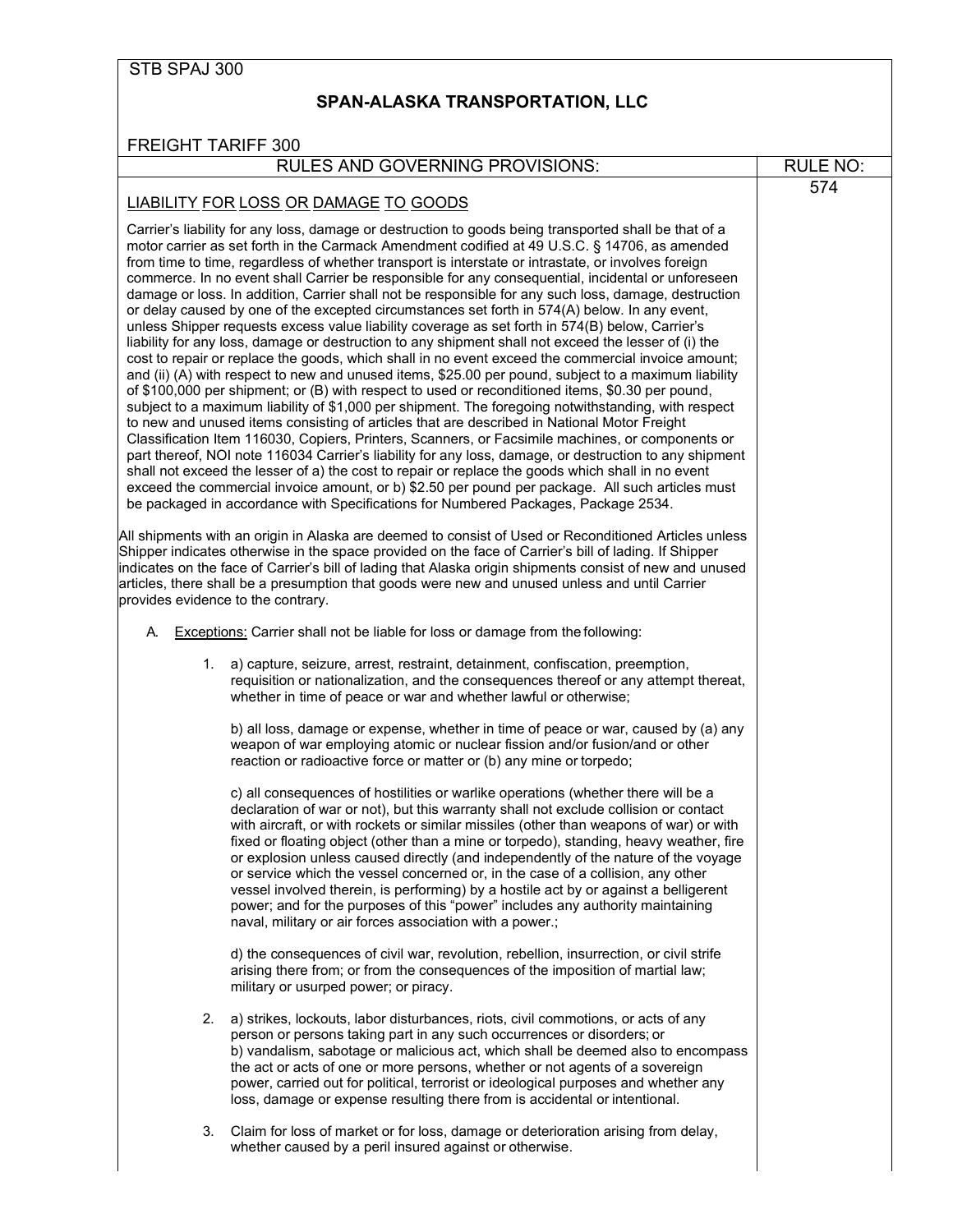STB SPAJ 300

## SPAN-ALASKA TRANSPORTATION, LLC

FREIGHT TARIFF 300

| RULES AND GOVERNING PROVISIONS: | RULE NO: |
|---|---|
| | 574 |

### LIABILITY FOR LOSS OR DAMAGE TO GOODS

Carrier's liability for any loss, damage or destruction to goods being transported shall be that of a motor carrier as set forth in the Carmack Amendment codified at 49 U.S.C. § 14706, as amended from time to time, regardless of whether transport is interstate or intrastate, or involves foreign commerce. In no event shall Carrier be responsible for any consequential, incidental or unforeseen damage or loss. In addition, Carrier shall not be responsible for any such loss, damage, destruction or delay caused by one of the excepted circumstances set forth in 574(A) below. In any event, unless Shipper requests excess value liability coverage as set forth in 574(B) below, Carrier's liability for any loss, damage or destruction to any shipment shall not exceed the lesser of (i) the cost to repair or replace the goods, which shall in no event exceed the commercial invoice amount; and (ii) (A) with respect to new and unused items, $25.00 per pound, subject to a maximum liability of $100,000 per shipment; or (B) with respect to used or reconditioned items, $0.30 per pound, subject to a maximum liability of $1,000 per shipment. The foregoing notwithstanding, with respect to new and unused items consisting of articles that are described in National Motor Freight Classification Item 116030, Copiers, Printers, Scanners, or Facsimile machines, or components or part thereof, NOI note 116034 Carrier's liability for any loss, damage, or destruction to any shipment shall not exceed the lesser of a) the cost to repair or replace the goods which shall in no event exceed the commercial invoice amount, or b) $2.50 per pound per package. All such articles must be packaged in accordance with Specifications for Numbered Packages, Package 2534.

All shipments with an origin in Alaska are deemed to consist of Used or Reconditioned Articles unless Shipper indicates otherwise in the space provided on the face of Carrier's bill of lading. If Shipper indicates on the face of Carrier's bill of lading that Alaska origin shipments consist of new and unused articles, there shall be a presumption that goods were new and unused unless and until Carrier provides evidence to the contrary.

A. Exceptions: Carrier shall not be liable for loss or damage from the following:

1. a) capture, seizure, arrest, restraint, detainment, confiscation, preemption, requisition or nationalization, and the consequences thereof or any attempt thereat, whether in time of peace or war and whether lawful or otherwise;

   b) all loss, damage or expense, whether in time of peace or war, caused by (a) any weapon of war employing atomic or nuclear fission and/or fusion/and or other reaction or radioactive force or matter or (b) any mine or torpedo;

   c) all consequences of hostilities or warlike operations (whether there will be a declaration of war or not), but this warranty shall not exclude collision or contact with aircraft, or with rockets or similar missiles (other than weapons of war) or with fixed or floating object (other than a mine or torpedo), standing, heavy weather, fire or explosion unless caused directly (and independently of the nature of the voyage or service which the vessel concerned or, in the case of a collision, any other vessel involved therein, is performing) by a hostile act by or against a belligerent power; and for the purposes of this "power" includes any authority maintaining naval, military or air forces association with a power.;

   d) the consequences of civil war, revolution, rebellion, insurrection, or civil strife arising there from; or from the consequences of the imposition of martial law; military or usurped power; or piracy.

2. a) strikes, lockouts, labor disturbances, riots, civil commotions, or acts of any person or persons taking part in any such occurrences or disorders; or
   b) vandalism, sabotage or malicious act, which shall be deemed also to encompass the act or acts of one or more persons, whether or not agents of a sovereign power, carried out for political, terrorist or ideological purposes and whether any loss, damage or expense resulting there from is accidental or intentional.

3. Claim for loss of market or for loss, damage or deterioration arising from delay, whether caused by a peril insured against or otherwise.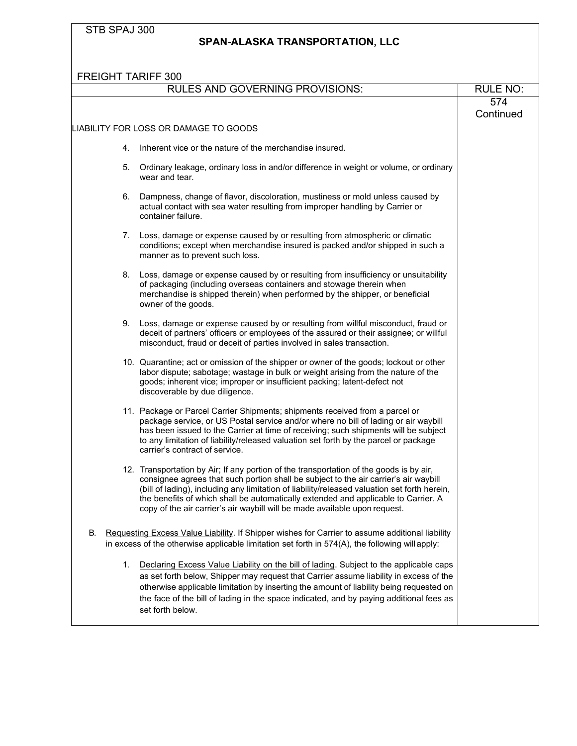STB SPAJ 300

**SPAN-ALASKA TRANSPORTATION, LLC**

FREIGHT TARIFF 300

| RULES AND GOVERNING PROVISIONS: | RULE NO: |
|---|---|
| | 574 Continued |

LIABILITY FOR LOSS OR DAMAGE TO GOODS

4. Inherent vice or the nature of the merchandise insured.

5. Ordinary leakage, ordinary loss in and/or difference in weight or volume, or ordinary wear and tear.

6. Dampness, change of flavor, discoloration, mustiness or mold unless caused by actual contact with sea water resulting from improper handling by Carrier or container failure.

7. Loss, damage or expense caused by or resulting from atmospheric or climatic conditions; except when merchandise insured is packed and/or shipped in such a manner as to prevent such loss.

8. Loss, damage or expense caused by or resulting from insufficiency or unsuitability of packaging (including overseas containers and stowage therein when merchandise is shipped therein) when performed by the shipper, or beneficial owner of the goods.

9. Loss, damage or expense caused by or resulting from willful misconduct, fraud or deceit of partners' officers or employees of the assured or their assignee; or willful misconduct, fraud or deceit of parties involved in sales transaction.

10. Quarantine; act or omission of the shipper or owner of the goods; lockout or other labor dispute; sabotage; wastage in bulk or weight arising from the nature of the goods; inherent vice; improper or insufficient packing; latent-defect not discoverable by due diligence.

11. Package or Parcel Carrier Shipments; shipments received from a parcel or package service, or US Postal service and/or where no bill of lading or air waybill has been issued to the Carrier at time of receiving; such shipments will be subject to any limitation of liability/released valuation set forth by the parcel or package carrier's contract of service.

12. Transportation by Air; If any portion of the transportation of the goods is by air, consignee agrees that such portion shall be subject to the air carrier's air waybill (bill of lading), including any limitation of liability/released valuation set forth herein, the benefits of which shall be automatically extended and applicable to Carrier. A copy of the air carrier's air waybill will be made available upon request.

B. Requesting Excess Value Liability. If Shipper wishes for Carrier to assume additional liability in excess of the otherwise applicable limitation set forth in 574(A), the following will apply:

1. Declaring Excess Value Liability on the bill of lading. Subject to the applicable caps as set forth below, Shipper may request that Carrier assume liability in excess of the otherwise applicable limitation by inserting the amount of liability being requested on the face of the bill of lading in the space indicated, and by paying additional fees as set forth below.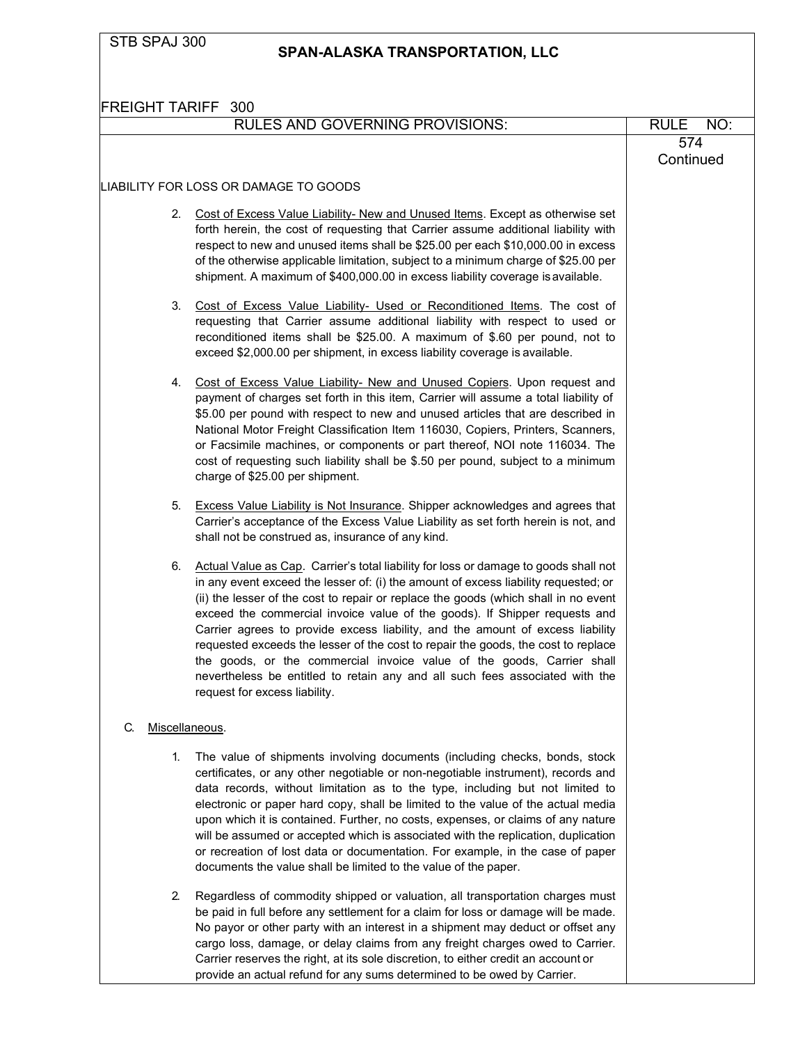STB SPAJ 300

**SPAN-ALASKA TRANSPORTATION, LLC**

FREIGHT TARIFF 300

| RULES AND GOVERNING PROVISIONS: | RULE NO: |
|---|---|
| | 574 Continued |

LIABILITY FOR LOSS OR DAMAGE TO GOODS

2. Cost of Excess Value Liability- New and Unused Items. Except as otherwise set forth herein, the cost of requesting that Carrier assume additional liability with respect to new and unused items shall be $25.00 per each $10,000.00 in excess of the otherwise applicable limitation, subject to a minimum charge of $25.00 per shipment. A maximum of $400,000.00 in excess liability coverage is available.

3. Cost of Excess Value Liability- Used or Reconditioned Items. The cost of requesting that Carrier assume additional liability with respect to used or reconditioned items shall be $25.00. A maximum of $.60 per pound, not to exceed $2,000.00 per shipment, in excess liability coverage is available.

4. Cost of Excess Value Liability- New and Unused Copiers. Upon request and payment of charges set forth in this item, Carrier will assume a total liability of $5.00 per pound with respect to new and unused articles that are described in National Motor Freight Classification Item 116030, Copiers, Printers, Scanners, or Facsimile machines, or components or part thereof, NOI note 116034. The cost of requesting such liability shall be $.50 per pound, subject to a minimum charge of $25.00 per shipment.

5. Excess Value Liability is Not Insurance. Shipper acknowledges and agrees that Carrier's acceptance of the Excess Value Liability as set forth herein is not, and shall not be construed as, insurance of any kind.

6. Actual Value as Cap. Carrier's total liability for loss or damage to goods shall not in any event exceed the lesser of: (i) the amount of excess liability requested; or (ii) the lesser of the cost to repair or replace the goods (which shall in no event exceed the commercial invoice value of the goods). If Shipper requests and Carrier agrees to provide excess liability, and the amount of excess liability requested exceeds the lesser of the cost to repair the goods, the cost to replace the goods, or the commercial invoice value of the goods, Carrier shall nevertheless be entitled to retain any and all such fees associated with the request for excess liability.

C. Miscellaneous.

1. The value of shipments involving documents (including checks, bonds, stock certificates, or any other negotiable or non-negotiable instrument), records and data records, without limitation as to the type, including but not limited to electronic or paper hard copy, shall be limited to the value of the actual media upon which it is contained. Further, no costs, expenses, or claims of any nature will be assumed or accepted which is associated with the replication, duplication or recreation of lost data or documentation. For example, in the case of paper documents the value shall be limited to the value of the paper.

2. Regardless of commodity shipped or valuation, all transportation charges must be paid in full before any settlement for a claim for loss or damage will be made. No payor or other party with an interest in a shipment may deduct or offset any cargo loss, damage, or delay claims from any freight charges owed to Carrier. Carrier reserves the right, at its sole discretion, to either credit an account or provide an actual refund for any sums determined to be owed by Carrier.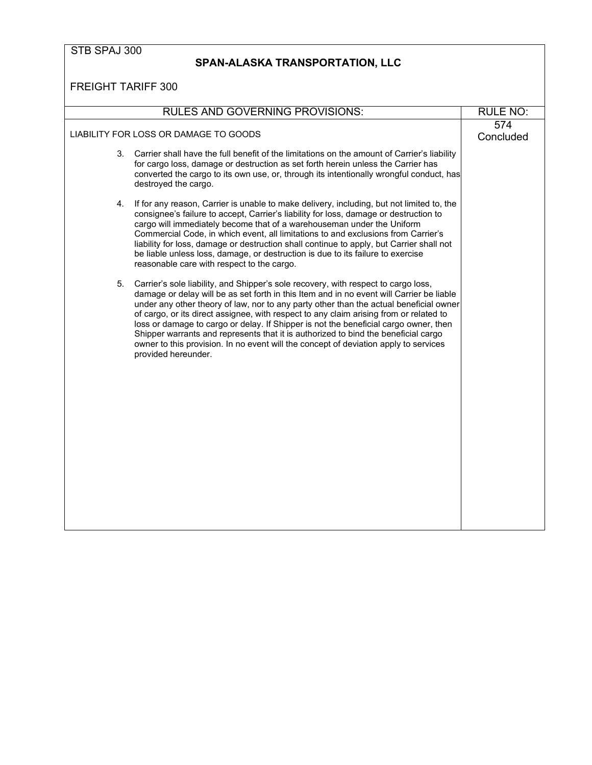STB SPAJ 300

**SPAN-ALASKA TRANSPORTATION, LLC**

FREIGHT TARIFF 300

| RULES AND GOVERNING PROVISIONS: | RULE NO: |
|---|---|
| LIABILITY FOR LOSS OR DAMAGE TO GOODS | 574 Concluded |

3. Carrier shall have the full benefit of the limitations on the amount of Carrier's liability for cargo loss, damage or destruction as set forth herein unless the Carrier has converted the cargo to its own use, or, through its intentionally wrongful conduct, has destroyed the cargo.

4. If for any reason, Carrier is unable to make delivery, including, but not limited to, the consignee's failure to accept, Carrier's liability for loss, damage or destruction to cargo will immediately become that of a warehouseman under the Uniform Commercial Code, in which event, all limitations to and exclusions from Carrier's liability for loss, damage or destruction shall continue to apply, but Carrier shall not be liable unless loss, damage, or destruction is due to its failure to exercise reasonable care with respect to the cargo.

5. Carrier's sole liability, and Shipper's sole recovery, with respect to cargo loss, damage or delay will be as set forth in this Item and in no event will Carrier be liable under any other theory of law, nor to any party other than the actual beneficial owner of cargo, or its direct assignee, with respect to any claim arising from or related to loss or damage to cargo or delay. If Shipper is not the beneficial cargo owner, then Shipper warrants and represents that it is authorized to bind the beneficial cargo owner to this provision. In no event will the concept of deviation apply to services provided hereunder.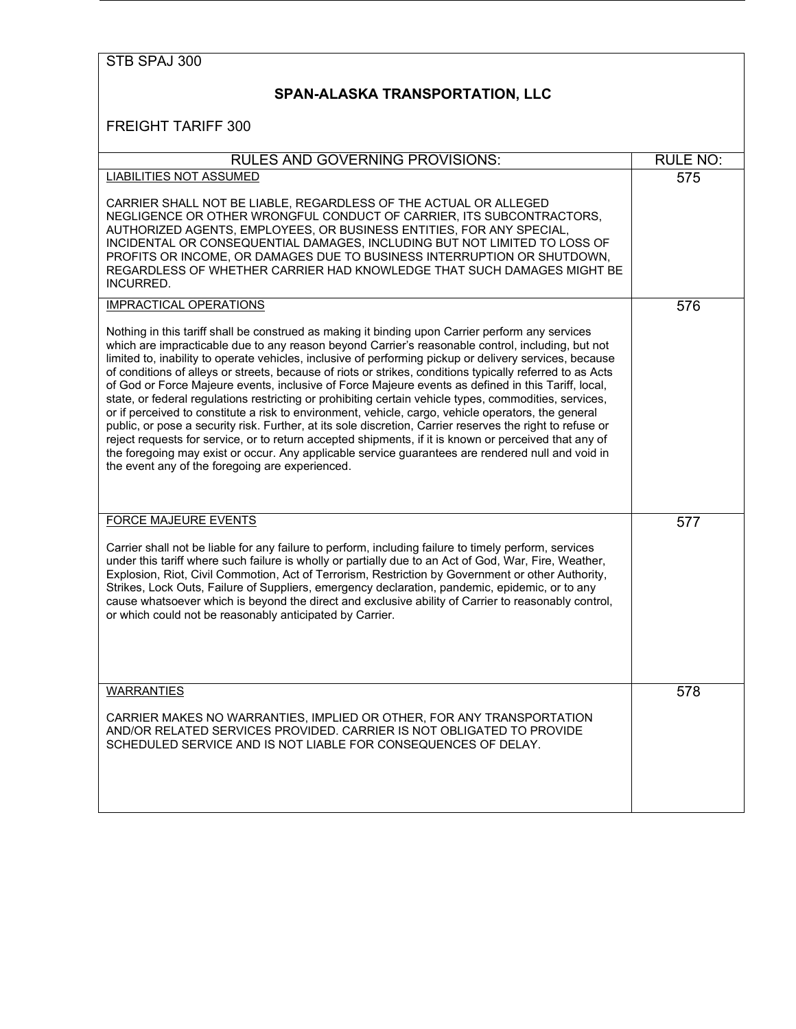STB SPAJ 300

**SPAN-ALASKA TRANSPORTATION, LLC**

FREIGHT TARIFF 300

| RULES AND GOVERNING PROVISIONS: | RULE NO: |
| --- | --- |
| LIABILITIES NOT ASSUMED<br><br>CARRIER SHALL NOT BE LIABLE, REGARDLESS OF THE ACTUAL OR ALLEGED NEGLIGENCE OR OTHER WRONGFUL CONDUCT OF CARRIER, ITS SUBCONTRACTORS, AUTHORIZED AGENTS, EMPLOYEES, OR BUSINESS ENTITIES, FOR ANY SPECIAL, INCIDENTAL OR CONSEQUENTIAL DAMAGES, INCLUDING BUT NOT LIMITED TO LOSS OF PROFITS OR INCOME, OR DAMAGES DUE TO BUSINESS INTERRUPTION OR SHUTDOWN, REGARDLESS OF WHETHER CARRIER HAD KNOWLEDGE THAT SUCH DAMAGES MIGHT BE INCURRED. | 575 |
| IMPRACTICAL OPERATIONS<br><br>Nothing in this tariff shall be construed as making it binding upon Carrier perform any services which are impracticable due to any reason beyond Carrier's reasonable control, including, but not limited to, inability to operate vehicles, inclusive of performing pickup or delivery services, because of conditions of alleys or streets, because of riots or strikes, conditions typically referred to as Acts of God or Force Majeure events, inclusive of Force Majeure events as defined in this Tariff, local, state, or federal regulations restricting or prohibiting certain vehicle types, commodities, services, or if perceived to constitute a risk to environment, vehicle, cargo, vehicle operators, the general public, or pose a security risk. Further, at its sole discretion, Carrier reserves the right to refuse or reject requests for service, or to return accepted shipments, if it is known or perceived that any of the foregoing may exist or occur. Any applicable service guarantees are rendered null and void in the event any of the foregoing are experienced. | 576 |
| FORCE MAJEURE EVENTS<br><br>Carrier shall not be liable for any failure to perform, including failure to timely perform, services under this tariff where such failure is wholly or partially due to an Act of God, War, Fire, Weather, Explosion, Riot, Civil Commotion, Act of Terrorism, Restriction by Government or other Authority, Strikes, Lock Outs, Failure of Suppliers, emergency declaration, pandemic, epidemic, or to any cause whatsoever which is beyond the direct and exclusive ability of Carrier to reasonably control, or which could not be reasonably anticipated by Carrier. | 577 |
| WARRANTIES<br><br>CARRIER MAKES NO WARRANTIES, IMPLIED OR OTHER, FOR ANY TRANSPORTATION AND/OR RELATED SERVICES PROVIDED. CARRIER IS NOT OBLIGATED TO PROVIDE SCHEDULED SERVICE AND IS NOT LIABLE FOR CONSEQUENCES OF DELAY. | 578 |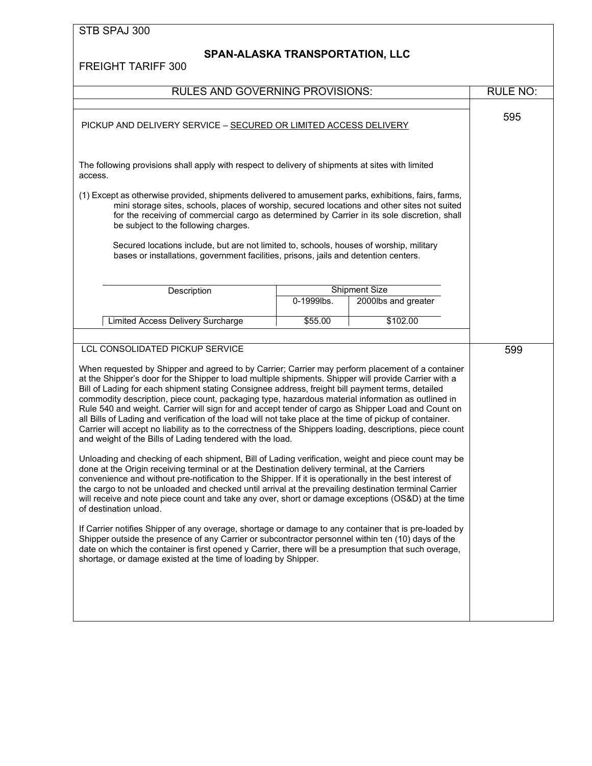STB SPAJ 300

**SPAN-ALASKA TRANSPORTATION, LLC**

FREIGHT TARIFF 300

RULES AND GOVERNING PROVISIONS: RULE NO:

## PICKUP AND DELIVERY SERVICE – SECURED OR LIMITED ACCESS DELIVERY

**RULE NO: 595**

The following provisions shall apply with respect to delivery of shipments at sites with limited access.

(1) Except as otherwise provided, shipments delivered to amusement parks, exhibitions, fairs, farms, mini storage sites, schools, places of worship, secured locations and other sites not suited for the receiving of commercial cargo as determined by Carrier in its sole discretion, shall be subject to the following charges.

Secured locations include, but are not limited to, schools, houses of worship, military bases or installations, government facilities, prisons, jails and detention centers.

| Description | Shipment Size | |
|---|---|---|
| | 0-1999lbs. | 2000lbs and greater |
| Limited Access Delivery Surcharge | $55.00 | $102.00 |

## LCL CONSOLIDATED PICKUP SERVICE

**RULE NO: 599**

When requested by Shipper and agreed to by Carrier; Carrier may perform placement of a container at the Shipper's door for the Shipper to load multiple shipments. Shipper will provide Carrier with a Bill of Lading for each shipment stating Consignee address, freight bill payment terms, detailed commodity description, piece count, packaging type, hazardous material information as outlined in Rule 540 and weight. Carrier will sign for and accept tender of cargo as Shipper Load and Count on all Bills of Lading and verification of the load will not take place at the time of pickup of container. Carrier will accept no liability as to the correctness of the Shippers loading, descriptions, piece count and weight of the Bills of Lading tendered with the load.

Unloading and checking of each shipment, Bill of Lading verification, weight and piece count may be done at the Origin receiving terminal or at the Destination delivery terminal, at the Carriers convenience and without pre-notification to the Shipper. If it is operationally in the best interest of the cargo to not be unloaded and checked until arrival at the prevailing destination terminal Carrier will receive and note piece count and take any over, short or damage exceptions (OS&D) at the time of destination unload.

If Carrier notifies Shipper of any overage, shortage or damage to any container that is pre-loaded by Shipper outside the presence of any Carrier or subcontractor personnel within ten (10) days of the date on which the container is first opened y Carrier, there will be a presumption that such overage, shortage, or damage existed at the time of loading by Shipper.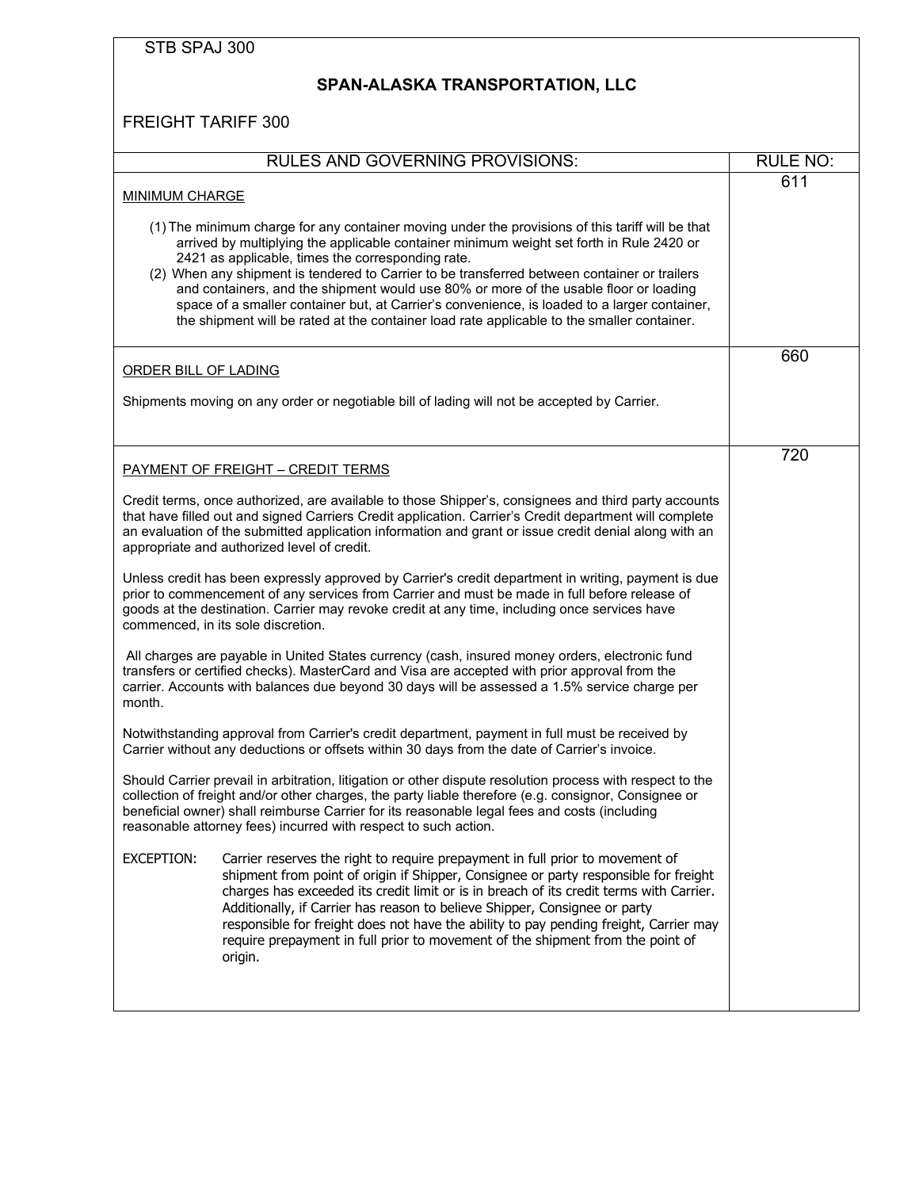STB SPAJ 300

# SPAN-ALASKA TRANSPORTATION, LLC

FREIGHT TARIFF 300

| RULES AND GOVERNING PROVISIONS: | RULE NO: |
|---|---|
| MINIMUM CHARGE<br><br>(1) The minimum charge for any container moving under the provisions of this tariff will be that arrived by multiplying the applicable container minimum weight set forth in Rule 2420 or 2421 as applicable, times the corresponding rate.<br>(2) When any shipment is tendered to Carrier to be transferred between container or trailers and containers, and the shipment would use 80% or more of the usable floor or loading space of a smaller container but, at Carrier's convenience, is loaded to a larger container, the shipment will be rated at the container load rate applicable to the smaller container. | 611 |
| ORDER BILL OF LADING<br><br>Shipments moving on any order or negotiable bill of lading will not be accepted by Carrier. | 660 |
| PAYMENT OF FREIGHT – CREDIT TERMS<br><br>Credit terms, once authorized, are available to those Shipper's, consignees and third party accounts that have filled out and signed Carriers Credit application. Carrier's Credit department will complete an evaluation of the submitted application information and grant or issue credit denial along with an appropriate and authorized level of credit.<br><br>Unless credit has been expressly approved by Carrier's credit department in writing, payment is due prior to commencement of any services from Carrier and must be made in full before release of goods at the destination. Carrier may revoke credit at any time, including once services have commenced, in its sole discretion.<br><br>All charges are payable in United States currency (cash, insured money orders, electronic fund transfers or certified checks). MasterCard and Visa are accepted with prior approval from the carrier. Accounts with balances due beyond 30 days will be assessed a 1.5% service charge per month.<br><br>Notwithstanding approval from Carrier's credit department, payment in full must be received by Carrier without any deductions or offsets within 30 days from the date of Carrier's invoice.<br><br>Should Carrier prevail in arbitration, litigation or other dispute resolution process with respect to the collection of freight and/or other charges, the party liable therefore (e.g. consignor, Consignee or beneficial owner) shall reimburse Carrier for its reasonable legal fees and costs (including reasonable attorney fees) incurred with respect to such action.<br><br>EXCEPTION: Carrier reserves the right to require prepayment in full prior to movement of shipment from point of origin if Shipper, Consignee or party responsible for freight charges has exceeded its credit limit or is in breach of its credit terms with Carrier. Additionally, if Carrier has reason to believe Shipper, Consignee or party responsible for freight does not have the ability to pay pending freight, Carrier may require prepayment in full prior to movement of the shipment from the point of origin. | 720 |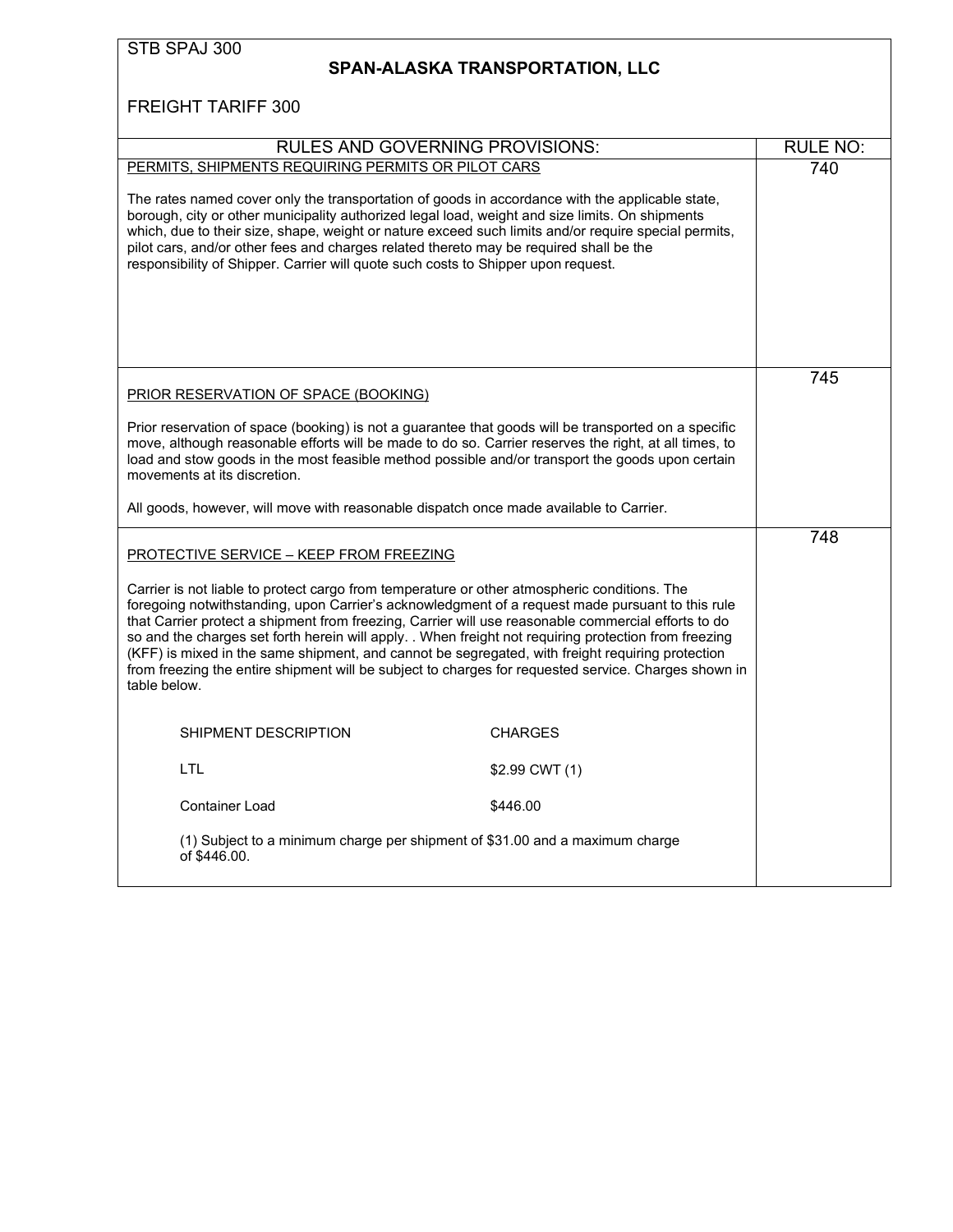STB SPAJ 300

## SPAN-ALASKA TRANSPORTATION, LLC

FREIGHT TARIFF 300

| RULES AND GOVERNING PROVISIONS: | RULE NO: |
|---|---|

### PERMITS, SHIPMENTS REQUIRING PERMITS OR PILOT CARS — RULE NO: 740

The rates named cover only the transportation of goods in accordance with the applicable state, borough, city or other municipality authorized legal load, weight and size limits. On shipments which, due to their size, shape, weight or nature exceed such limits and/or require special permits, pilot cars, and/or other fees and charges related thereto may be required shall be the responsibility of Shipper. Carrier will quote such costs to Shipper upon request.

### PRIOR RESERVATION OF SPACE (BOOKING) — RULE NO: 745

Prior reservation of space (booking) is not a guarantee that goods will be transported on a specific move, although reasonable efforts will be made to do so. Carrier reserves the right, at all times, to load and stow goods in the most feasible method possible and/or transport the goods upon certain movements at its discretion.

All goods, however, will move with reasonable dispatch once made available to Carrier.

### PROTECTIVE SERVICE – KEEP FROM FREEZING — RULE NO: 748

Carrier is not liable to protect cargo from temperature or other atmospheric conditions. The foregoing notwithstanding, upon Carrier's acknowledgment of a request made pursuant to this rule that Carrier protect a shipment from freezing, Carrier will use reasonable commercial efforts to do so and the charges set forth herein will apply. . When freight not requiring protection from freezing (KFF) is mixed in the same shipment, and cannot be segregated, with freight requiring protection from freezing the entire shipment will be subject to charges for requested service. Charges shown in table below.

| SHIPMENT DESCRIPTION | CHARGES |
|---|---|
| LTL | $2.99 CWT (1) |
| Container Load | $446.00 |

(1) Subject to a minimum charge per shipment of $31.00 and a maximum charge of $446.00.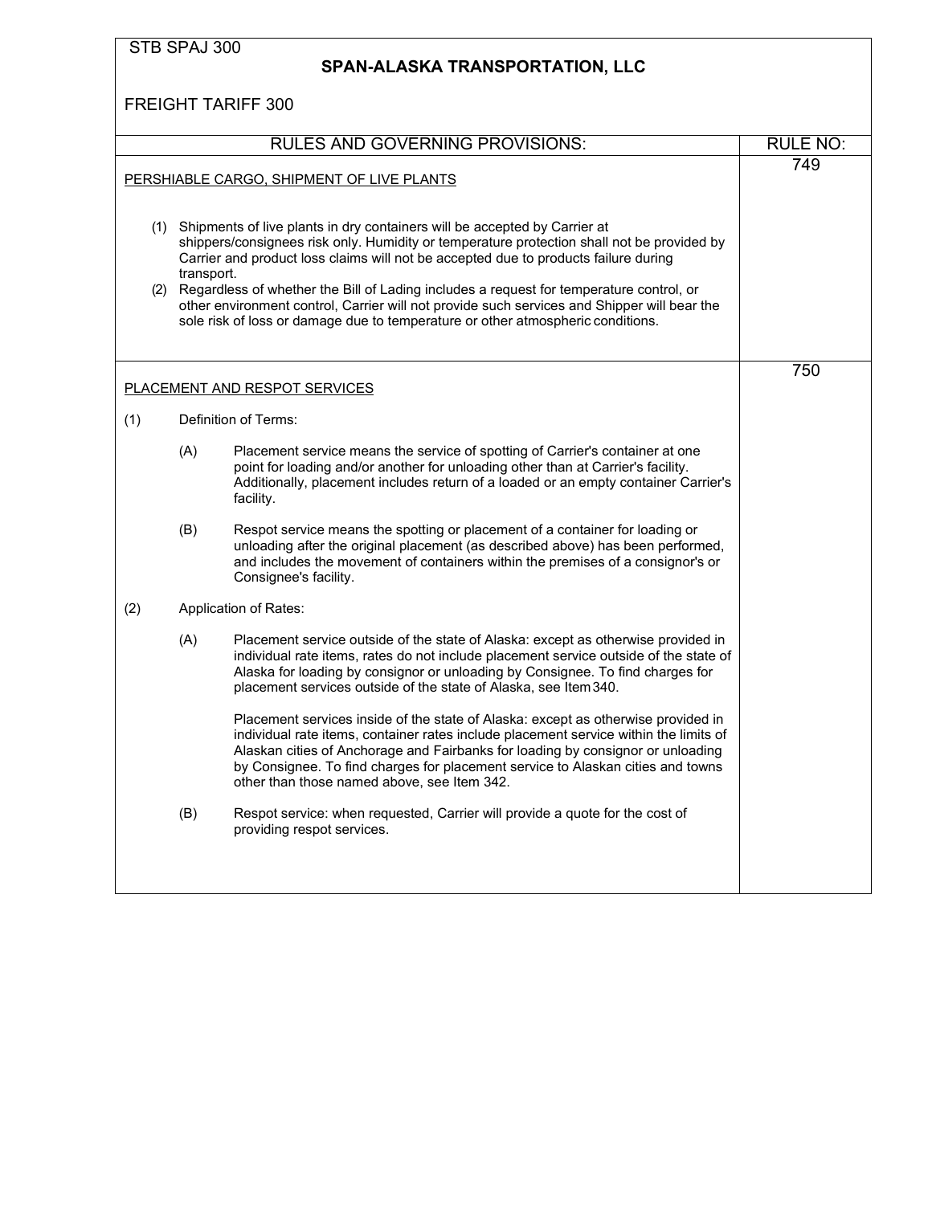STB SPAJ 300

**SPAN-ALASKA TRANSPORTATION, LLC**

FREIGHT TARIFF 300

| RULES AND GOVERNING PROVISIONS: | RULE NO: |
|---|---|
| PERSHIABLE CARGO, SHIPMENT OF LIVE PLANTS | 749 |
| PLACEMENT AND RESPOT SERVICES | 750 |

## PERSHIABLE CARGO, SHIPMENT OF LIVE PLANTS

**RULE NO: 749**

(1) Shipments of live plants in dry containers will be accepted by Carrier at shippers/consignees risk only. Humidity or temperature protection shall not be provided by Carrier and product loss claims will not be accepted due to products failure during transport.

(2) Regardless of whether the Bill of Lading includes a request for temperature control, or other environment control, Carrier will not provide such services and Shipper will bear the sole risk of loss or damage due to temperature or other atmospheric conditions.

## PLACEMENT AND RESPOT SERVICES

**RULE NO: 750**

(1) Definition of Terms:

(A) Placement service means the service of spotting of Carrier's container at one point for loading and/or another for unloading other than at Carrier's facility. Additionally, placement includes return of a loaded or an empty container Carrier's facility.

(B) Respot service means the spotting or placement of a container for loading or unloading after the original placement (as described above) has been performed, and includes the movement of containers within the premises of a consignor's or Consignee's facility.

(2) Application of Rates:

(A) Placement service outside of the state of Alaska: except as otherwise provided in individual rate items, rates do not include placement service outside of the state of Alaska for loading by consignor or unloading by Consignee. To find charges for placement services outside of the state of Alaska, see Item 340.

Placement services inside of the state of Alaska: except as otherwise provided in individual rate items, container rates include placement service within the limits of Alaskan cities of Anchorage and Fairbanks for loading by consignor or unloading by Consignee. To find charges for placement service to Alaskan cities and towns other than those named above, see Item 342.

(B) Respot service: when requested, Carrier will provide a quote for the cost of providing respot services.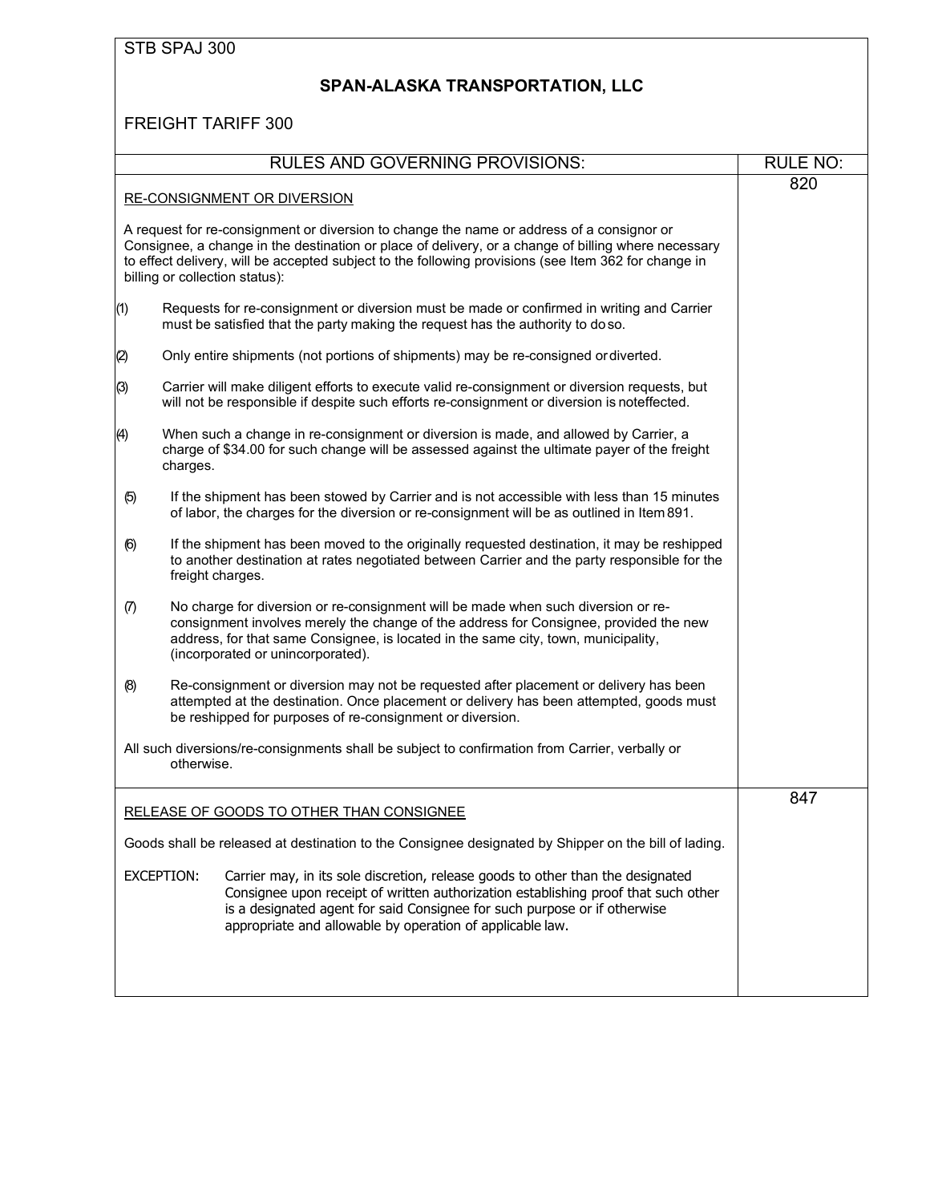STB SPAJ 300

## SPAN-ALASKA TRANSPORTATION, LLC

FREIGHT TARIFF 300

| RULES AND GOVERNING PROVISIONS: | RULE NO: |
|---|---|
| RE-CONSIGNMENT OR DIVERSION | 820 |

A request for re-consignment or diversion to change the name or address of a consignor or Consignee, a change in the destination or place of delivery, or a change of billing where necessary to effect delivery, will be accepted subject to the following provisions (see Item 362 for change in billing or collection status):

(1) Requests for re-consignment or diversion must be made or confirmed in writing and Carrier must be satisfied that the party making the request has the authority to do so.

(2) Only entire shipments (not portions of shipments) may be re-consigned or diverted.

(3) Carrier will make diligent efforts to execute valid re-consignment or diversion requests, but will not be responsible if despite such efforts re-consignment or diversion is not effected.

(4) When such a change in re-consignment or diversion is made, and allowed by Carrier, a charge of $34.00 for such change will be assessed against the ultimate payer of the freight charges.

(5) If the shipment has been stowed by Carrier and is not accessible with less than 15 minutes of labor, the charges for the diversion or re-consignment will be as outlined in Item 891.

(6) If the shipment has been moved to the originally requested destination, it may be reshipped to another destination at rates negotiated between Carrier and the party responsible for the freight charges.

(7) No charge for diversion or re-consignment will be made when such diversion or re-consignment involves merely the change of the address for Consignee, provided the new address, for that same Consignee, is located in the same city, town, municipality, (incorporated or unincorporated).

(8) Re-consignment or diversion may not be requested after placement or delivery has been attempted at the destination. Once placement or delivery has been attempted, goods must be reshipped for purposes of re-consignment or diversion.

All such diversions/re-consignments shall be subject to confirmation from Carrier, verbally or otherwise.

| | |
|---|---|
| RELEASE OF GOODS TO OTHER THAN CONSIGNEE | 847 |

Goods shall be released at destination to the Consignee designated by Shipper on the bill of lading.

EXCEPTION: Carrier may, in its sole discretion, release goods to other than the designated Consignee upon receipt of written authorization establishing proof that such other is a designated agent for said Consignee for such purpose or if otherwise appropriate and allowable by operation of applicable law.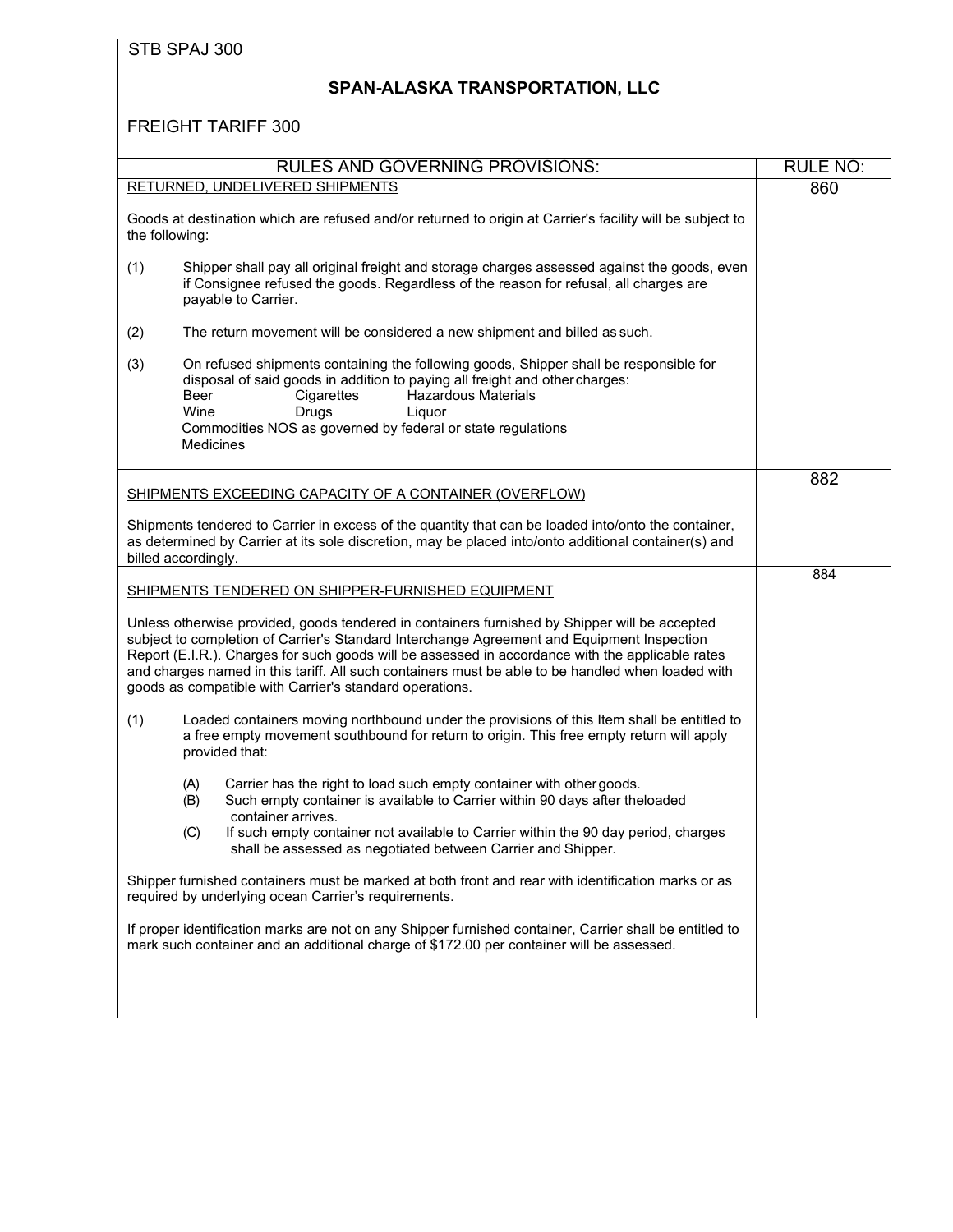STB SPAJ 300

# SPAN-ALASKA TRANSPORTATION, LLC

FREIGHT TARIFF 300

| RULES AND GOVERNING PROVISIONS: | RULE NO: |
|---|---|
| **RETURNED, UNDELIVERED SHIPMENTS**<br><br>Goods at destination which are refused and/or returned to origin at Carrier's facility will be subject to the following:<br><br>(1) Shipper shall pay all original freight and storage charges assessed against the goods, even if Consignee refused the goods. Regardless of the reason for refusal, all charges are payable to Carrier.<br><br>(2) The return movement will be considered a new shipment and billed as such.<br><br>(3) On refused shipments containing the following goods, Shipper shall be responsible for disposal of said goods in addition to paying all freight and other charges:<br>Beer, Cigarettes, Hazardous Materials<br>Wine, Drugs, Liquor<br>Commodities NOS as governed by federal or state regulations<br>Medicines | 860 |
| **SHIPMENTS EXCEEDING CAPACITY OF A CONTAINER (OVERFLOW)**<br><br>Shipments tendered to Carrier in excess of the quantity that can be loaded into/onto the container, as determined by Carrier at its sole discretion, may be placed into/onto additional container(s) and billed accordingly. | 882 |
| **SHIPMENTS TENDERED ON SHIPPER-FURNISHED EQUIPMENT**<br><br>Unless otherwise provided, goods tendered in containers furnished by Shipper will be accepted subject to completion of Carrier's Standard Interchange Agreement and Equipment Inspection Report (E.I.R.). Charges for such goods will be assessed in accordance with the applicable rates and charges named in this tariff. All such containers must be able to be handled when loaded with goods as compatible with Carrier's standard operations.<br><br>(1) Loaded containers moving northbound under the provisions of this Item shall be entitled to a free empty movement southbound for return to origin. This free empty return will apply provided that:<br><br>(A) Carrier has the right to load such empty container with other goods.<br>(B) Such empty container is available to Carrier within 90 days after the loaded container arrives.<br>(C) If such empty container not available to Carrier within the 90 day period, charges shall be assessed as negotiated between Carrier and Shipper.<br><br>Shipper furnished containers must be marked at both front and rear with identification marks or as required by underlying ocean Carrier's requirements.<br><br>If proper identification marks are not on any Shipper furnished container, Carrier shall be entitled to mark such container and an additional charge of $172.00 per container will be assessed. | 884 |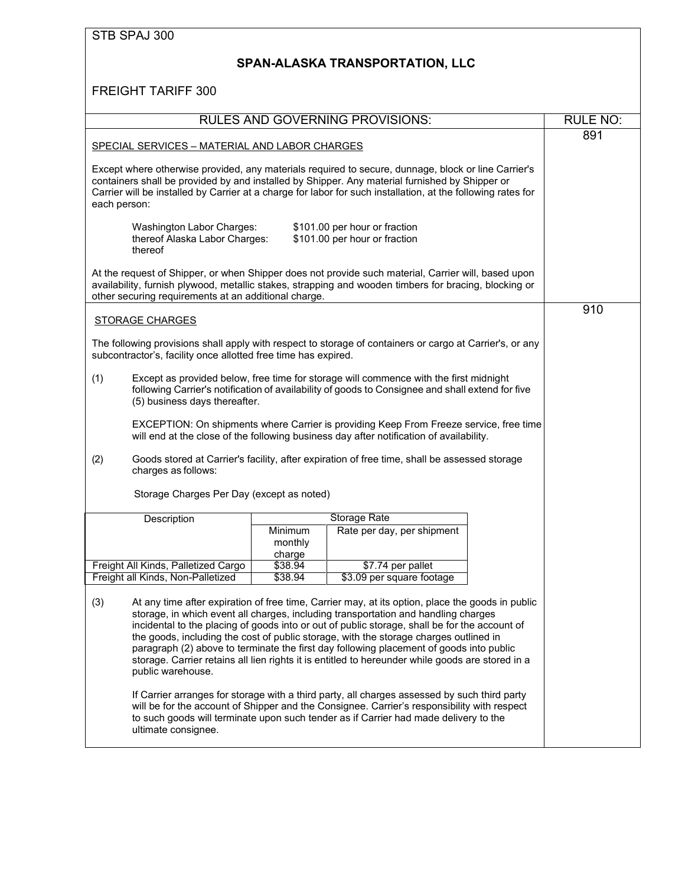STB SPAJ 300

# SPAN-ALASKA TRANSPORTATION, LLC

FREIGHT TARIFF 300

| RULES AND GOVERNING PROVISIONS: | RULE NO: |
|---|---|

## SPECIAL SERVICES – MATERIAL AND LABOR CHARGES

RULE NO: 891

Except where otherwise provided, any materials required to secure, dunnage, block or line Carrier's containers shall be provided by and installed by Shipper. Any material furnished by Shipper or Carrier will be installed by Carrier at a charge for labor for such installation, at the following rates for each person:

Washington Labor Charges: $101.00 per hour or fraction thereof
Alaska Labor Charges: $101.00 per hour or fraction thereof

At the request of Shipper, or when Shipper does not provide such material, Carrier will, based upon availability, furnish plywood, metallic stakes, strapping and wooden timbers for bracing, blocking or other securing requirements at an additional charge.

## STORAGE CHARGES

RULE NO: 910

The following provisions shall apply with respect to storage of containers or cargo at Carrier's, or any subcontractor's, facility once allotted free time has expired.

(1) Except as provided below, free time for storage will commence with the first midnight following Carrier's notification of availability of goods to Consignee and shall extend for five (5) business days thereafter.

EXCEPTION: On shipments where Carrier is providing Keep From Freeze service, free time will end at the close of the following business day after notification of availability.

(2) Goods stored at Carrier's facility, after expiration of free time, shall be assessed storage charges as follows:

Storage Charges Per Day (except as noted)

| Description | Storage Rate | |
|---|---|---|
| | Minimum monthly charge | Rate per day, per shipment |
| Freight All Kinds, Palletized Cargo | $38.94 | $7.74 per pallet |
| Freight all Kinds, Non-Palletized | $38.94 | $3.09 per square footage |

(3) At any time after expiration of free time, Carrier may, at its option, place the goods in public storage, in which event all charges, including transportation and handling charges incidental to the placing of goods into or out of public storage, shall be for the account of the goods, including the cost of public storage, with the storage charges outlined in paragraph (2) above to terminate the first day following placement of goods into public storage. Carrier retains all lien rights it is entitled to hereunder while goods are stored in a public warehouse.

If Carrier arranges for storage with a third party, all charges assessed by such third party will be for the account of Shipper and the Consignee. Carrier's responsibility with respect to such goods will terminate upon such tender as if Carrier had made delivery to the ultimate consignee.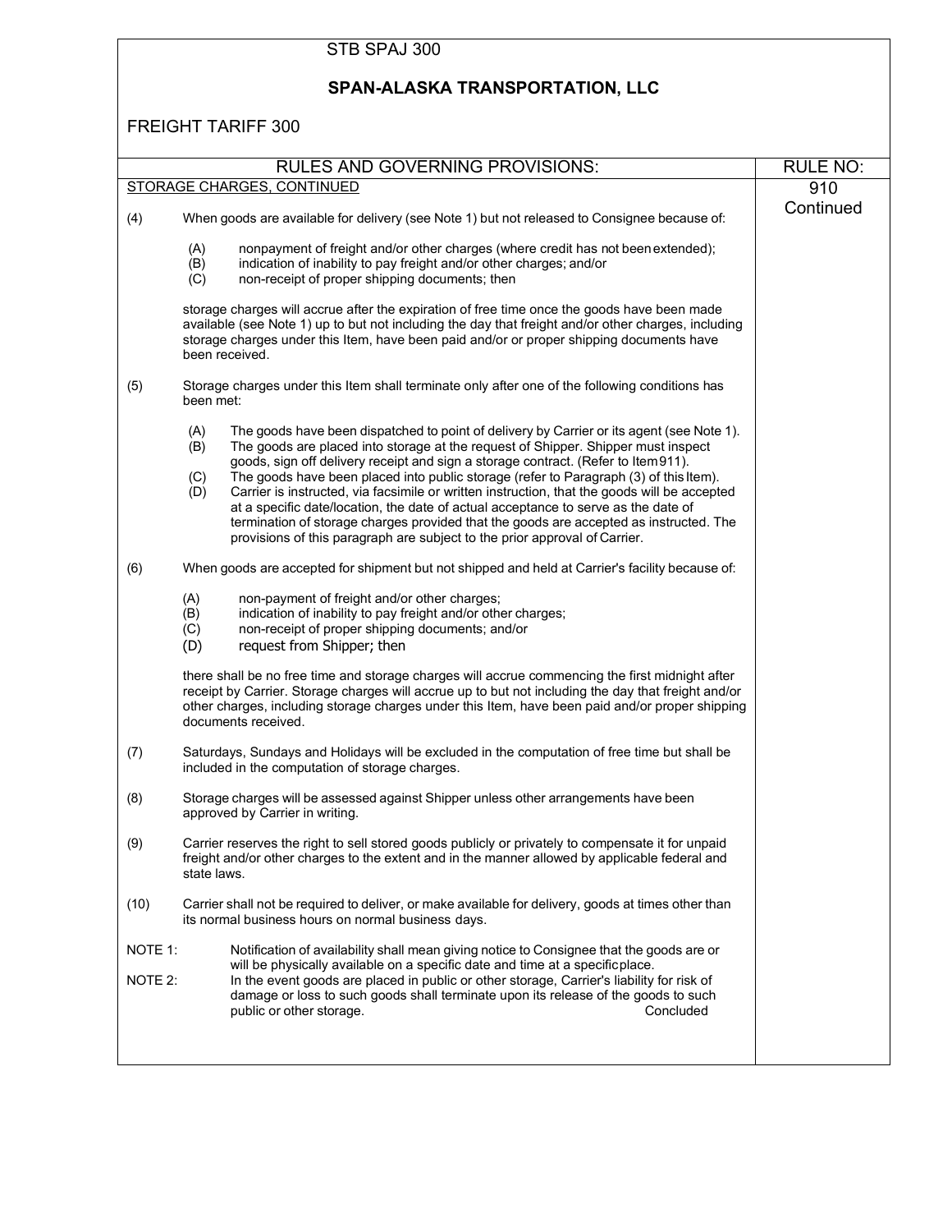STB SPAJ 300

# SPAN-ALASKA TRANSPORTATION, LLC

FREIGHT TARIFF 300

| RULES AND GOVERNING PROVISIONS: | RULE NO: |
|---|---|
| STORAGE CHARGES, CONTINUED | 910 Continued |

(4) When goods are available for delivery (see Note 1) but not released to Consignee because of:

- (A) nonpayment of freight and/or other charges (where credit has not been extended);
- (B) indication of inability to pay freight and/or other charges; and/or
- (C) non-receipt of proper shipping documents; then

storage charges will accrue after the expiration of free time once the goods have been made available (see Note 1) up to but not including the day that freight and/or other charges, including storage charges under this Item, have been paid and/or or proper shipping documents have been received.

(5) Storage charges under this Item shall terminate only after one of the following conditions has been met:

- (A) The goods have been dispatched to point of delivery by Carrier or its agent (see Note 1).
- (B) The goods are placed into storage at the request of Shipper. Shipper must inspect goods, sign off delivery receipt and sign a storage contract. (Refer to Item 911).
- (C) The goods have been placed into public storage (refer to Paragraph (3) of this Item).
- (D) Carrier is instructed, via facsimile or written instruction, that the goods will be accepted at a specific date/location, the date of actual acceptance to serve as the date of termination of storage charges provided that the goods are accepted as instructed. The provisions of this paragraph are subject to the prior approval of Carrier.

(6) When goods are accepted for shipment but not shipped and held at Carrier's facility because of:

- (A) non-payment of freight and/or other charges;
- (B) indication of inability to pay freight and/or other charges;
- (C) non-receipt of proper shipping documents; and/or
- (D) request from Shipper; then

there shall be no free time and storage charges will accrue commencing the first midnight after receipt by Carrier. Storage charges will accrue up to but not including the day that freight and/or other charges, including storage charges under this Item, have been paid and/or proper shipping documents received.

(7) Saturdays, Sundays and Holidays will be excluded in the computation of free time but shall be included in the computation of storage charges.

(8) Storage charges will be assessed against Shipper unless other arrangements have been approved by Carrier in writing.

(9) Carrier reserves the right to sell stored goods publicly or privately to compensate it for unpaid freight and/or other charges to the extent and in the manner allowed by applicable federal and state laws.

(10) Carrier shall not be required to deliver, or make available for delivery, goods at times other than its normal business hours on normal business days.

NOTE 1: Notification of availability shall mean giving notice to Consignee that the goods are or will be physically available on a specific date and time at a specific place.

NOTE 2: In the event goods are placed in public or other storage, Carrier's liability for risk of damage or loss to such goods shall terminate upon its release of the goods to such public or other storage.

Concluded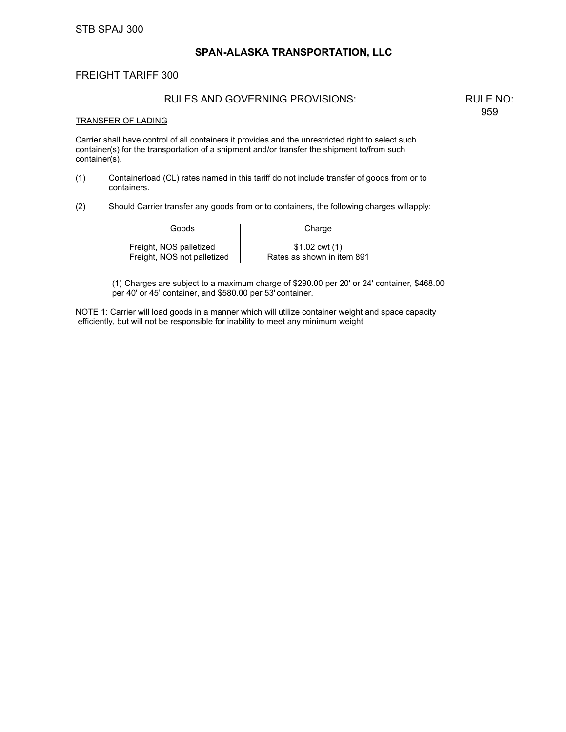STB SPAJ 300

## SPAN-ALASKA TRANSPORTATION, LLC

FREIGHT TARIFF 300

| RULES AND GOVERNING PROVISIONS: | RULE NO: |
|---|---|
| | 959 |

TRANSFER OF LADING

Carrier shall have control of all containers it provides and the unrestricted right to select such container(s) for the transportation of a shipment and/or transfer the shipment to/from such container(s).

(1) Containerload (CL) rates named in this tariff do not include transfer of goods from or to containers.

(2) Should Carrier transfer any goods from or to containers, the following charges willapply:

| Goods | Charge |
|---|---|
| Freight, NOS palletized | $1.02 cwt (1) |
| Freight, NOS not palletized | Rates as shown in item 891 |

(1) Charges are subject to a maximum charge of $290.00 per 20' or 24' container, $468.00 per 40' or 45' container, and $580.00 per 53' container.

NOTE 1: Carrier will load goods in a manner which will utilize container weight and space capacity efficiently, but will not be responsible for inability to meet any minimum weight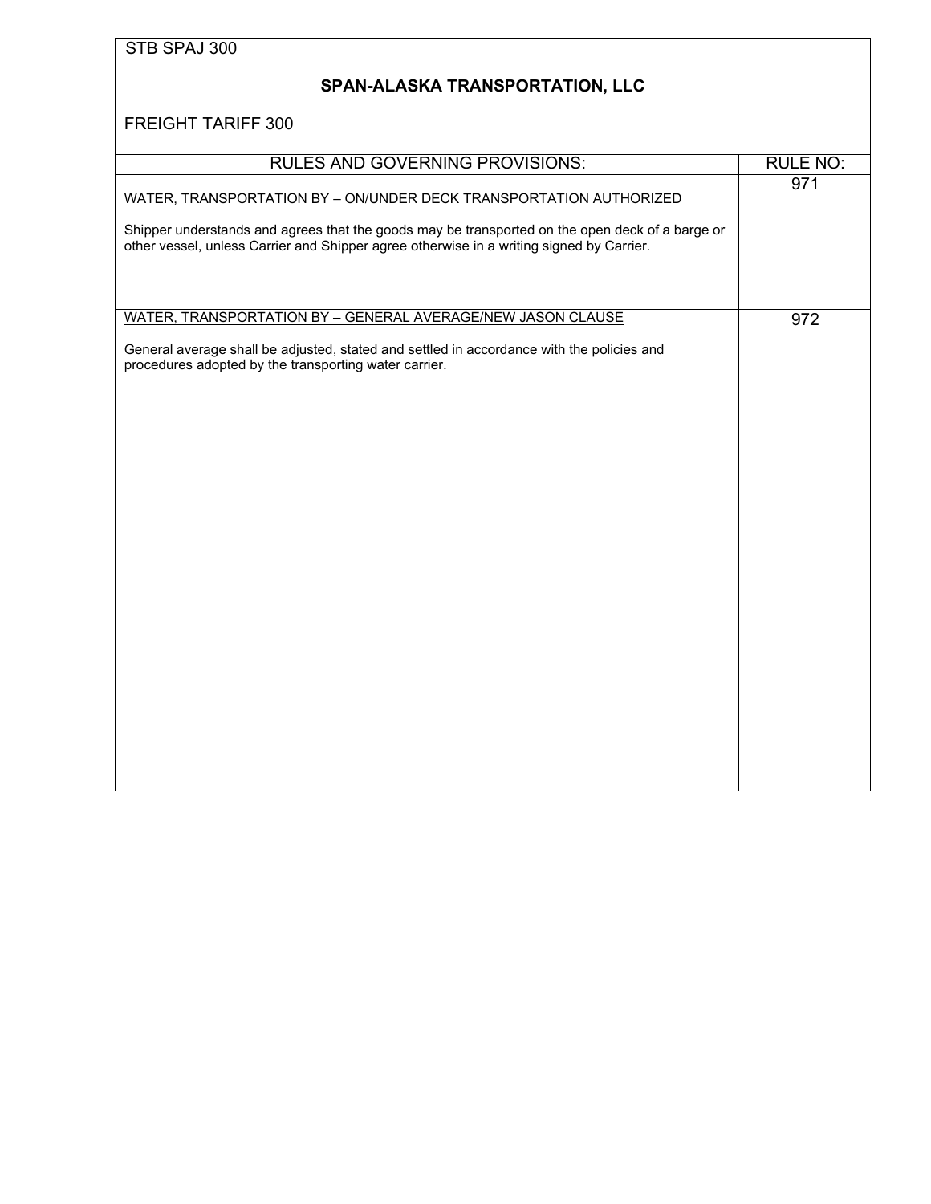STB SPAJ 300

**SPAN-ALASKA TRANSPORTATION, LLC**

FREIGHT TARIFF 300

| RULES AND GOVERNING PROVISIONS: | RULE NO: |
| --- | --- |
| WATER, TRANSPORTATION BY – ON/UNDER DECK TRANSPORTATION AUTHORIZED<br><br>Shipper understands and agrees that the goods may be transported on the open deck of a barge or other vessel, unless Carrier and Shipper agree otherwise in a writing signed by Carrier. | 971 |
| WATER, TRANSPORTATION BY – GENERAL AVERAGE/NEW JASON CLAUSE<br><br>General average shall be adjusted, stated and settled in accordance with the policies and procedures adopted by the transporting water carrier. | 972 |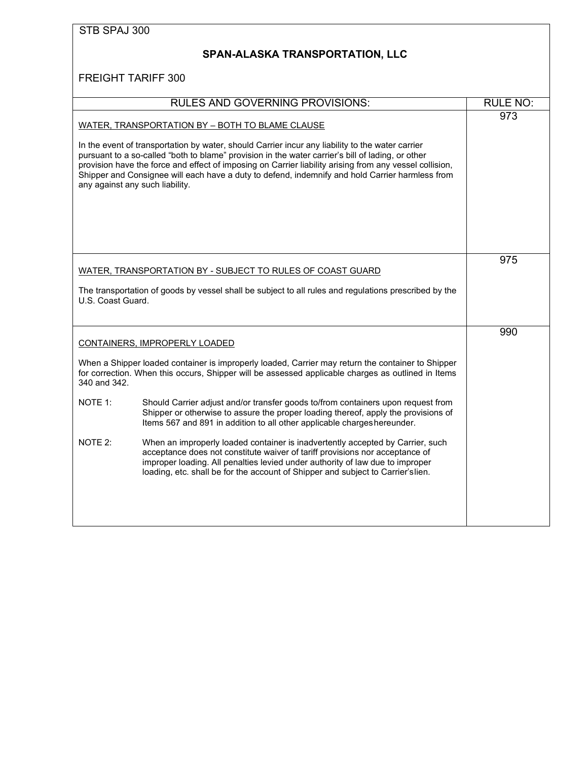STB SPAJ 300

## SPAN-ALASKA TRANSPORTATION, LLC

FREIGHT TARIFF 300

| RULES AND GOVERNING PROVISIONS: | RULE NO: |
| --- | --- |
| WATER, TRANSPORTATION BY – BOTH TO BLAME CLAUSE<br><br>In the event of transportation by water, should Carrier incur any liability to the water carrier pursuant to a so-called "both to blame" provision in the water carrier's bill of lading, or other provision have the force and effect of imposing on Carrier liability arising from any vessel collision, Shipper and Consignee will each have a duty to defend, indemnify and hold Carrier harmless from any against any such liability. | 973 |
| WATER, TRANSPORTATION BY - SUBJECT TO RULES OF COAST GUARD<br><br>The transportation of goods by vessel shall be subject to all rules and regulations prescribed by the U.S. Coast Guard. | 975 |
| CONTAINERS, IMPROPERLY LOADED<br><br>When a Shipper loaded container is improperly loaded, Carrier may return the container to Shipper for correction. When this occurs, Shipper will be assessed applicable charges as outlined in Items 340 and 342.<br><br>NOTE 1: Should Carrier adjust and/or transfer goods to/from containers upon request from Shipper or otherwise to assure the proper loading thereof, apply the provisions of Items 567 and 891 in addition to all other applicable charges hereunder.<br><br>NOTE 2: When an improperly loaded container is inadvertently accepted by Carrier, such acceptance does not constitute waiver of tariff provisions nor acceptance of improper loading. All penalties levied under authority of law due to improper loading, etc. shall be for the account of Shipper and subject to Carrier's lien. | 990 |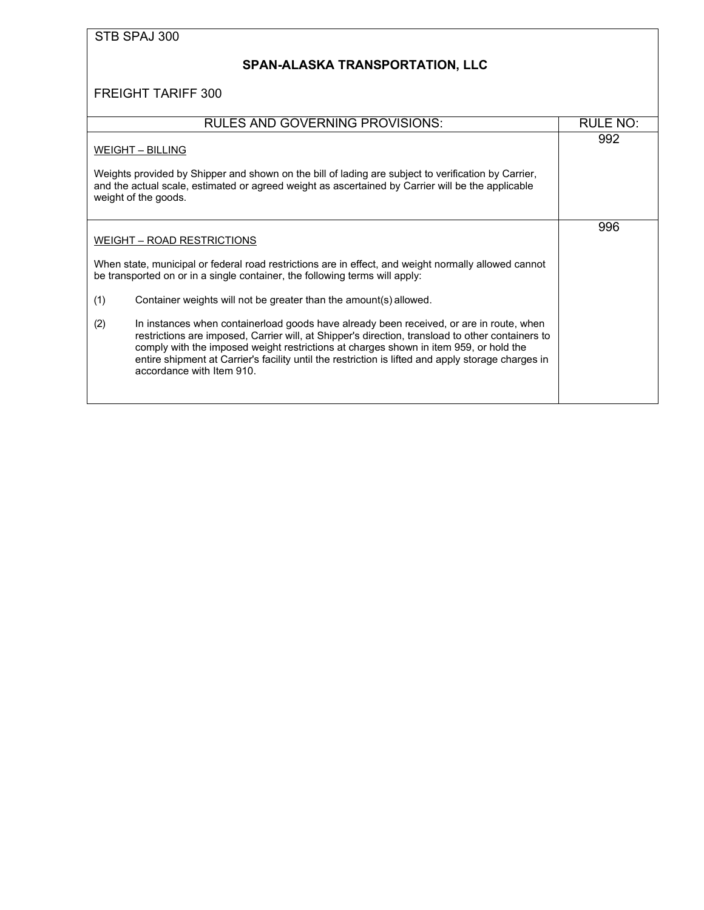STB SPAJ 300

# SPAN-ALASKA TRANSPORTATION, LLC

FREIGHT TARIFF 300

| RULES AND GOVERNING PROVISIONS: | RULE NO: |
|---|---|
| WEIGHT – BILLING<br><br>Weights provided by Shipper and shown on the bill of lading are subject to verification by Carrier, and the actual scale, estimated or agreed weight as ascertained by Carrier will be the applicable weight of the goods. | 992 |
| WEIGHT – ROAD RESTRICTIONS<br><br>When state, municipal or federal road restrictions are in effect, and weight normally allowed cannot be transported on or in a single container, the following terms will apply:<br><br>(1) Container weights will not be greater than the amount(s) allowed.<br><br>(2) In instances when containerload goods have already been received, or are in route, when restrictions are imposed, Carrier will, at Shipper's direction, transload to other containers to comply with the imposed weight restrictions at charges shown in item 959, or hold the entire shipment at Carrier's facility until the restriction is lifted and apply storage charges in accordance with Item 910. | 996 |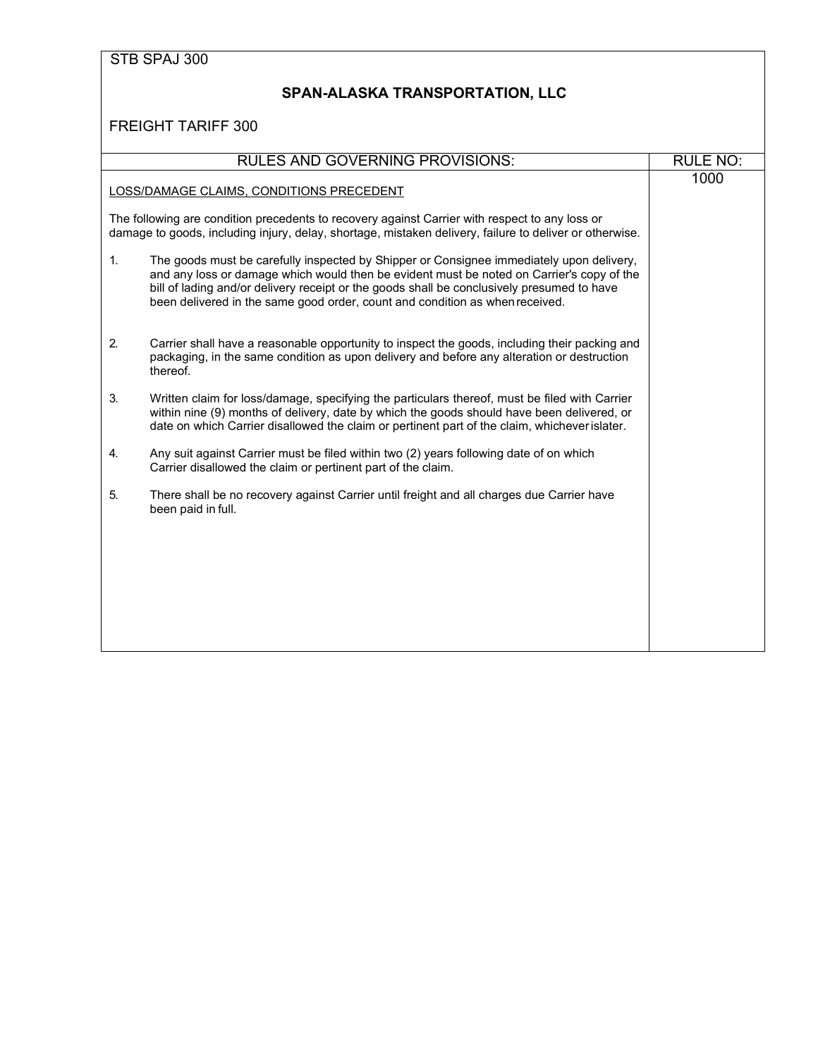STB SPAJ 300

## SPAN-ALASKA TRANSPORTATION, LLC

FREIGHT TARIFF 300

| RULES AND GOVERNING PROVISIONS: | RULE NO: |
|---|---|
| LOSS/DAMAGE CLAIMS, CONDITIONS PRECEDENT | 1000 |

LOSS/DAMAGE CLAIMS, CONDITIONS PRECEDENT

The following are condition precedents to recovery against Carrier with respect to any loss or damage to goods, including injury, delay, shortage, mistaken delivery, failure to deliver or otherwise.

1. The goods must be carefully inspected by Shipper or Consignee immediately upon delivery, and any loss or damage which would then be evident must be noted on Carrier's copy of the bill of lading and/or delivery receipt or the goods shall be conclusively presumed to have been delivered in the same good order, count and condition as when received.

2. Carrier shall have a reasonable opportunity to inspect the goods, including their packing and packaging, in the same condition as upon delivery and before any alteration or destruction thereof.

3. Written claim for loss/damage, specifying the particulars thereof, must be filed with Carrier within nine (9) months of delivery, date by which the goods should have been delivered, or date on which Carrier disallowed the claim or pertinent part of the claim, whichever is later.

4. Any suit against Carrier must be filed within two (2) years following date of on which Carrier disallowed the claim or pertinent part of the claim.

5. There shall be no recovery against Carrier until freight and all charges due Carrier have been paid in full.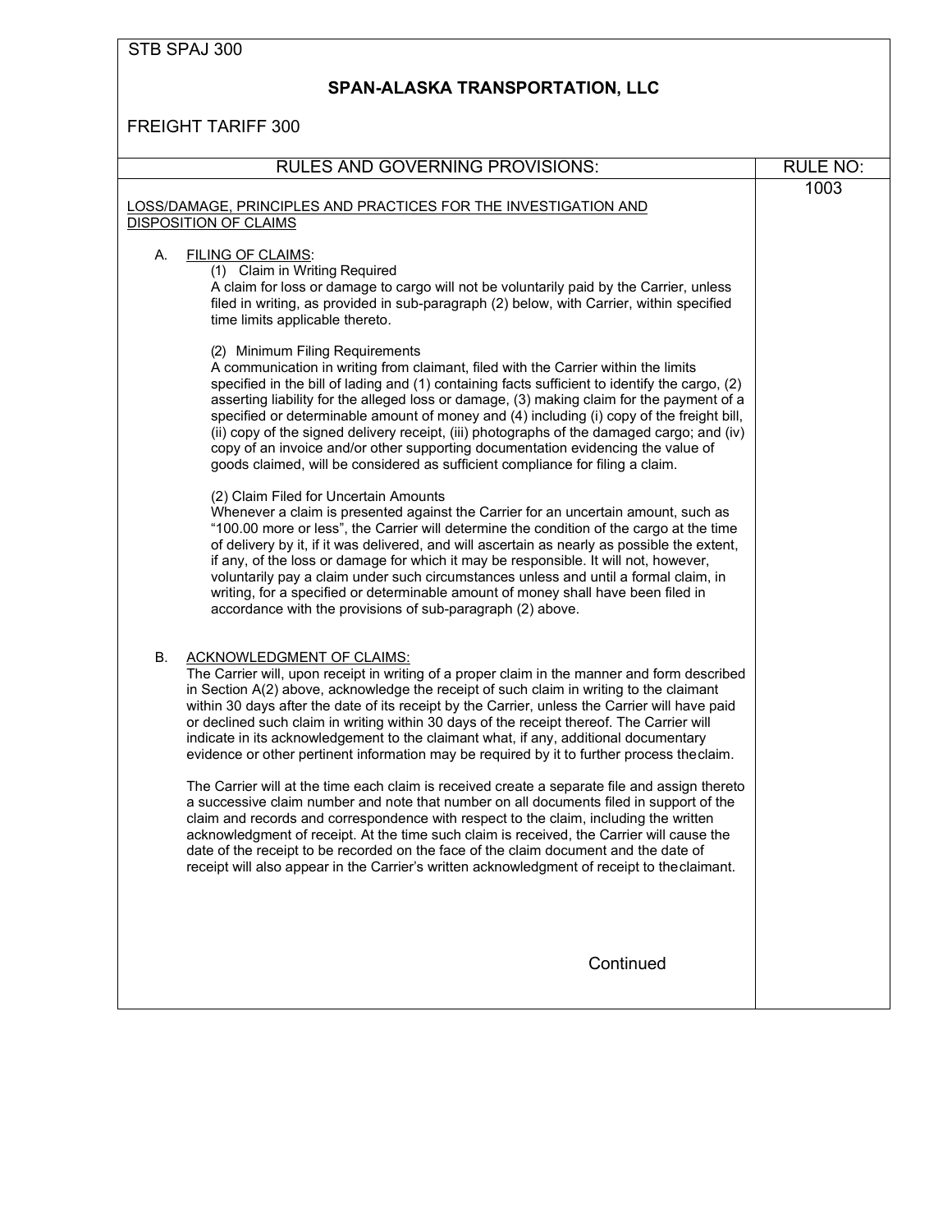STB SPAJ 300

## SPAN-ALASKA TRANSPORTATION, LLC

FREIGHT TARIFF 300

| RULES AND GOVERNING PROVISIONS: | RULE NO: |
|---|---|
| | 1003 |

LOSS/DAMAGE, PRINCIPLES AND PRACTICES FOR THE INVESTIGATION AND DISPOSITION OF CLAIMS

A. FILING OF CLAIMS:

(1) Claim in Writing Required

A claim for loss or damage to cargo will not be voluntarily paid by the Carrier, unless filed in writing, as provided in sub-paragraph (2) below, with Carrier, within specified time limits applicable thereto.

(2) Minimum Filing Requirements

A communication in writing from claimant, filed with the Carrier within the limits specified in the bill of lading and (1) containing facts sufficient to identify the cargo, (2) asserting liability for the alleged loss or damage, (3) making claim for the payment of a specified or determinable amount of money and (4) including (i) copy of the freight bill, (ii) copy of the signed delivery receipt, (iii) photographs of the damaged cargo; and (iv) copy of an invoice and/or other supporting documentation evidencing the value of goods claimed, will be considered as sufficient compliance for filing a claim.

(2) Claim Filed for Uncertain Amounts

Whenever a claim is presented against the Carrier for an uncertain amount, such as "100.00 more or less", the Carrier will determine the condition of the cargo at the time of delivery by it, if it was delivered, and will ascertain as nearly as possible the extent, if any, of the loss or damage for which it may be responsible. It will not, however, voluntarily pay a claim under such circumstances unless and until a formal claim, in writing, for a specified or determinable amount of money shall have been filed in accordance with the provisions of sub-paragraph (2) above.

B. ACKNOWLEDGMENT OF CLAIMS:

The Carrier will, upon receipt in writing of a proper claim in the manner and form described in Section A(2) above, acknowledge the receipt of such claim in writing to the claimant within 30 days after the date of its receipt by the Carrier, unless the Carrier will have paid or declined such claim in writing within 30 days of the receipt thereof. The Carrier will indicate in its acknowledgement to the claimant what, if any, additional documentary evidence or other pertinent information may be required by it to further process theclaim.

The Carrier will at the time each claim is received create a separate file and assign thereto a successive claim number and note that number on all documents filed in support of the claim and records and correspondence with respect to the claim, including the written acknowledgment of receipt. At the time such claim is received, the Carrier will cause the date of the receipt to be recorded on the face of the claim document and the date of receipt will also appear in the Carrier's written acknowledgment of receipt to theclaimant.

Continued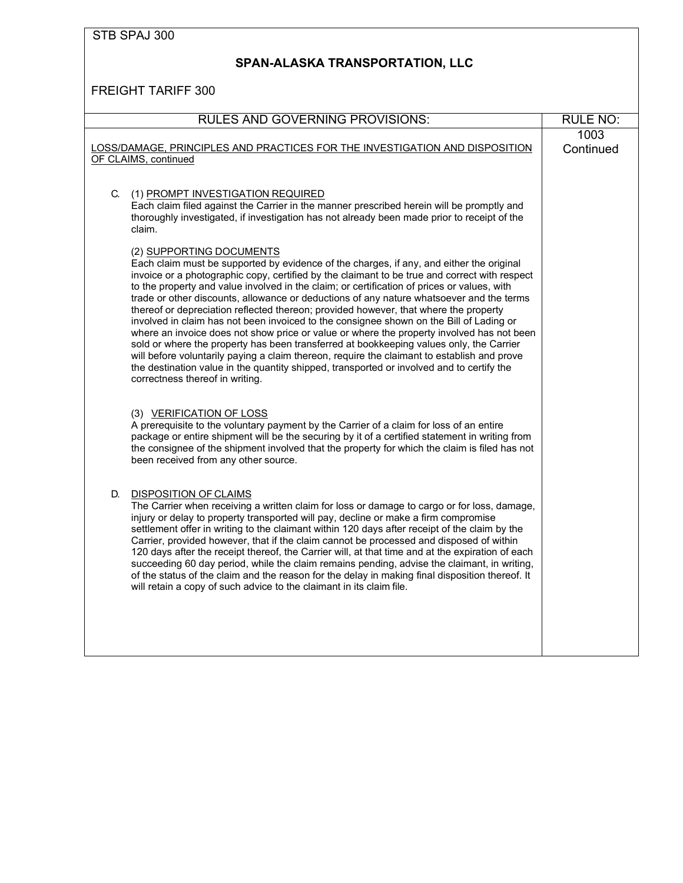STB SPAJ 300

## SPAN-ALASKA TRANSPORTATION, LLC

FREIGHT TARIFF 300

| RULES AND GOVERNING PROVISIONS: | RULE NO: |
|---|---|
| LOSS/DAMAGE, PRINCIPLES AND PRACTICES FOR THE INVESTIGATION AND DISPOSITION OF CLAIMS, continued | 1003 Continued |

C. (1) PROMPT INVESTIGATION REQUIRED

Each claim filed against the Carrier in the manner prescribed herein will be promptly and thoroughly investigated, if investigation has not already been made prior to receipt of the claim.

(2) SUPPORTING DOCUMENTS

Each claim must be supported by evidence of the charges, if any, and either the original invoice or a photographic copy, certified by the claimant to be true and correct with respect to the property and value involved in the claim; or certification of prices or values, with trade or other discounts, allowance or deductions of any nature whatsoever and the terms thereof or depreciation reflected thereon; provided however, that where the property involved in claim has not been invoiced to the consignee shown on the Bill of Lading or where an invoice does not show price or value or where the property involved has not been sold or where the property has been transferred at bookkeeping values only, the Carrier will before voluntarily paying a claim thereon, require the claimant to establish and prove the destination value in the quantity shipped, transported or involved and to certify the correctness thereof in writing.

(3) VERIFICATION OF LOSS

A prerequisite to the voluntary payment by the Carrier of a claim for loss of an entire package or entire shipment will be the securing by it of a certified statement in writing from the consignee of the shipment involved that the property for which the claim is filed has not been received from any other source.

D. DISPOSITION OF CLAIMS

The Carrier when receiving a written claim for loss or damage to cargo or for loss, damage, injury or delay to property transported will pay, decline or make a firm compromise settlement offer in writing to the claimant within 120 days after receipt of the claim by the Carrier, provided however, that if the claim cannot be processed and disposed of within 120 days after the receipt thereof, the Carrier will, at that time and at the expiration of each succeeding 60 day period, while the claim remains pending, advise the claimant, in writing, of the status of the claim and the reason for the delay in making final disposition thereof. It will retain a copy of such advice to the claimant in its claim file.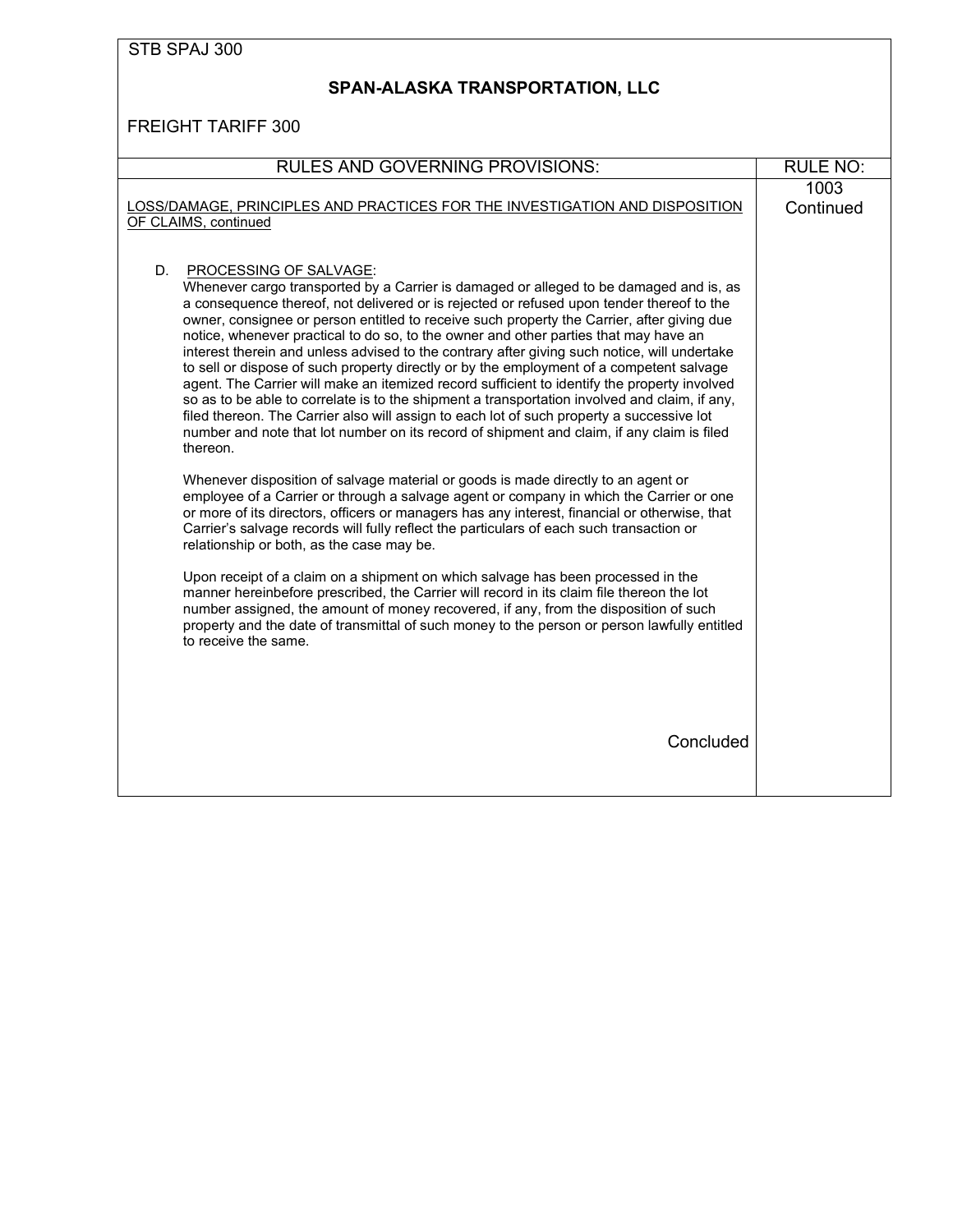STB SPAJ 300

## SPAN-ALASKA TRANSPORTATION, LLC

FREIGHT TARIFF 300

| RULES AND GOVERNING PROVISIONS: | RULE NO: |
|---|---|
| LOSS/DAMAGE, PRINCIPLES AND PRACTICES FOR THE INVESTIGATION AND DISPOSITION OF CLAIMS, continued | 1003 Continued |

D. PROCESSING OF SALVAGE:

Whenever cargo transported by a Carrier is damaged or alleged to be damaged and is, as a consequence thereof, not delivered or is rejected or refused upon tender thereof to the owner, consignee or person entitled to receive such property the Carrier, after giving due notice, whenever practical to do so, to the owner and other parties that may have an interest therein and unless advised to the contrary after giving such notice, will undertake to sell or dispose of such property directly or by the employment of a competent salvage agent. The Carrier will make an itemized record sufficient to identify the property involved so as to be able to correlate is to the shipment a transportation involved and claim, if any, filed thereon. The Carrier also will assign to each lot of such property a successive lot number and note that lot number on its record of shipment and claim, if any claim is filed thereon.

Whenever disposition of salvage material or goods is made directly to an agent or employee of a Carrier or through a salvage agent or company in which the Carrier or one or more of its directors, officers or managers has any interest, financial or otherwise, that Carrier's salvage records will fully reflect the particulars of each such transaction or relationship or both, as the case may be.

Upon receipt of a claim on a shipment on which salvage has been processed in the manner hereinbefore prescribed, the Carrier will record in its claim file thereon the lot number assigned, the amount of money recovered, if any, from the disposition of such property and the date of transmittal of such money to the person or person lawfully entitled to receive the same.

Concluded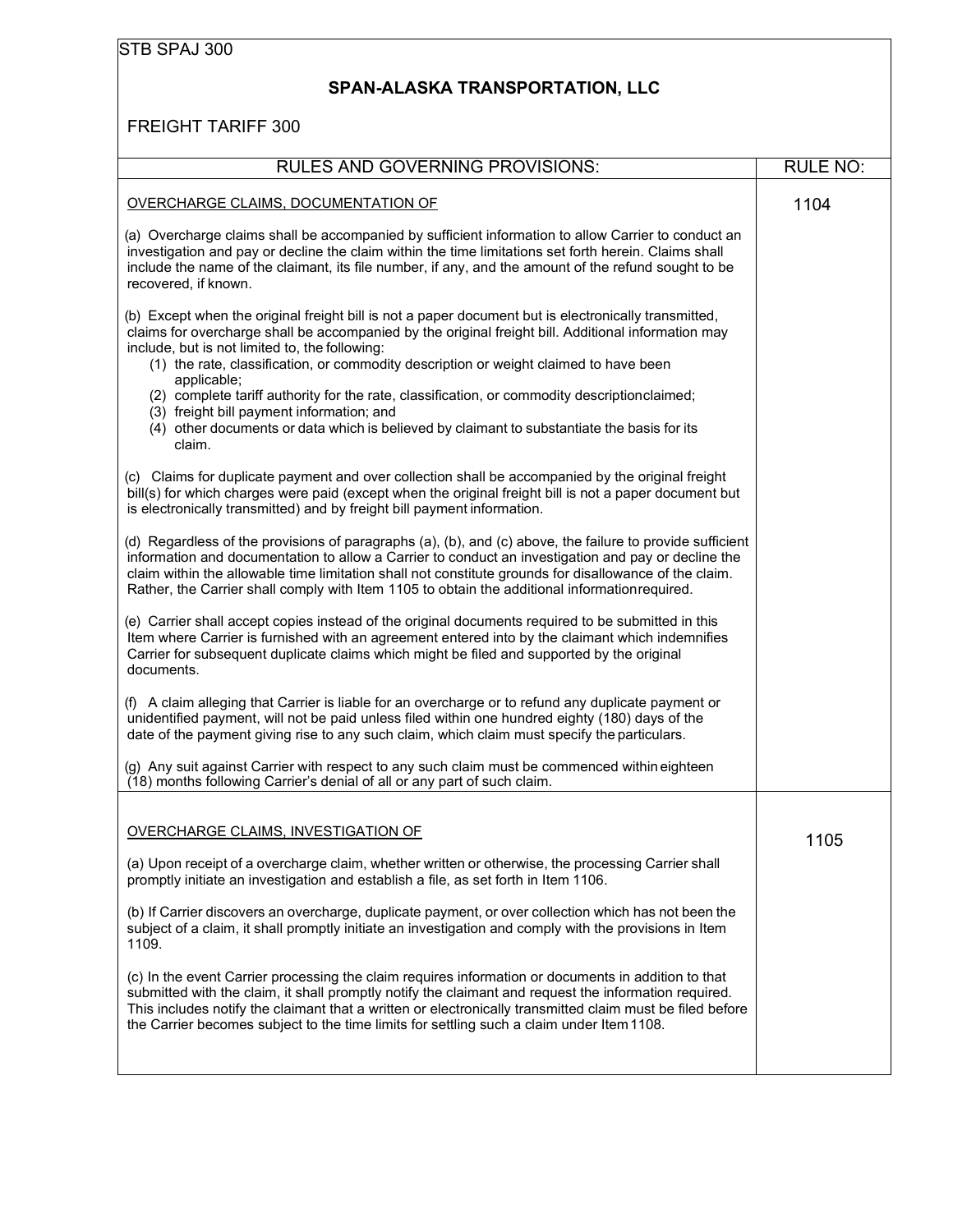STB SPAJ 300

## SPAN-ALASKA TRANSPORTATION, LLC

FREIGHT TARIFF 300

| RULES AND GOVERNING PROVISIONS: | RULE NO: |
|---|---|
| OVERCHARGE CLAIMS, DOCUMENTATION OF | 1104 |

(a) Overcharge claims shall be accompanied by sufficient information to allow Carrier to conduct an investigation and pay or decline the claim within the time limitations set forth herein. Claims shall include the name of the claimant, its file number, if any, and the amount of the refund sought to be recovered, if known.

(b) Except when the original freight bill is not a paper document but is electronically transmitted, claims for overcharge shall be accompanied by the original freight bill. Additional information may include, but is not limited to, the following:

(1) the rate, classification, or commodity description or weight claimed to have been applicable;
(2) complete tariff authority for the rate, classification, or commodity descriptionclaimed;
(3) freight bill payment information; and
(4) other documents or data which is believed by claimant to substantiate the basis for its claim.

(c) Claims for duplicate payment and over collection shall be accompanied by the original freight bill(s) for which charges were paid (except when the original freight bill is not a paper document but is electronically transmitted) and by freight bill payment information.

(d) Regardless of the provisions of paragraphs (a), (b), and (c) above, the failure to provide sufficient information and documentation to allow a Carrier to conduct an investigation and pay or decline the claim within the allowable time limitation shall not constitute grounds for disallowance of the claim. Rather, the Carrier shall comply with Item 1105 to obtain the additional informationrequired.

(e) Carrier shall accept copies instead of the original documents required to be submitted in this Item where Carrier is furnished with an agreement entered into by the claimant which indemnifies Carrier for subsequent duplicate claims which might be filed and supported by the original documents.

(f) A claim alleging that Carrier is liable for an overcharge or to refund any duplicate payment or unidentified payment, will not be paid unless filed within one hundred eighty (180) days of the date of the payment giving rise to any such claim, which claim must specify the particulars.

(g) Any suit against Carrier with respect to any such claim must be commenced within eighteen (18) months following Carrier's denial of all or any part of such claim.

| | |
|---|---|
| OVERCHARGE CLAIMS, INVESTIGATION OF | 1105 |

(a) Upon receipt of a overcharge claim, whether written or otherwise, the processing Carrier shall promptly initiate an investigation and establish a file, as set forth in Item 1106.

(b) If Carrier discovers an overcharge, duplicate payment, or over collection which has not been the subject of a claim, it shall promptly initiate an investigation and comply with the provisions in Item 1109.

(c) In the event Carrier processing the claim requires information or documents in addition to that submitted with the claim, it shall promptly notify the claimant and request the information required. This includes notify the claimant that a written or electronically transmitted claim must be filed before the Carrier becomes subject to the time limits for settling such a claim under Item 1108.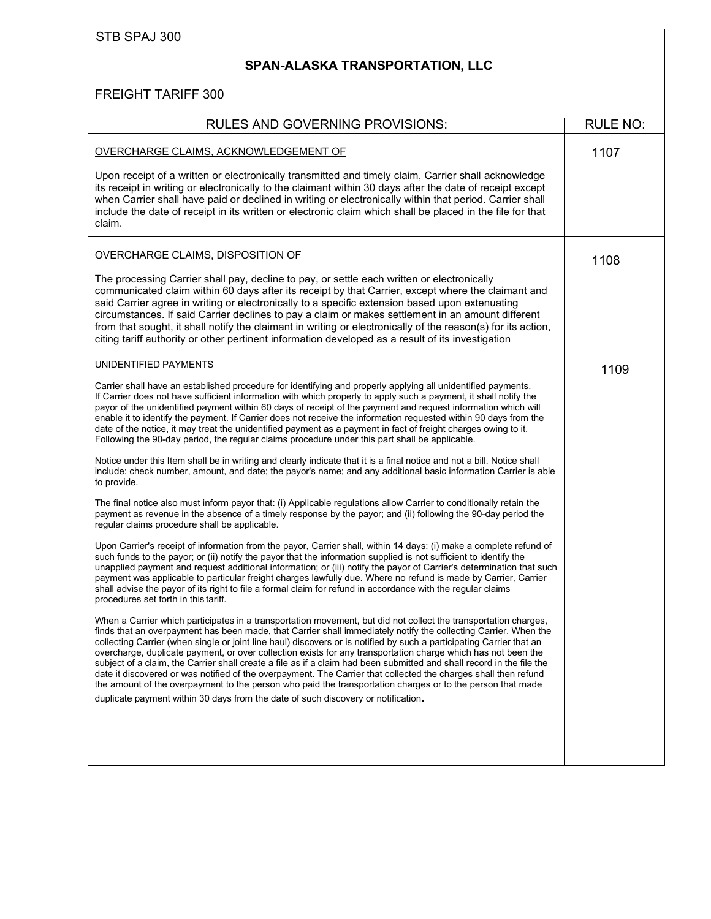STB SPAJ 300

## SPAN-ALASKA TRANSPORTATION, LLC

FREIGHT TARIFF 300

| RULES AND GOVERNING PROVISIONS: | RULE NO: |
|---|---|
| OVERCHARGE CLAIMS, ACKNOWLEDGEMENT OF<br><br>Upon receipt of a written or electronically transmitted and timely claim, Carrier shall acknowledge its receipt in writing or electronically to the claimant within 30 days after the date of receipt except when Carrier shall have paid or declined in writing or electronically within that period. Carrier shall include the date of receipt in its written or electronic claim which shall be placed in the file for that claim. | 1107 |
| OVERCHARGE CLAIMS, DISPOSITION OF<br><br>The processing Carrier shall pay, decline to pay, or settle each written or electronically communicated claim within 60 days after its receipt by that Carrier, except where the claimant and said Carrier agree in writing or electronically to a specific extension based upon extenuating circumstances. If said Carrier declines to pay a claim or makes settlement in an amount different from that sought, it shall notify the claimant in writing or electronically of the reason(s) for its action, citing tariff authority or other pertinent information developed as a result of its investigation | 1108 |
| UNIDENTIFIED PAYMENTS<br><br>Carrier shall have an established procedure for identifying and properly applying all unidentified payments. If Carrier does not have sufficient information with which properly to apply such a payment, it shall notify the payor of the unidentified payment within 60 days of receipt of the payment and request information which will enable it to identify the payment. If Carrier does not receive the information requested within 90 days from the date of the notice, it may treat the unidentified payment as a payment in fact of freight charges owing to it. Following the 90-day period, the regular claims procedure under this part shall be applicable.<br><br>Notice under this Item shall be in writing and clearly indicate that it is a final notice and not a bill. Notice shall include: check number, amount, and date; the payor's name; and any additional basic information Carrier is able to provide.<br><br>The final notice also must inform payor that: (i) Applicable regulations allow Carrier to conditionally retain the payment as revenue in the absence of a timely response by the payor; and (ii) following the 90-day period the regular claims procedure shall be applicable.<br><br>Upon Carrier's receipt of information from the payor, Carrier shall, within 14 days: (i) make a complete refund of such funds to the payor; or (ii) notify the payor that the information supplied is not sufficient to identify the unapplied payment and request additional information; or (iii) notify the payor of Carrier's determination that such payment was applicable to particular freight charges lawfully due. Where no refund is made by Carrier, Carrier shall advise the payor of its right to file a formal claim for refund in accordance with the regular claims procedures set forth in this tariff.<br><br>When a Carrier which participates in a transportation movement, but did not collect the transportation charges, finds that an overpayment has been made, that Carrier shall immediately notify the collecting Carrier. When the collecting Carrier (when single or joint line haul) discovers or is notified by such a participating Carrier that an overcharge, duplicate payment, or over collection exists for any transportation charge which has not been the subject of a claim, the Carrier shall create a file as if a claim had been submitted and shall record in the file the date it discovered or was notified of the overpayment. The Carrier that collected the charges shall then refund the amount of the overpayment to the person who paid the transportation charges or to the person that made duplicate payment within 30 days from the date of such discovery or notification. | 1109 |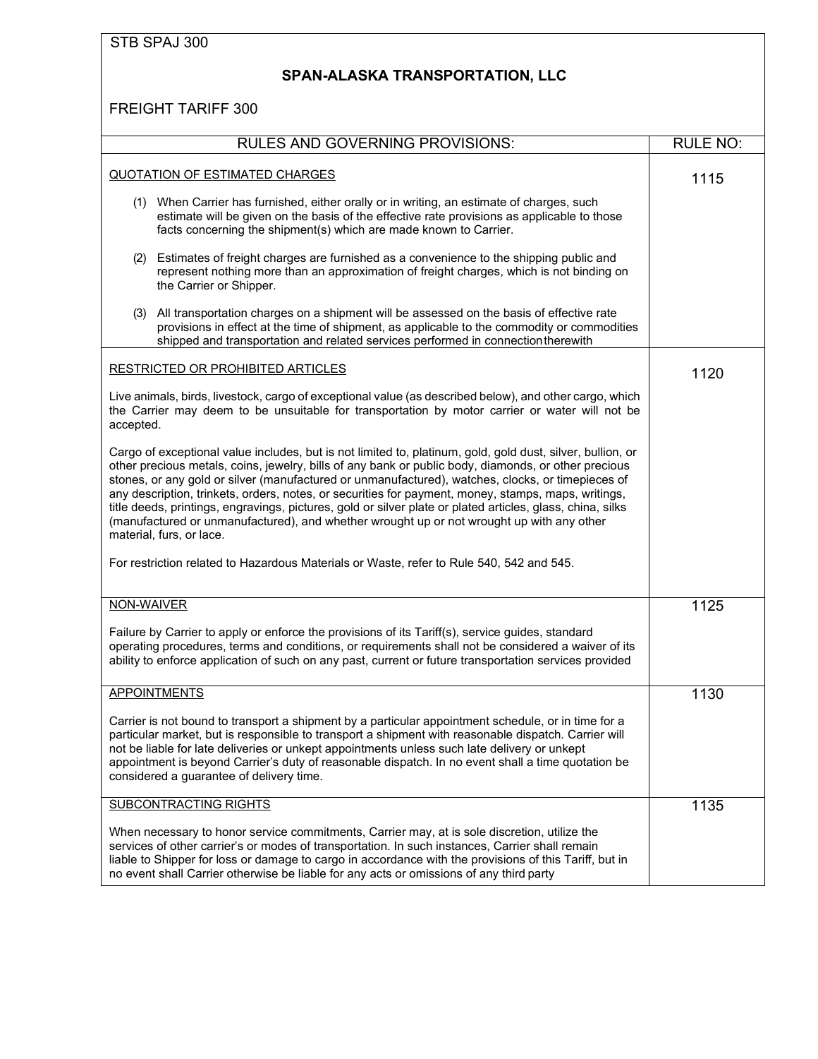STB SPAJ 300

## SPAN-ALASKA TRANSPORTATION, LLC

FREIGHT TARIFF 300

| RULES AND GOVERNING PROVISIONS: | RULE NO: |
|---|---|
| <u>QUOTATION OF ESTIMATED CHARGES</u><br><br>(1) When Carrier has furnished, either orally or in writing, an estimate of charges, such estimate will be given on the basis of the effective rate provisions as applicable to those facts concerning the shipment(s) which are made known to Carrier.<br><br>(2) Estimates of freight charges are furnished as a convenience to the shipping public and represent nothing more than an approximation of freight charges, which is not binding on the Carrier or Shipper.<br><br>(3) All transportation charges on a shipment will be assessed on the basis of effective rate provisions in effect at the time of shipment, as applicable to the commodity or commodities shipped and transportation and related services performed in connection therewith | 1115 |
| <u>RESTRICTED OR PROHIBITED ARTICLES</u><br><br>Live animals, birds, livestock, cargo of exceptional value (as described below), and other cargo, which the Carrier may deem to be unsuitable for transportation by motor carrier or water will not be accepted.<br><br>Cargo of exceptional value includes, but is not limited to, platinum, gold, gold dust, silver, bullion, or other precious metals, coins, jewelry, bills of any bank or public body, diamonds, or other precious stones, or any gold or silver (manufactured or unmanufactured), watches, clocks, or timepieces of any description, trinkets, orders, notes, or securities for payment, money, stamps, maps, writings, title deeds, printings, engravings, pictures, gold or silver plate or plated articles, glass, china, silks (manufactured or unmanufactured), and whether wrought up or not wrought up with any other material, furs, or lace.<br><br>For restriction related to Hazardous Materials or Waste, refer to Rule 540, 542 and 545. | 1120 |
| <u>NON-WAIVER</u><br><br>Failure by Carrier to apply or enforce the provisions of its Tariff(s), service guides, standard operating procedures, terms and conditions, or requirements shall not be considered a waiver of its ability to enforce application of such on any past, current or future transportation services provided | 1125 |
| <u>APPOINTMENTS</u><br><br>Carrier is not bound to transport a shipment by a particular appointment schedule, or in time for a particular market, but is responsible to transport a shipment with reasonable dispatch. Carrier will not be liable for late deliveries or unkept appointments unless such late delivery or unkept appointment is beyond Carrier's duty of reasonable dispatch. In no event shall a time quotation be considered a guarantee of delivery time. | 1130 |
| <u>SUBCONTRACTING RIGHTS</u><br><br>When necessary to honor service commitments, Carrier may, at is sole discretion, utilize the services of other carrier's or modes of transportation. In such instances, Carrier shall remain liable to Shipper for loss or damage to cargo in accordance with the provisions of this Tariff, but in no event shall Carrier otherwise be liable for any acts or omissions of any third party | 1135 |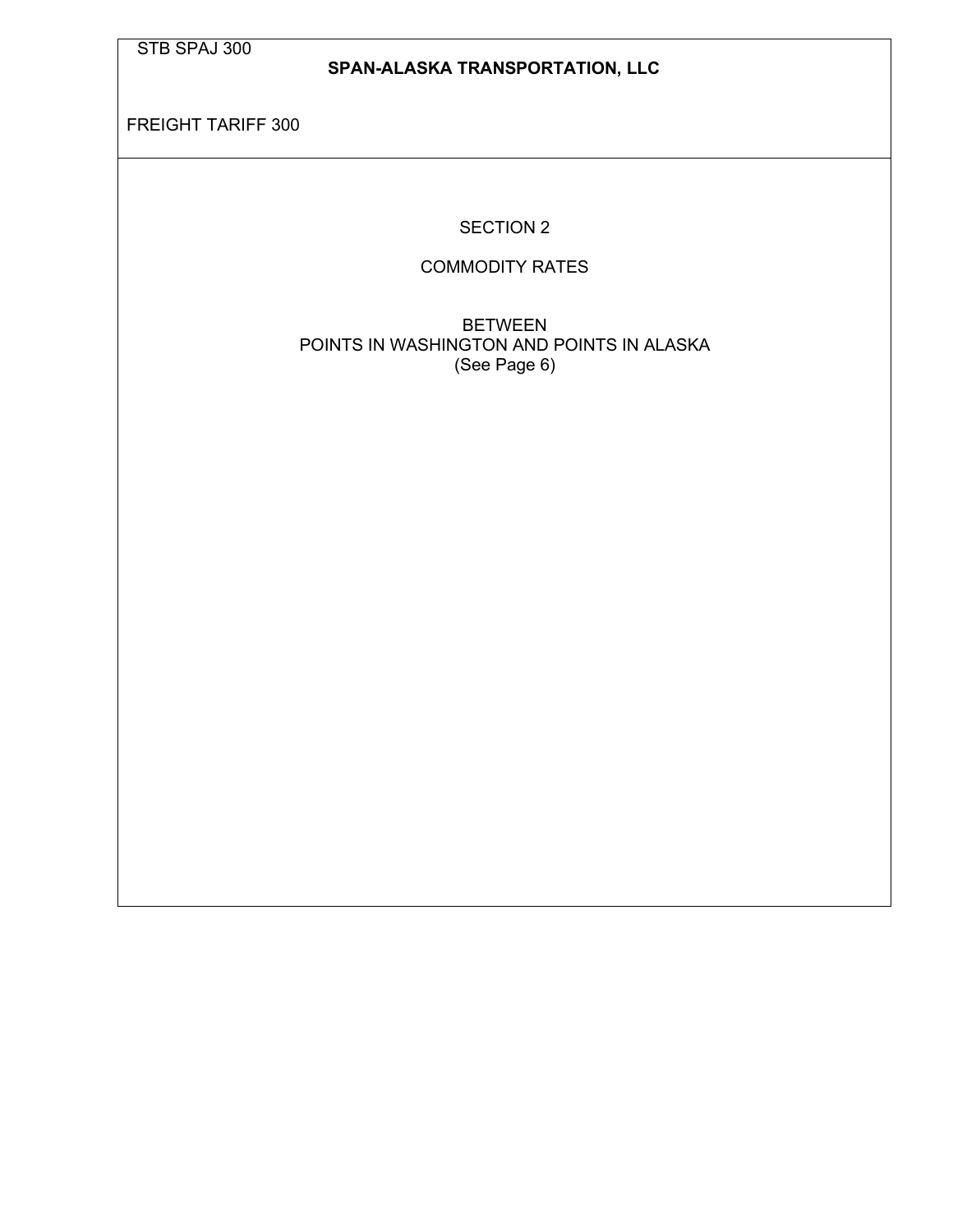# SECTION 2

## COMMODITY RATES

BETWEEN
POINTS IN WASHINGTON AND POINTS IN ALASKA
(See Page 6)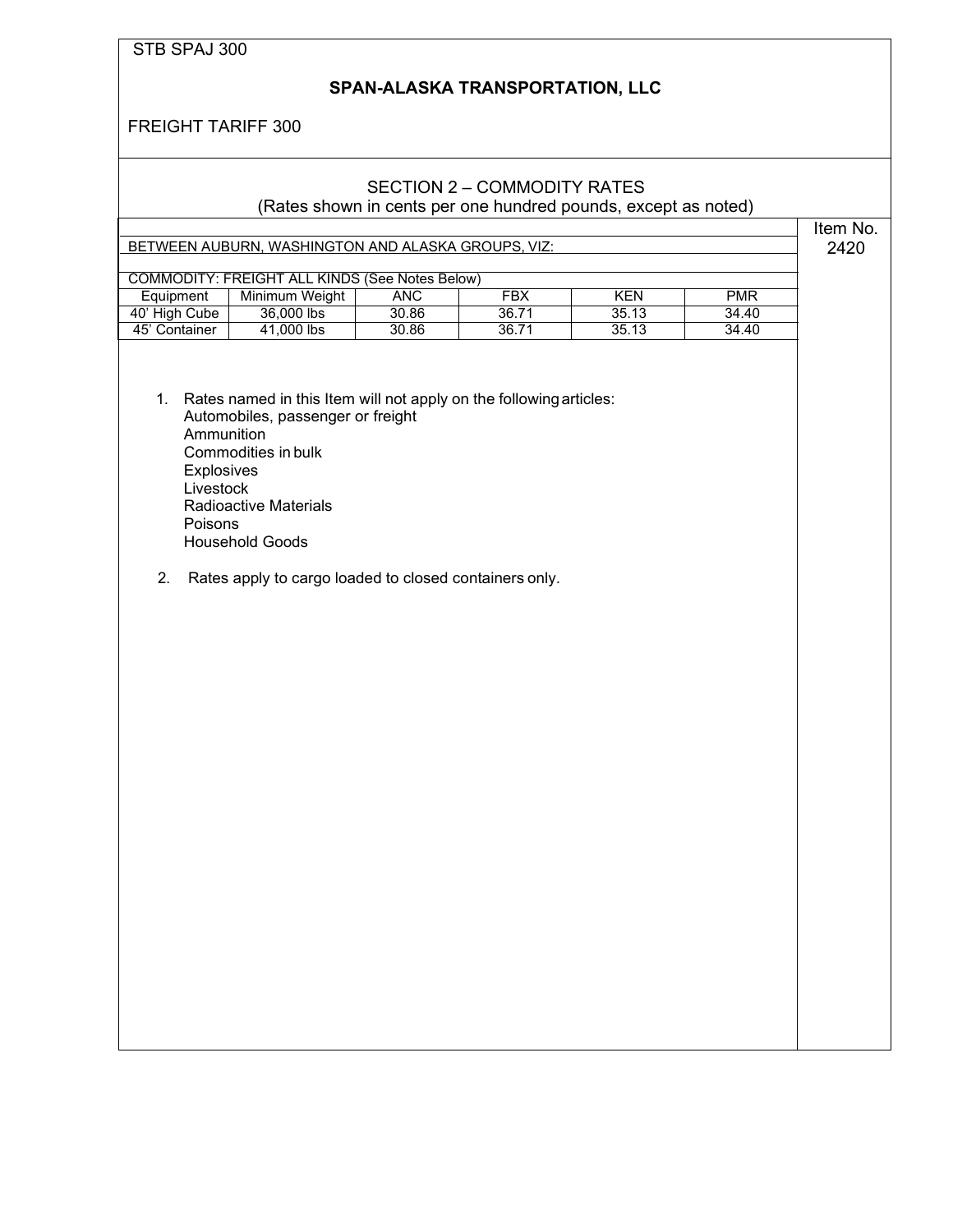STB SPAJ 300

**SPAN-ALASKA TRANSPORTATION, LLC**

FREIGHT TARIFF 300

SECTION 2 – COMMODITY RATES
(Rates shown in cents per one hundred pounds, except as noted)

Item No. 2420

BETWEEN AUBURN, WASHINGTON AND ALASKA GROUPS, VIZ:

COMMODITY: FREIGHT ALL KINDS (See Notes Below)

| Equipment | Minimum Weight | ANC | FBX | KEN | PMR |
|---|---|---|---|---|---|
| 40' High Cube | 36,000 lbs | 30.86 | 36.71 | 35.13 | 34.40 |
| 45' Container | 41,000 lbs | 30.86 | 36.71 | 35.13 | 34.40 |

1. Rates named in this Item will not apply on the following articles:
   - Automobiles, passenger or freight
   - Ammunition
   - Commodities in bulk
   - Explosives
   - Livestock
   - Radioactive Materials
   - Poisons
   - Household Goods

2. Rates apply to cargo loaded to closed containers only.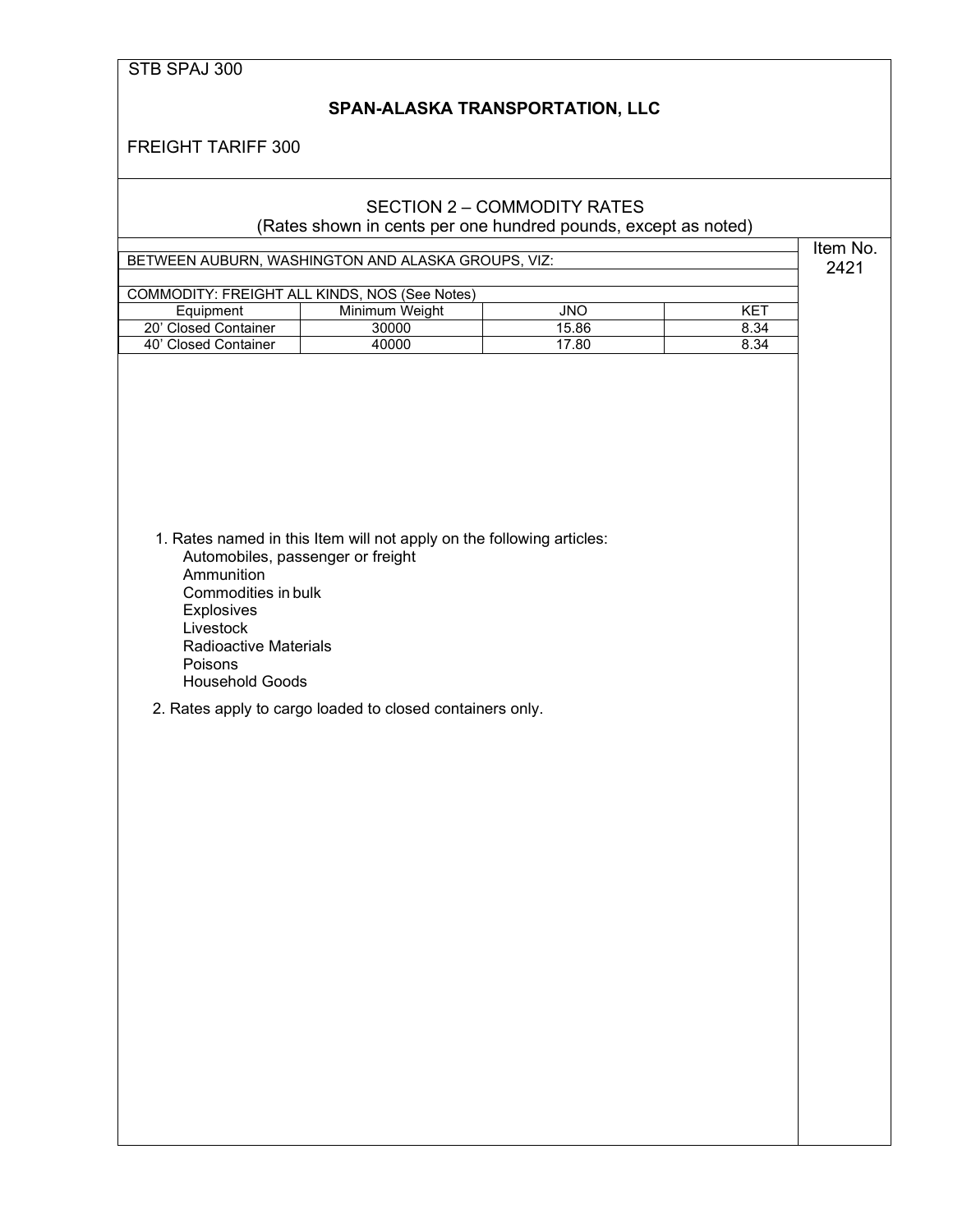STB SPAJ 300

**SPAN-ALASKA TRANSPORTATION, LLC**

FREIGHT TARIFF 300

SECTION 2 – COMMODITY RATES
(Rates shown in cents per one hundred pounds, except as noted)

Item No. 2421

BETWEEN AUBURN, WASHINGTON AND ALASKA GROUPS, VIZ:

COMMODITY: FREIGHT ALL KINDS, NOS (See Notes)

| Equipment | Minimum Weight | JNO | KET |
|---|---|---|---|
| 20' Closed Container | 30000 | 15.86 | 8.34 |
| 40' Closed Container | 40000 | 17.80 | 8.34 |

1. Rates named in this Item will not apply on the following articles:
   - Automobiles, passenger or freight
   - Ammunition
   - Commodities in bulk
   - Explosives
   - Livestock
   - Radioactive Materials
   - Poisons
   - Household Goods

2. Rates apply to cargo loaded to closed containers only.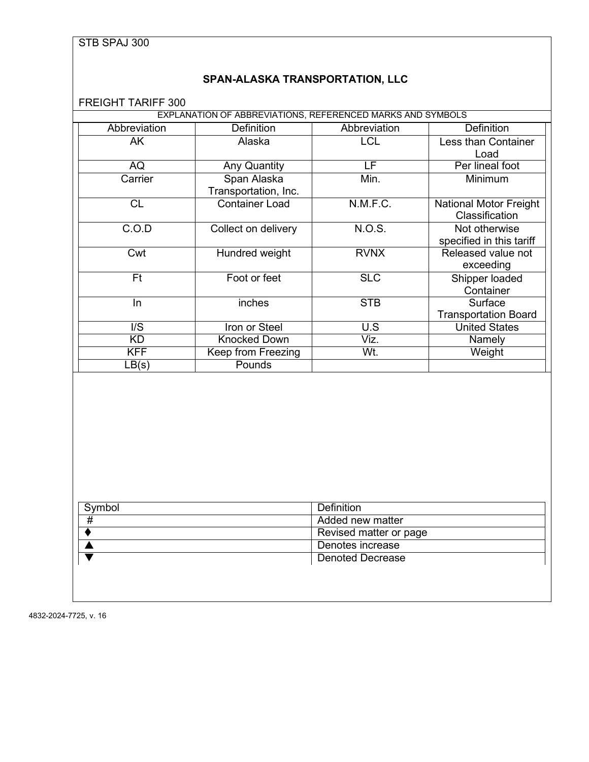STB SPAJ 300

## SPAN-ALASKA TRANSPORTATION, LLC

FREIGHT TARIFF 300

EXPLANATION OF ABBREVIATIONS, REFERENCED MARKS AND SYMBOLS

| Abbreviation | Definition | Abbreviation | Definition |
|---|---|---|---|
| AK | Alaska | LCL | Less than Container Load |
| AQ | Any Quantity | LF | Per lineal foot |
| Carrier | Span Alaska Transportation, Inc. | Min. | Minimum |
| CL | Container Load | N.M.F.C. | National Motor Freight Classification |
| C.O.D | Collect on delivery | N.O.S. | Not otherwise specified in this tariff |
| Cwt | Hundred weight | RVNX | Released value not exceeding |
| Ft | Foot or feet | SLC | Shipper loaded Container |
| In | inches | STB | Surface Transportation Board |
| I/S | Iron or Steel | U.S | United States |
| KD | Knocked Down | Viz. | Namely |
| KFF | Keep from Freezing | Wt. | Weight |
| LB(s) | Pounds | | |

| Symbol | Definition |
|---|---|
| # | Added new matter |
| ♦ | Revised matter or page |
| ▲ | Denotes increase |
| ▼ | Denoted Decrease |

4832-2024-7725, v. 16